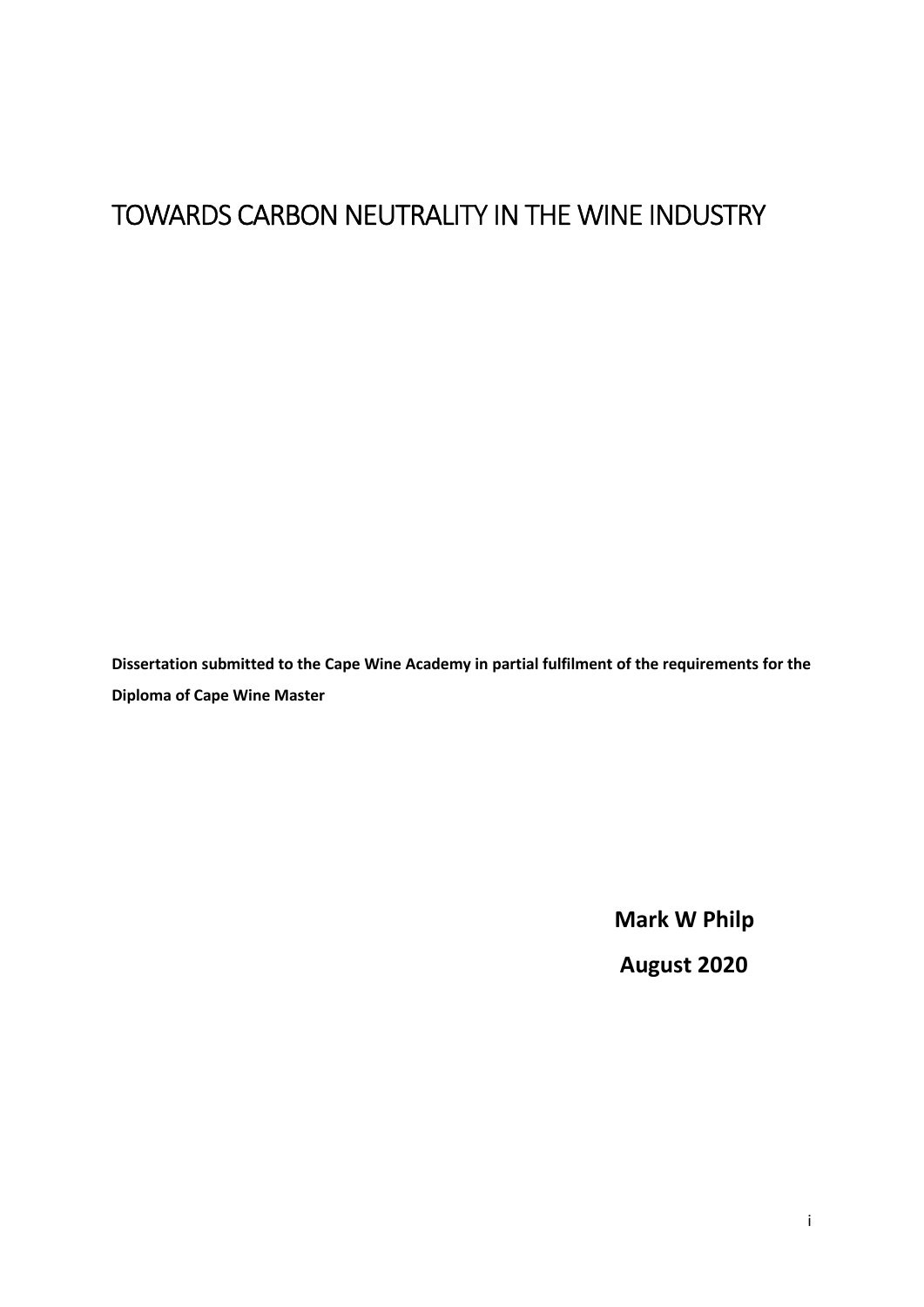# TOWARDS CARBON NEUTRALITY IN THE WINE INDUSTRY

**Dissertation submitted to the Cape Wine Academy in partial fulfilment of the requirements for the Diploma of Cape Wine Master**

**Mark W Philp**

**August 2020**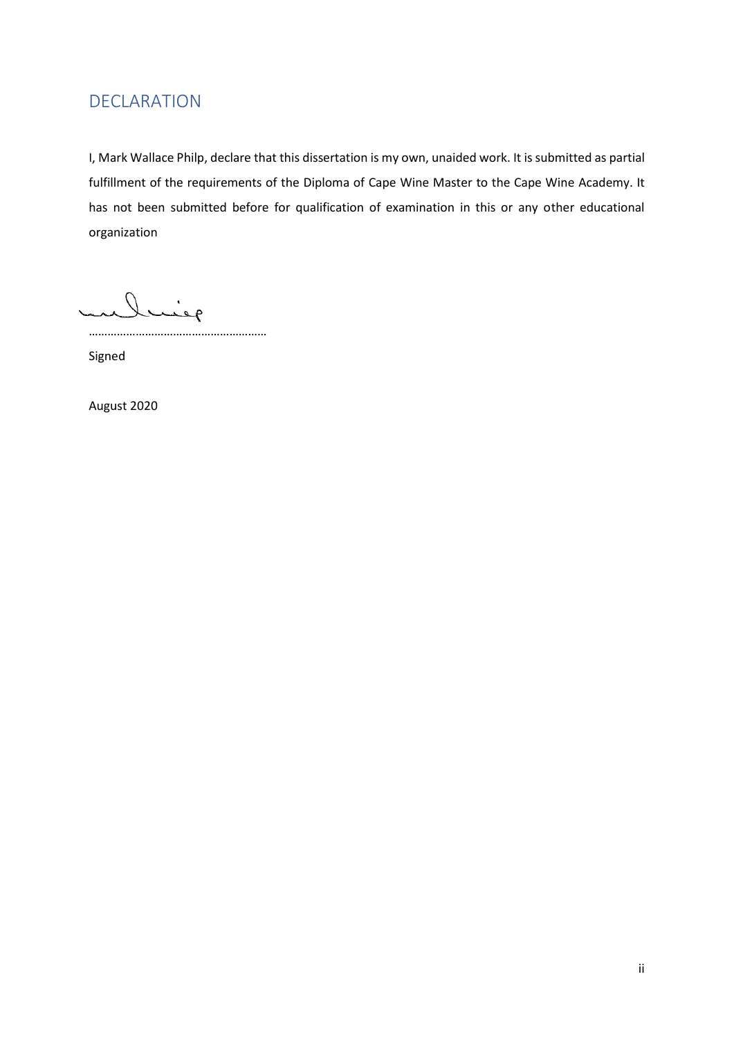## DECLARATION

I, Mark Wallace Philp, declare that this dissertation is my own, unaided work. It is submitted as partial fulfillment of the requirements of the Diploma of Cape Wine Master to the Cape Wine Academy. It has not been submitted before for qualification of examination in this or any other educational organization

……………………………………………….

Signed

August 2020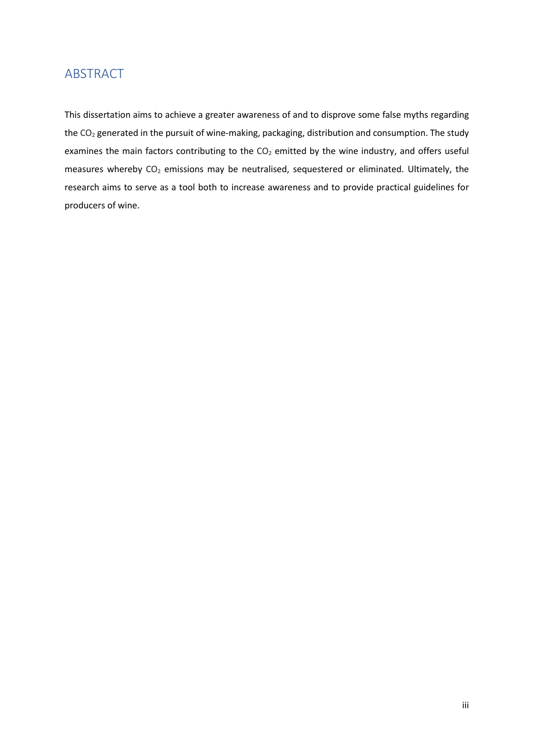# ABSTRACT

This dissertation aims to achieve a greater awareness of and to disprove some false myths regarding the $CO_2$ generated in the pursuit of wine-making, packaging, distribution and consumption. The study examines the main factors contributing to the $CO_2$ emitted by the wine industry, and offers useful measures whereby $CO_2$ emissions may be neutralised, sequestered or eliminated. Ultimately, the research aims to serve as a tool both to increase awareness and to provide practical guidelines for producers of wine.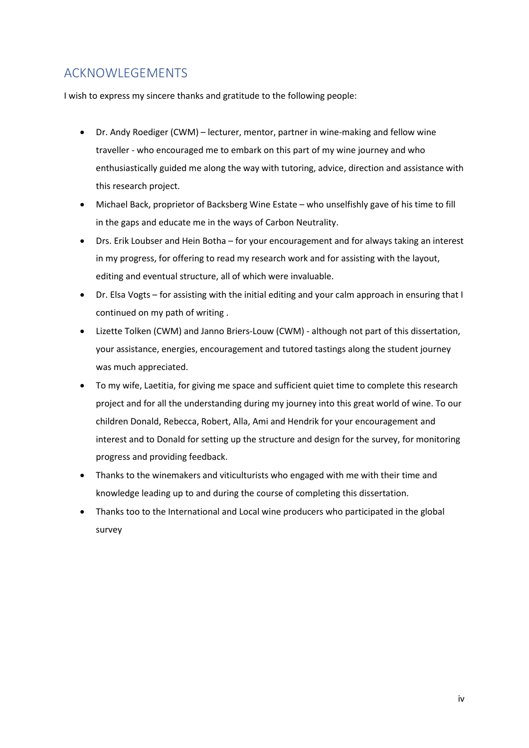## ACKNOWLEGEMENTS

I wish to express my sincere thanks and gratitude to the following people:

- Dr. Andy Roediger (CWM) – lecturer, mentor, partner in wine-making and fellow wine traveller - who encouraged me to embark on this part of my wine journey and who enthusiastically guided me along the way with tutoring, advice, direction and assistance with this research project.
- Michael Back, proprietor of Backsberg Wine Estate – who unselfishly gave of his time to fill in the gaps and educate me in the ways of Carbon Neutrality.
- Drs. Erik Loubser and Hein Botha – for your encouragement and for always taking an interest in my progress, for offering to read my research work and for assisting with the layout, editing and eventual structure, all of which were invaluable.
- Dr. Elsa Vogts – for assisting with the initial editing and your calm approach in ensuring that I continued on my path of writing .
- Lizette Tolken (CWM) and Janno Briers-Louw (CWM) - although not part of this dissertation, your assistance, energies, encouragement and tutored tastings along the student journey was much appreciated.
- To my wife, Laetitia, for giving me space and sufficient quiet time to complete this research project and for all the understanding during my journey into this great world of wine. To our children Donald, Rebecca, Robert, Alla, Ami and Hendrik for your encouragement and interest and to Donald for setting up the structure and design for the survey, for monitoring progress and providing feedback.
- Thanks to the winemakers and viticulturists who engaged with me with their time and knowledge leading up to and during the course of completing this dissertation.
- Thanks too to the International and Local wine producers who participated in the global survey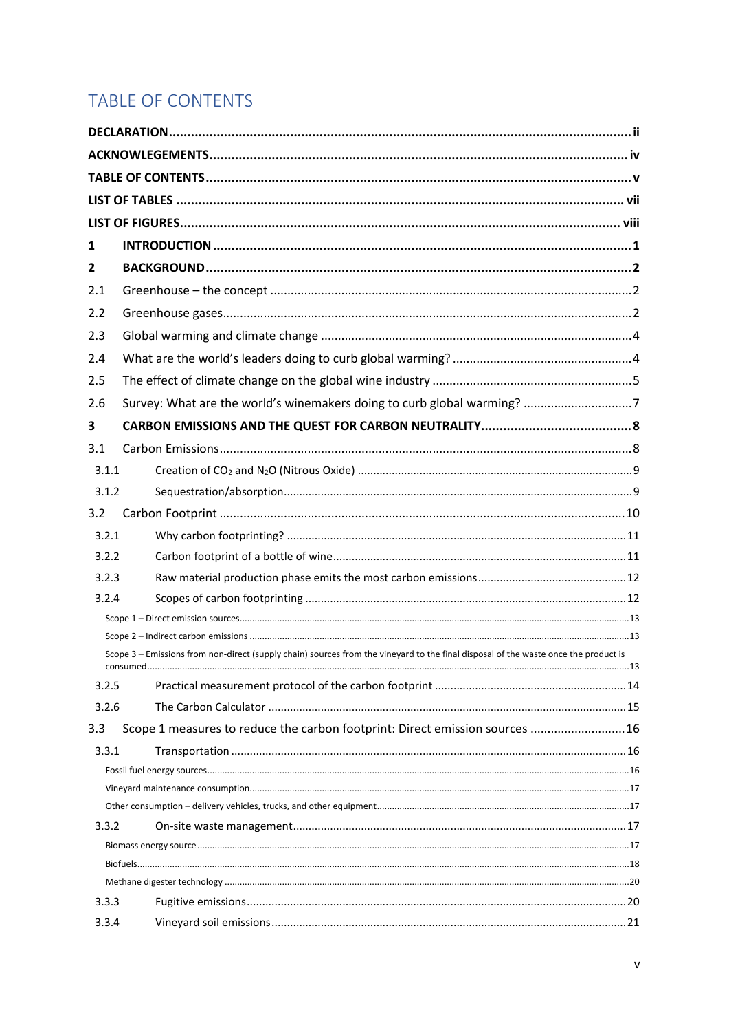# TABLE OF CONTENTS

**DECLARATION** .......... ii

**ACKNOWLEGEMENTS** .......... iv

**TABLE OF CONTENTS** .......... v

**LIST OF TABLES** .......... vii

**LIST OF FIGURES** .......... viii

**1 INTRODUCTION** .......... 1

**2 BACKGROUND** .......... 2

2.1 Greenhouse – the concept .......... 2

2.2 Greenhouse gases .......... 2

2.3 Global warming and climate change .......... 4

2.4 What are the world's leaders doing to curb global warming? .......... 4

2.5 The effect of climate change on the global wine industry .......... 5

2.6 Survey: What are the world's winemakers doing to curb global warming? .......... 7

**3 CARBON EMISSIONS AND THE QUEST FOR CARBON NEUTRALITY** .......... 8

3.1 Carbon Emissions .......... 8

3.1.1 Creation of $CO_2$ and $N_2O$ (Nitrous Oxide) .......... 9

3.1.2 Sequestration/absorption .......... 9

3.2 Carbon Footprint .......... 10

3.2.1 Why carbon footprinting? .......... 11

3.2.2 Carbon footprint of a bottle of wine .......... 11

3.2.3 Raw material production phase emits the most carbon emissions .......... 12

3.2.4 Scopes of carbon footprinting .......... 12

Scope 1 – Direct emission sources .......... 13

Scope 2 – Indirect carbon emissions .......... 13

Scope 3 – Emissions from non-direct (supply chain) sources from the vineyard to the final disposal of the waste once the product is consumed .......... 13

3.2.5 Practical measurement protocol of the carbon footprint .......... 14

3.2.6 The Carbon Calculator .......... 15

3.3 Scope 1 measures to reduce the carbon footprint: Direct emission sources .......... 16

3.3.1 Transportation .......... 16

Fossil fuel energy sources .......... 16

Vineyard maintenance consumption .......... 17

Other consumption – delivery vehicles, trucks, and other equipment .......... 17

3.3.2 On-site waste management .......... 17

Biomass energy source .......... 17

Biofuels .......... 18

Methane digester technology .......... 20

3.3.3 Fugitive emissions .......... 20

3.3.4 Vineyard soil emissions .......... 21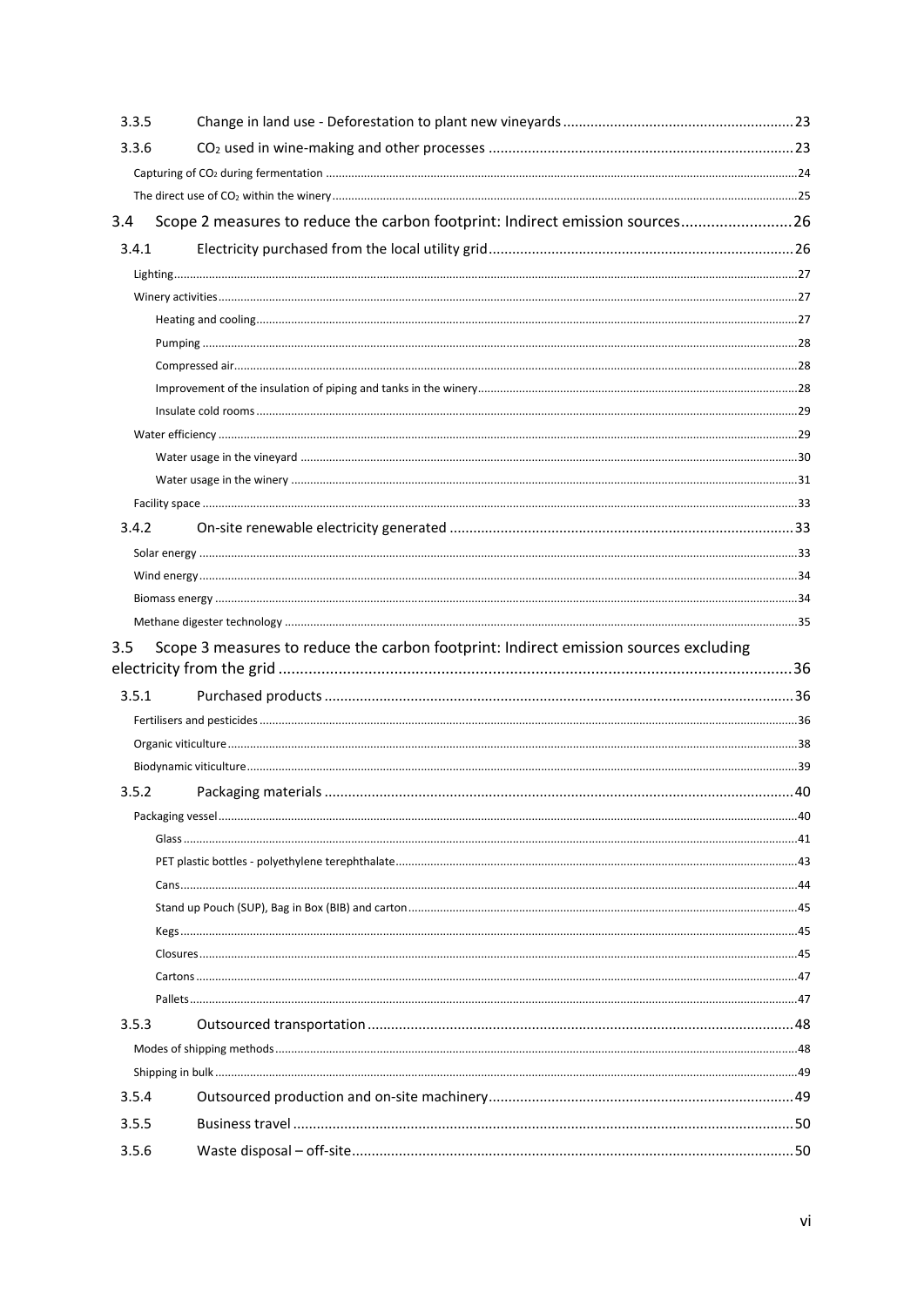3.3.5 Change in land use - Deforestation to plant new vineyards ........................................................ 23

3.3.6 $CO_2$ used in wine-making and other processes ........................................................................... 23

Capturing of $CO_2$ during fermentation ........................................................................................................................ 24

The direct use of $CO_2$ within the winery ..................................................................................................................... 25

3.4 Scope 2 measures to reduce the carbon footprint: Indirect emission sources .......................... 26

3.4.1 Electricity purchased from the local utility grid ............................................................................ 26

Lighting ................................................................................................................................................................................. 27

Winery activities .................................................................................................................................................................. 27

Heating and cooling ............................................................................................................................................................. 27

Pumping ................................................................................................................................................................................ 28

Compressed air ..................................................................................................................................................................... 28

Improvement of the insulation of piping and tanks in the winery ................................................................................. 28

Insulate cold rooms ............................................................................................................................................................. 29

Water efficiency ................................................................................................................................................................... 29

Water usage in the vineyard ............................................................................................................................................... 30

Water usage in the winery .................................................................................................................................................. 31

Facility space ........................................................................................................................................................................ 33

3.4.2 On-site renewable electricity generated ....................................................................................... 33

Solar energy ......................................................................................................................................................................... 33

Wind energy ......................................................................................................................................................................... 34

Biomass energy .................................................................................................................................................................... 34

Methane digester technology ............................................................................................................................................. 35

3.5 Scope 3 measures to reduce the carbon footprint: Indirect emission sources excluding electricity from the grid ......................................................................................................................... 36

3.5.1 Purchased products ........................................................................................................................ 36

Fertilisers and pesticides .................................................................................................................................................... 36

Organic viticulture ............................................................................................................................................................... 38

Biodynamic viticulture ........................................................................................................................................................ 39

3.5.2 Packaging materials ........................................................................................................................ 40

Packaging vessel .................................................................................................................................................................. 40

Glass ..................................................................................................................................................................................... 41

PET plastic bottles - polyethylene terephthalate ............................................................................................................. 43

Cans ...................................................................................................................................................................................... 44

Stand up Pouch (SUP), Bag in Box (BIB) and carton ......................................................................................................... 45

Kegs ...................................................................................................................................................................................... 45

Closures ................................................................................................................................................................................ 45

Cartons ................................................................................................................................................................................. 47

Pallets ................................................................................................................................................................................... 47

3.5.3 Outsourced transportation ............................................................................................................. 48

Modes of shipping methods ................................................................................................................................................ 48

Shipping in bulk .................................................................................................................................................................... 49

3.5.4 Outsourced production and on-site machinery ............................................................................ 49

3.5.5 Business travel ................................................................................................................................. 50

3.5.6 Waste disposal – off-site ................................................................................................................. 50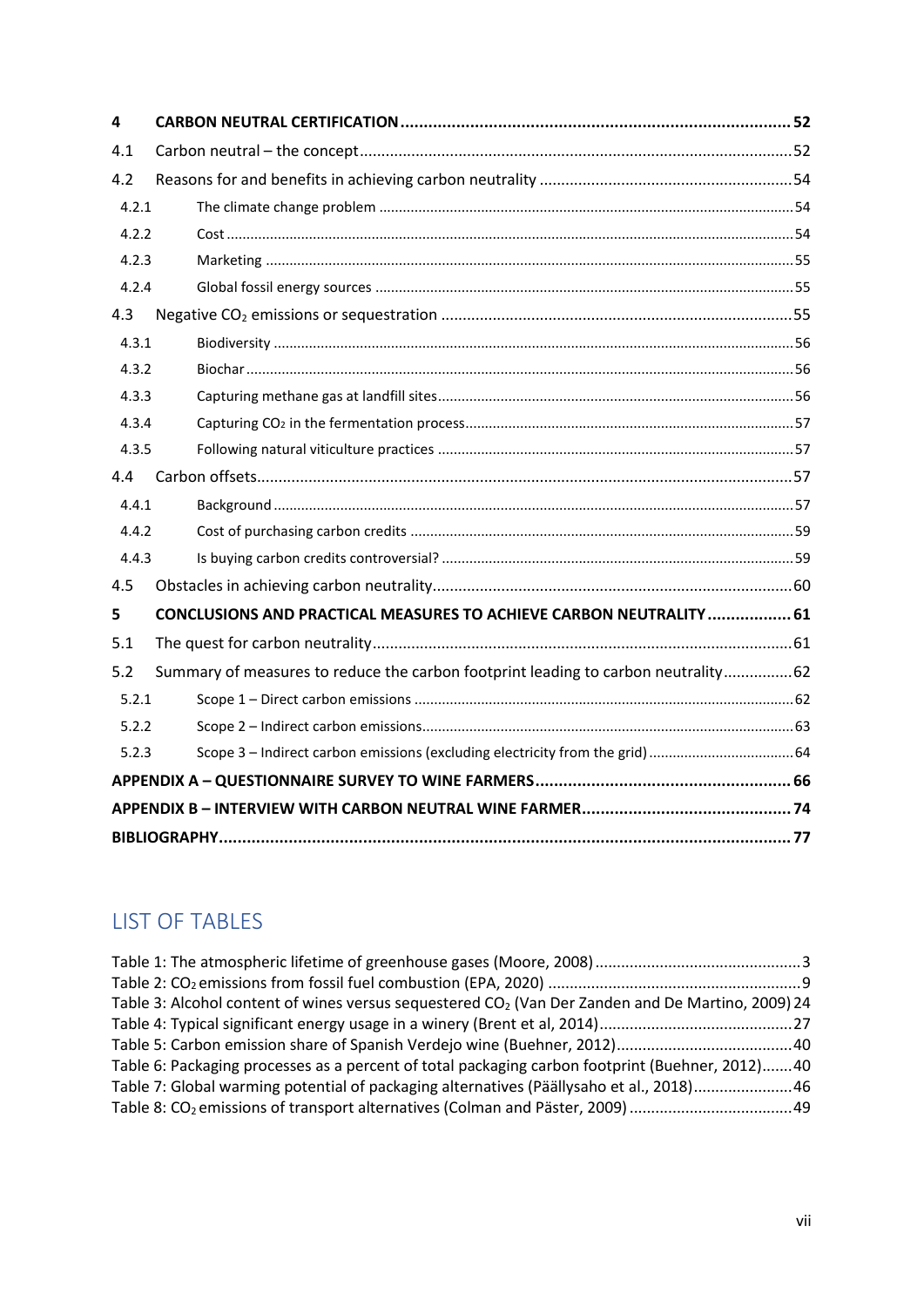| | | |
|---|---|---|
| **4** | **CARBON NEUTRAL CERTIFICATION** | **52** |
| 4.1 | Carbon neutral – the concept | 52 |
| 4.2 | Reasons for and benefits in achieving carbon neutrality | 54 |
| 4.2.1 | The climate change problem | 54 |
| 4.2.2 | Cost | 54 |
| 4.2.3 | Marketing | 55 |
| 4.2.4 | Global fossil energy sources | 55 |
| 4.3 | Negative $CO_2$ emissions or sequestration | 55 |
| 4.3.1 | Biodiversity | 56 |
| 4.3.2 | Biochar | 56 |
| 4.3.3 | Capturing methane gas at landfill sites | 56 |
| 4.3.4 | Capturing $CO_2$ in the fermentation process | 57 |
| 4.3.5 | Following natural viticulture practices | 57 |
| 4.4 | Carbon offsets | 57 |
| 4.4.1 | Background | 57 |
| 4.4.2 | Cost of purchasing carbon credits | 59 |
| 4.4.3 | Is buying carbon credits controversial? | 59 |
| 4.5 | Obstacles in achieving carbon neutrality | 60 |
| **5** | **CONCLUSIONS AND PRACTICAL MEASURES TO ACHIEVE CARBON NEUTRALITY** | **61** |
| 5.1 | The quest for carbon neutrality | 61 |
| 5.2 | Summary of measures to reduce the carbon footprint leading to carbon neutrality | 62 |
| 5.2.1 | Scope 1 – Direct carbon emissions | 62 |
| 5.2.2 | Scope 2 – Indirect carbon emissions | 63 |
| 5.2.3 | Scope 3 – Indirect carbon emissions (excluding electricity from the grid) | 64 |
| **APPENDIX A – QUESTIONNAIRE SURVEY TO WINE FARMERS** | | **66** |
| **APPENDIX B – INTERVIEW WITH CARBON NEUTRAL WINE FARMER** | | **74** |
| **BIBLIOGRAPHY** | | **77** |

## LIST OF TABLES

| | |
|---|---|
| Table 1: The atmospheric lifetime of greenhouse gases (Moore, 2008) | 3 |
| Table 2: $CO_2$ emissions from fossil fuel combustion (EPA, 2020) | 9 |
| Table 3: Alcohol content of wines versus sequestered $CO_2$ (Van Der Zanden and De Martino, 2009) | 24 |
| Table 4: Typical significant energy usage in a winery (Brent et al, 2014) | 27 |
| Table 5: Carbon emission share of Spanish Verdejo wine (Buehner, 2012) | 40 |
| Table 6: Packaging processes as a percent of total packaging carbon footprint (Buehner, 2012) | 40 |
| Table 7: Global warming potential of packaging alternatives (Päällysaho et al., 2018) | 46 |
| Table 8: $CO_2$ emissions of transport alternatives (Colman and Päster, 2009) | 49 |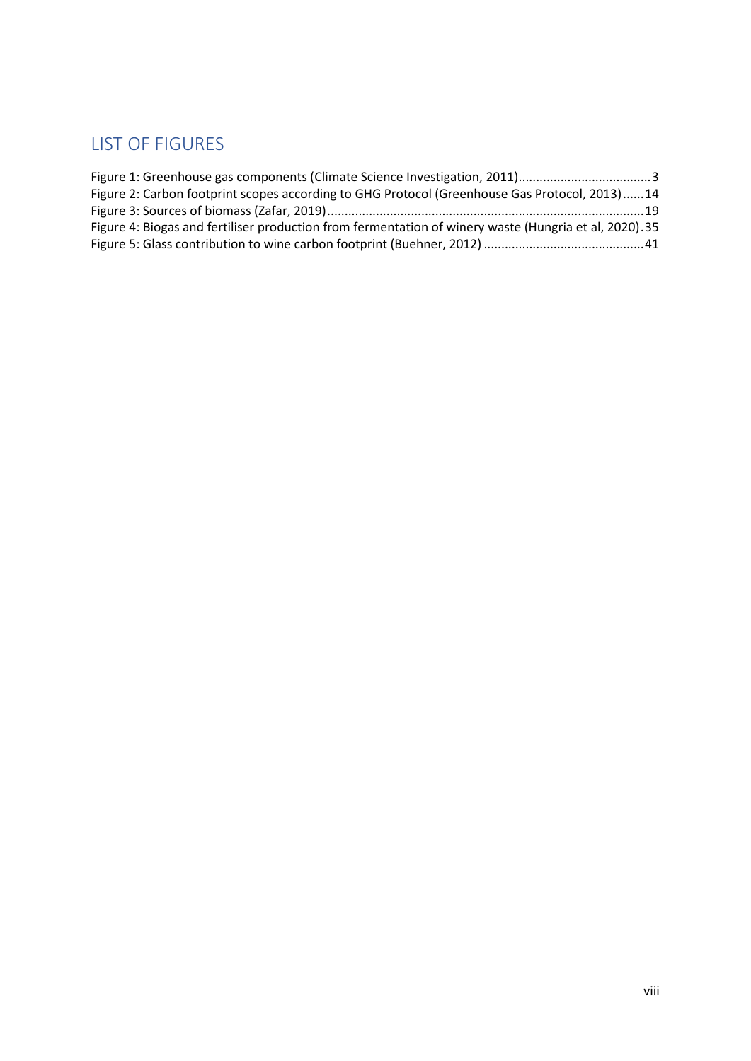## LIST OF FIGURES

Figure 1: Greenhouse gas components (Climate Science Investigation, 2011)......................................3
Figure 2: Carbon footprint scopes according to GHG Protocol (Greenhouse Gas Protocol, 2013)......14
Figure 3: Sources of biomass (Zafar, 2019)..........................................................................................19
Figure 4: Biogas and fertiliser production from fermentation of winery waste (Hungria et al, 2020).35
Figure 5: Glass contribution to wine carbon footprint (Buehner, 2012) .............................................41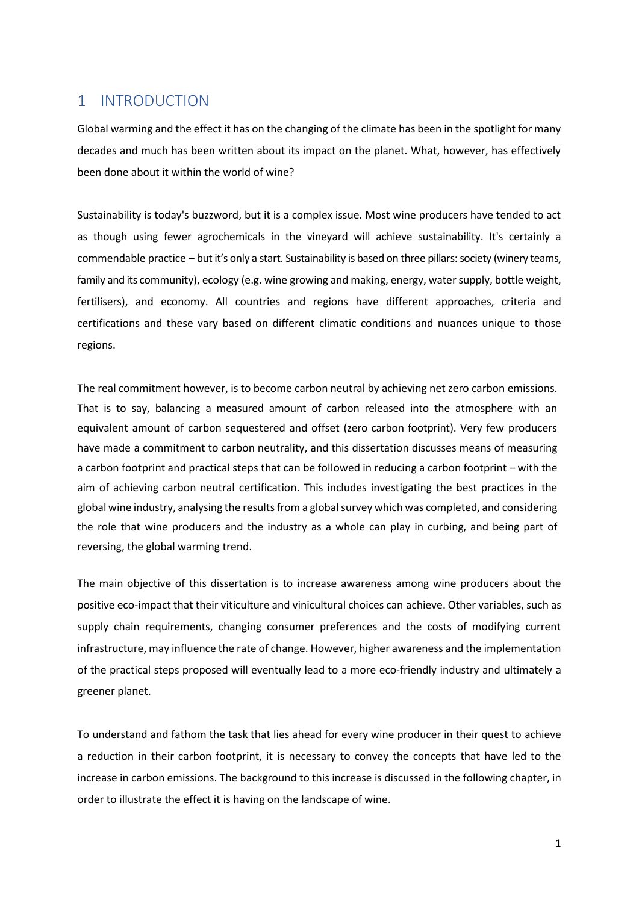# 1 INTRODUCTION

Global warming and the effect it has on the changing of the climate has been in the spotlight for many decades and much has been written about its impact on the planet. What, however, has effectively been done about it within the world of wine?

Sustainability is today's buzzword, but it is a complex issue. Most wine producers have tended to act as though using fewer agrochemicals in the vineyard will achieve sustainability. It's certainly a commendable practice – but it's only a start. Sustainability is based on three pillars: society (winery teams, family and its community), ecology (e.g. wine growing and making, energy, water supply, bottle weight, fertilisers), and economy. All countries and regions have different approaches, criteria and certifications and these vary based on different climatic conditions and nuances unique to those regions.

The real commitment however, is to become carbon neutral by achieving net zero carbon emissions. That is to say, balancing a measured amount of carbon released into the atmosphere with an equivalent amount of carbon sequestered and offset (zero carbon footprint). Very few producers have made a commitment to carbon neutrality, and this dissertation discusses means of measuring a carbon footprint and practical steps that can be followed in reducing a carbon footprint – with the aim of achieving carbon neutral certification. This includes investigating the best practices in the global wine industry, analysing the results from a global survey which was completed, and considering the role that wine producers and the industry as a whole can play in curbing, and being part of reversing, the global warming trend.

The main objective of this dissertation is to increase awareness among wine producers about the positive eco-impact that their viticulture and vinicultural choices can achieve. Other variables, such as supply chain requirements, changing consumer preferences and the costs of modifying current infrastructure, may influence the rate of change. However, higher awareness and the implementation of the practical steps proposed will eventually lead to a more eco-friendly industry and ultimately a greener planet.

To understand and fathom the task that lies ahead for every wine producer in their quest to achieve a reduction in their carbon footprint, it is necessary to convey the concepts that have led to the increase in carbon emissions. The background to this increase is discussed in the following chapter, in order to illustrate the effect it is having on the landscape of wine.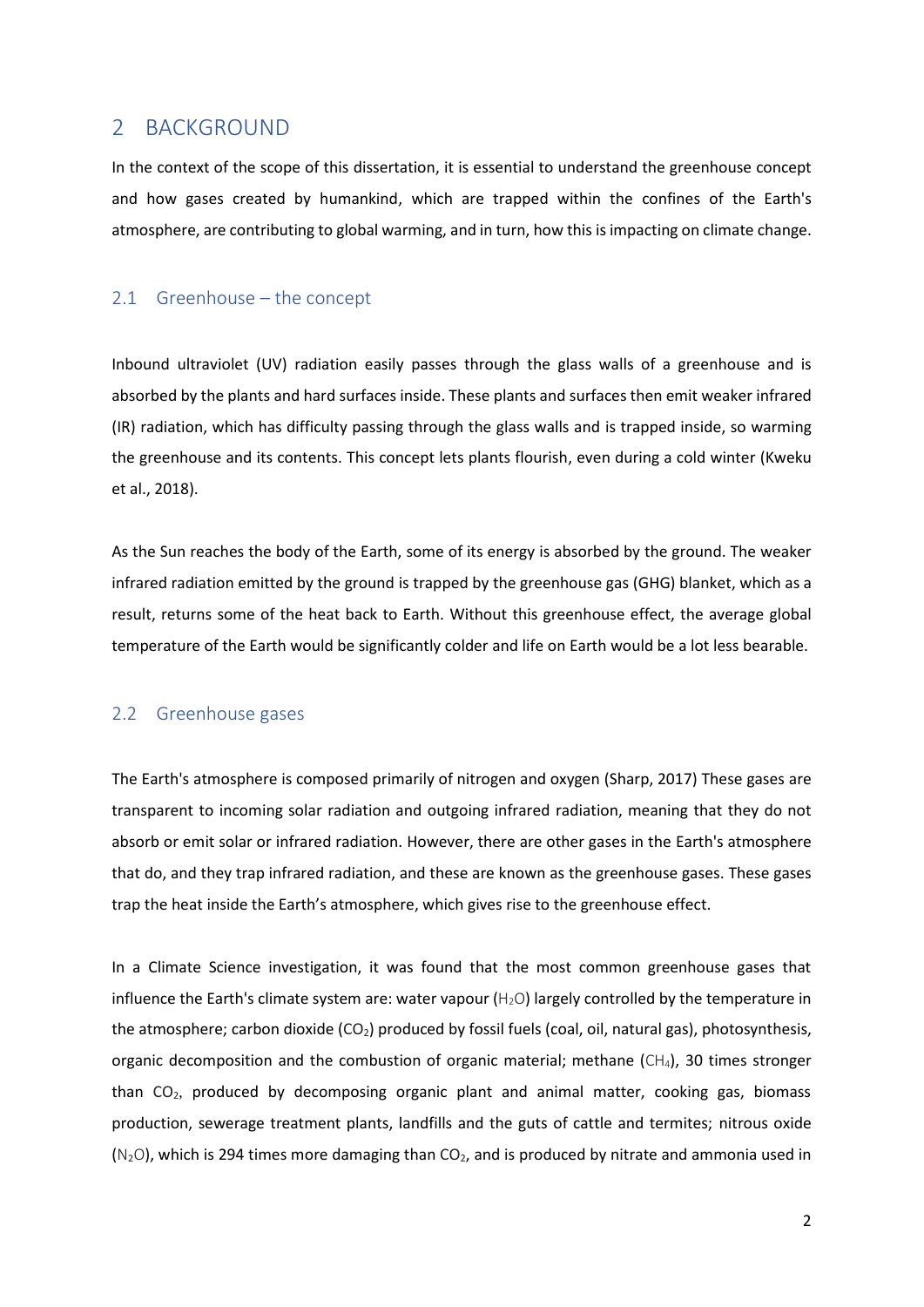# 2 BACKGROUND

In the context of the scope of this dissertation, it is essential to understand the greenhouse concept and how gases created by humankind, which are trapped within the confines of the Earth's atmosphere, are contributing to global warming, and in turn, how this is impacting on climate change.

## 2.1 Greenhouse – the concept

Inbound ultraviolet (UV) radiation easily passes through the glass walls of a greenhouse and is absorbed by the plants and hard surfaces inside. These plants and surfaces then emit weaker infrared (IR) radiation, which has difficulty passing through the glass walls and is trapped inside, so warming the greenhouse and its contents. This concept lets plants flourish, even during a cold winter (Kweku et al., 2018).

As the Sun reaches the body of the Earth, some of its energy is absorbed by the ground. The weaker infrared radiation emitted by the ground is trapped by the greenhouse gas (GHG) blanket, which as a result, returns some of the heat back to Earth. Without this greenhouse effect, the average global temperature of the Earth would be significantly colder and life on Earth would be a lot less bearable.

## 2.2 Greenhouse gases

The Earth's atmosphere is composed primarily of nitrogen and oxygen (Sharp, 2017) These gases are transparent to incoming solar radiation and outgoing infrared radiation, meaning that they do not absorb or emit solar or infrared radiation. However, there are other gases in the Earth's atmosphere that do, and they trap infrared radiation, and these are known as the greenhouse gases. These gases trap the heat inside the Earth's atmosphere, which gives rise to the greenhouse effect.

In a Climate Science investigation, it was found that the most common greenhouse gases that influence the Earth's climate system are: water vapour ($H_2O$) largely controlled by the temperature in the atmosphere; carbon dioxide ($CO_2$) produced by fossil fuels (coal, oil, natural gas), photosynthesis, organic decomposition and the combustion of organic material; methane ($CH_4$), 30 times stronger than $CO_2$, produced by decomposing organic plant and animal matter, cooking gas, biomass production, sewerage treatment plants, landfills and the guts of cattle and termites; nitrous oxide ($N_2O$), which is 294 times more damaging than $CO_2$, and is produced by nitrate and ammonia used in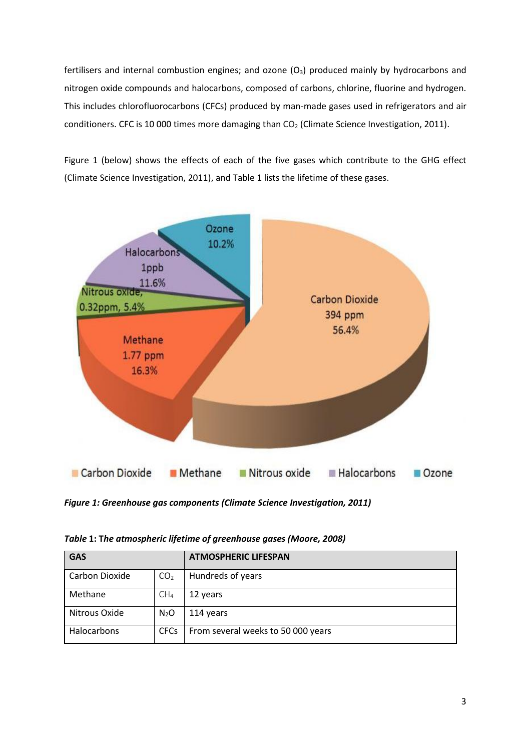fertilisers and internal combustion engines; and ozone ($O_3$) produced mainly by hydrocarbons and nitrogen oxide compounds and halocarbons, composed of carbons, chlorine, fluorine and hydrogen. This includes chlorofluorocarbons (CFCs) produced by man-made gases used in refrigerators and air conditioners. CFC is 10 000 times more damaging than $CO_2$ (Climate Science Investigation, 2011).

Figure 1 (below) shows the effects of each of the five gases which contribute to the GHG effect (Climate Science Investigation, 2011), and Table 1 lists the lifetime of these gases.

Ozone 10.2%

Halocarbons 1ppb 11.6%

Nitrous oxide, 0.32ppm, 5.4%

Methane 1.77 ppm 16.3%

Carbon Dioxide 394 ppm 56.4%

Carbon Dioxide, Methane, Nitrous oxide, Halocarbons, Ozone

***Figure 1: Greenhouse gas components (Climate Science Investigation, 2011)***

***Table* 1: T*he atmospheric lifetime of greenhouse gases (Moore, 2008)***

| GAS | | ATMOSPHERIC LIFESPAN |
|---|---|---|
| Carbon Dioxide | $CO_2$ | Hundreds of years |
| Methane | $CH_4$ | 12 years |
| Nitrous Oxide | $N_2O$ | 114 years |
| Halocarbons | CFCs | From several weeks to 50 000 years |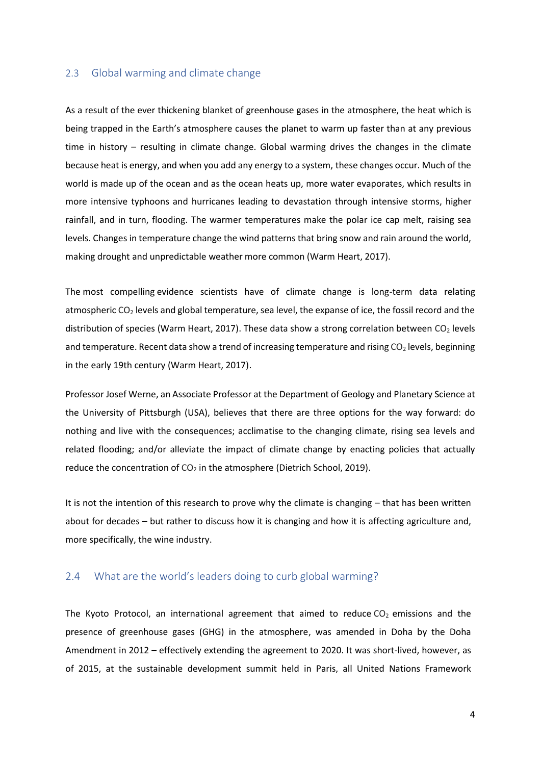## 2.3 Global warming and climate change

As a result of the ever thickening blanket of greenhouse gases in the atmosphere, the heat which is being trapped in the Earth's atmosphere causes the planet to warm up faster than at any previous time in history – resulting in climate change. Global warming drives the changes in the climate because heat is energy, and when you add any energy to a system, these changes occur. Much of the world is made up of the ocean and as the ocean heats up, more water evaporates, which results in more intensive typhoons and hurricanes leading to devastation through intensive storms, higher rainfall, and in turn, flooding. The warmer temperatures make the polar ice cap melt, raising sea levels. Changes in temperature change the wind patterns that bring snow and rain around the world, making drought and unpredictable weather more common (Warm Heart, 2017).

The most compelling evidence scientists have of climate change is long-term data relating atmospheric $CO_2$ levels and global temperature, sea level, the expanse of ice, the fossil record and the distribution of species (Warm Heart, 2017). These data show a strong correlation between $CO_2$ levels and temperature. Recent data show a trend of increasing temperature and rising $CO_2$ levels, beginning in the early 19th century (Warm Heart, 2017).

Professor Josef Werne, an Associate Professor at the Department of Geology and Planetary Science at the University of Pittsburgh (USA), believes that there are three options for the way forward: do nothing and live with the consequences; acclimatise to the changing climate, rising sea levels and related flooding; and/or alleviate the impact of climate change by enacting policies that actually reduce the concentration of $CO_2$ in the atmosphere (Dietrich School, 2019).

It is not the intention of this research to prove why the climate is changing – that has been written about for decades – but rather to discuss how it is changing and how it is affecting agriculture and, more specifically, the wine industry.

## 2.4 What are the world's leaders doing to curb global warming?

The Kyoto Protocol, an international agreement that aimed to reduce $CO_2$ emissions and the presence of greenhouse gases (GHG) in the atmosphere, was amended in Doha by the Doha Amendment in 2012 – effectively extending the agreement to 2020. It was short-lived, however, as of 2015, at the sustainable development summit held in Paris, all United Nations Framework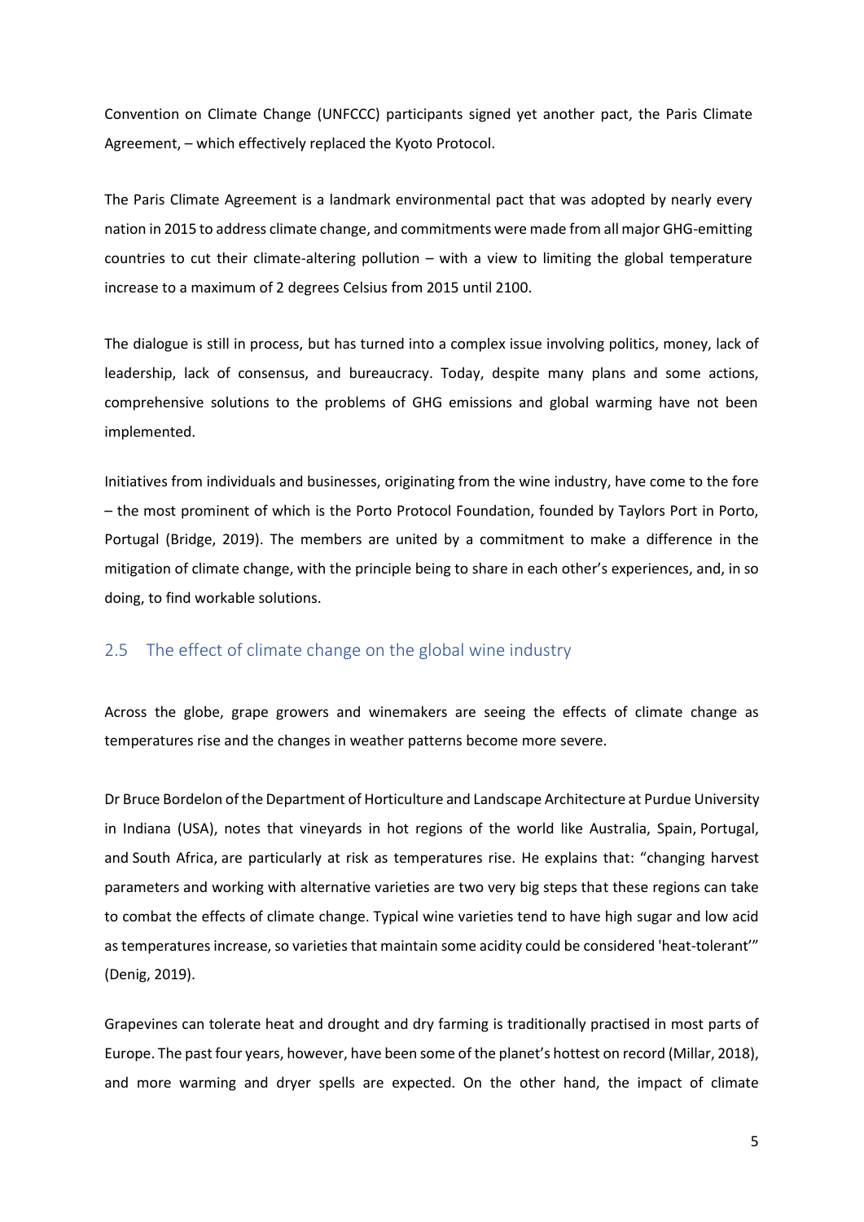Convention on Climate Change (UNFCCC) participants signed yet another pact, the Paris Climate Agreement, – which effectively replaced the Kyoto Protocol.

The Paris Climate Agreement is a landmark environmental pact that was adopted by nearly every nation in 2015 to address climate change, and commitments were made from all major GHG-emitting countries to cut their climate-altering pollution – with a view to limiting the global temperature increase to a maximum of 2 degrees Celsius from 2015 until 2100.

The dialogue is still in process, but has turned into a complex issue involving politics, money, lack of leadership, lack of consensus, and bureaucracy. Today, despite many plans and some actions, comprehensive solutions to the problems of GHG emissions and global warming have not been implemented.

Initiatives from individuals and businesses, originating from the wine industry, have come to the fore – the most prominent of which is the Porto Protocol Foundation, founded by Taylors Port in Porto, Portugal (Bridge, 2019). The members are united by a commitment to make a difference in the mitigation of climate change, with the principle being to share in each other's experiences, and, in so doing, to find workable solutions.

## 2.5 The effect of climate change on the global wine industry

Across the globe, grape growers and winemakers are seeing the effects of climate change as temperatures rise and the changes in weather patterns become more severe.

Dr Bruce Bordelon of the Department of Horticulture and Landscape Architecture at Purdue University in Indiana (USA), notes that vineyards in hot regions of the world like Australia, Spain, Portugal, and South Africa, are particularly at risk as temperatures rise. He explains that: "changing harvest parameters and working with alternative varieties are two very big steps that these regions can take to combat the effects of climate change. Typical wine varieties tend to have high sugar and low acid as temperatures increase, so varieties that maintain some acidity could be considered 'heat-tolerant'" (Denig, 2019).

Grapevines can tolerate heat and drought and dry farming is traditionally practised in most parts of Europe. The past four years, however, have been some of the planet's hottest on record (Millar, 2018), and more warming and dryer spells are expected. On the other hand, the impact of climate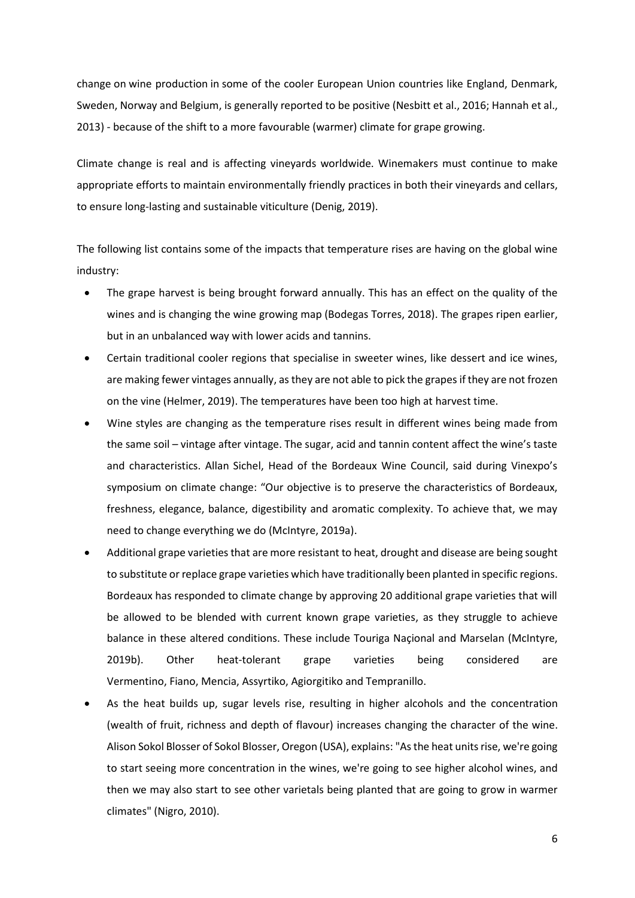change on wine production in some of the cooler European Union countries like England, Denmark, Sweden, Norway and Belgium, is generally reported to be positive (Nesbitt et al., 2016; Hannah et al., 2013) - because of the shift to a more favourable (warmer) climate for grape growing.

Climate change is real and is affecting vineyards worldwide. Winemakers must continue to make appropriate efforts to maintain environmentally friendly practices in both their vineyards and cellars, to ensure long-lasting and sustainable viticulture (Denig, 2019).

The following list contains some of the impacts that temperature rises are having on the global wine industry:

- The grape harvest is being brought forward annually. This has an effect on the quality of the wines and is changing the wine growing map (Bodegas Torres, 2018). The grapes ripen earlier, but in an unbalanced way with lower acids and tannins.
- Certain traditional cooler regions that specialise in sweeter wines, like dessert and ice wines, are making fewer vintages annually, as they are not able to pick the grapes if they are not frozen on the vine (Helmer, 2019). The temperatures have been too high at harvest time.
- Wine styles are changing as the temperature rises result in different wines being made from the same soil – vintage after vintage. The sugar, acid and tannin content affect the wine's taste and characteristics. Allan Sichel, Head of the Bordeaux Wine Council, said during Vinexpo's symposium on climate change: "Our objective is to preserve the characteristics of Bordeaux, freshness, elegance, balance, digestibility and aromatic complexity. To achieve that, we may need to change everything we do (McIntyre, 2019a).
- Additional grape varieties that are more resistant to heat, drought and disease are being sought to substitute or replace grape varieties which have traditionally been planted in specific regions. Bordeaux has responded to climate change by approving 20 additional grape varieties that will be allowed to be blended with current known grape varieties, as they struggle to achieve balance in these altered conditions. These include Touriga Naçional and Marselan (McIntyre, 2019b). Other heat-tolerant grape varieties being considered are Vermentino, Fiano, Mencia, Assyrtiko, Agiorgitiko and Tempranillo.
- As the heat builds up, sugar levels rise, resulting in higher alcohols and the concentration (wealth of fruit, richness and depth of flavour) increases changing the character of the wine. Alison Sokol Blosser of Sokol Blosser, Oregon (USA), explains: "As the heat units rise, we're going to start seeing more concentration in the wines, we're going to see higher alcohol wines, and then we may also start to see other varietals being planted that are going to grow in warmer climates" (Nigro, 2010).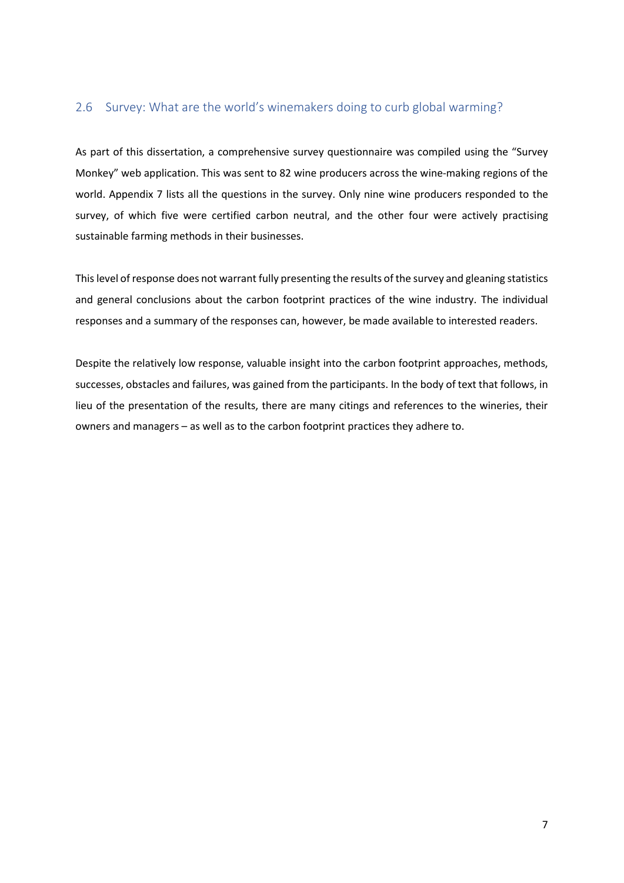## 2.6 Survey: What are the world's winemakers doing to curb global warming?

As part of this dissertation, a comprehensive survey questionnaire was compiled using the "Survey Monkey" web application. This was sent to 82 wine producers across the wine-making regions of the world. Appendix 7 lists all the questions in the survey. Only nine wine producers responded to the survey, of which five were certified carbon neutral, and the other four were actively practising sustainable farming methods in their businesses.

This level of response does not warrant fully presenting the results of the survey and gleaning statistics and general conclusions about the carbon footprint practices of the wine industry. The individual responses and a summary of the responses can, however, be made available to interested readers.

Despite the relatively low response, valuable insight into the carbon footprint approaches, methods, successes, obstacles and failures, was gained from the participants. In the body of text that follows, in lieu of the presentation of the results, there are many citings and references to the wineries, their owners and managers – as well as to the carbon footprint practices they adhere to.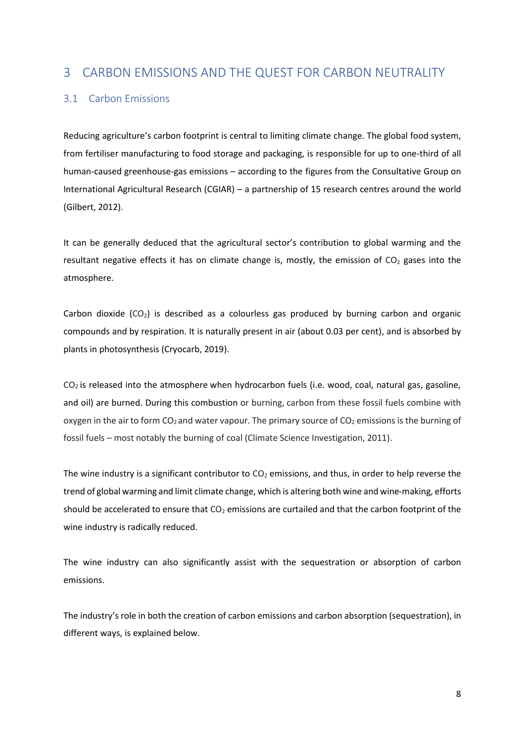# 3 CARBON EMISSIONS AND THE QUEST FOR CARBON NEUTRALITY

## 3.1 Carbon Emissions

Reducing agriculture's carbon footprint is central to limiting climate change. The global food system, from fertiliser manufacturing to food storage and packaging, is responsible for up to one-third of all human-caused greenhouse-gas emissions – according to the figures from the Consultative Group on International Agricultural Research (CGIAR) – a partnership of 15 research centres around the world (Gilbert, 2012).

It can be generally deduced that the agricultural sector's contribution to global warming and the resultant negative effects it has on climate change is, mostly, the emission of $CO_2$ gases into the atmosphere.

Carbon dioxide ($CO_2$) is described as a colourless gas produced by burning carbon and organic compounds and by respiration. It is naturally present in air (about 0.03 per cent), and is absorbed by plants in photosynthesis (Cryocarb, 2019).

$CO_2$ is released into the atmosphere when hydrocarbon fuels (i.e. wood, coal, natural gas, gasoline, and oil) are burned. During this combustion or burning, carbon from these fossil fuels combine with oxygen in the air to form $CO_2$ and water vapour. The primary source of $CO_2$ emissions is the burning of fossil fuels – most notably the burning of coal (Climate Science Investigation, 2011).

The wine industry is a significant contributor to $CO_2$ emissions, and thus, in order to help reverse the trend of global warming and limit climate change, which is altering both wine and wine-making, efforts should be accelerated to ensure that $CO_2$ emissions are curtailed and that the carbon footprint of the wine industry is radically reduced.

The wine industry can also significantly assist with the sequestration or absorption of carbon emissions.

The industry's role in both the creation of carbon emissions and carbon absorption (sequestration), in different ways, is explained below.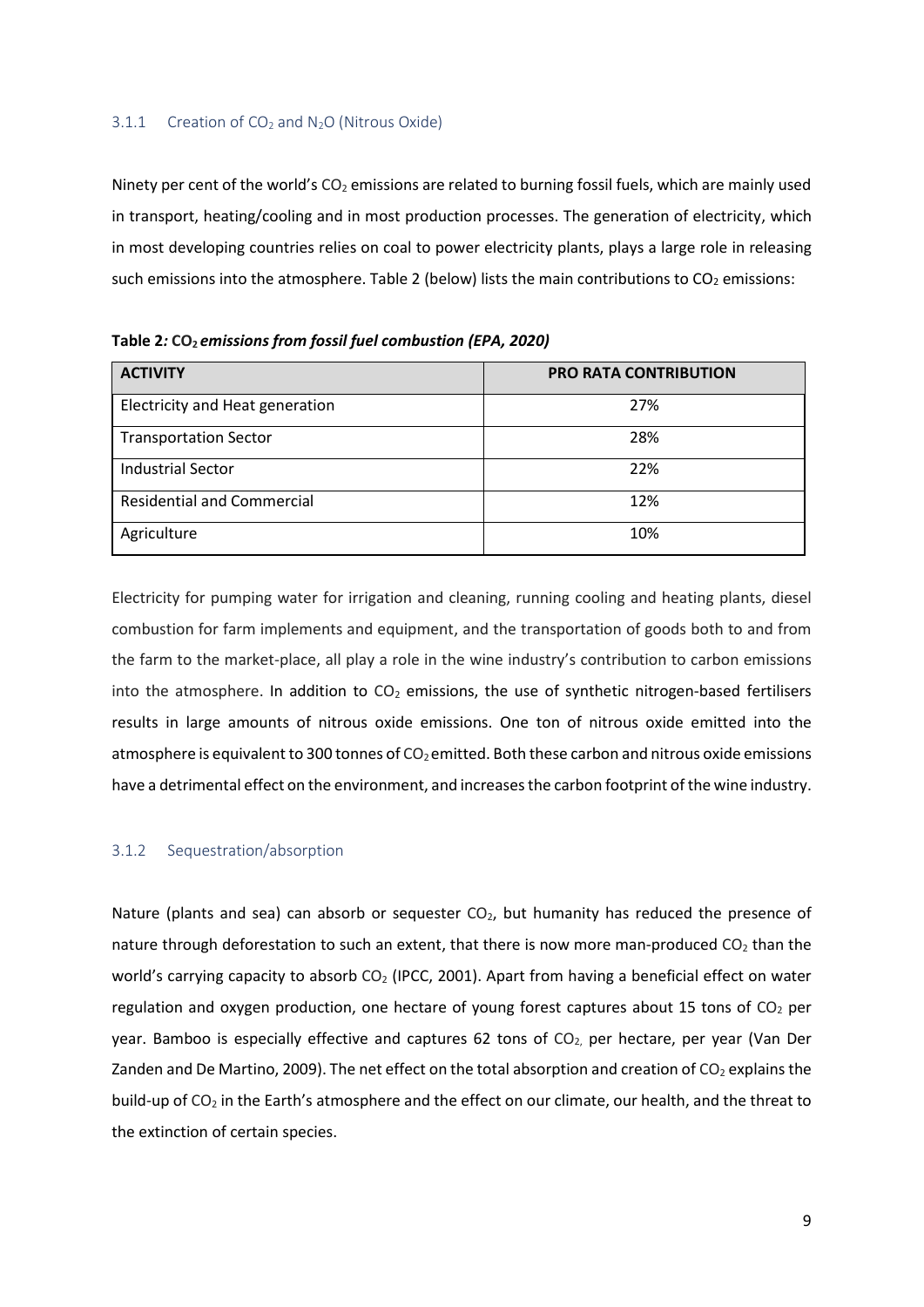### 3.1.1 Creation of $CO_2$ and $N_2O$ (Nitrous Oxide)

Ninety per cent of the world's $CO_2$ emissions are related to burning fossil fuels, which are mainly used in transport, heating/cooling and in most production processes. The generation of electricity, which in most developing countries relies on coal to power electricity plants, plays a large role in releasing such emissions into the atmosphere. Table 2 (below) lists the main contributions to $CO_2$ emissions:

**Table 2*: $CO_2$ emissions from fossil fuel combustion (EPA, 2020)***

| ACTIVITY | PRO RATA CONTRIBUTION |
|---|---|
| Electricity and Heat generation | 27% |
| Transportation Sector | 28% |
| Industrial Sector | 22% |
| Residential and Commercial | 12% |
| Agriculture | 10% |

Electricity for pumping water for irrigation and cleaning, running cooling and heating plants, diesel combustion for farm implements and equipment, and the transportation of goods both to and from the farm to the market-place, all play a role in the wine industry's contribution to carbon emissions into the atmosphere. In addition to $CO_2$ emissions, the use of synthetic nitrogen-based fertilisers results in large amounts of nitrous oxide emissions. One ton of nitrous oxide emitted into the atmosphere is equivalent to 300 tonnes of $CO_2$ emitted. Both these carbon and nitrous oxide emissions have a detrimental effect on the environment, and increases the carbon footprint of the wine industry.

### 3.1.2 Sequestration/absorption

Nature (plants and sea) can absorb or sequester $CO_2$, but humanity has reduced the presence of nature through deforestation to such an extent, that there is now more man-produced $CO_2$ than the world's carrying capacity to absorb $CO_2$ (IPCC, 2001). Apart from having a beneficial effect on water regulation and oxygen production, one hectare of young forest captures about 15 tons of $CO_2$ per year. Bamboo is especially effective and captures 62 tons of $CO_2$, per hectare, per year (Van Der Zanden and De Martino, 2009). The net effect on the total absorption and creation of $CO_2$ explains the build-up of $CO_2$ in the Earth's atmosphere and the effect on our climate, our health, and the threat to the extinction of certain species.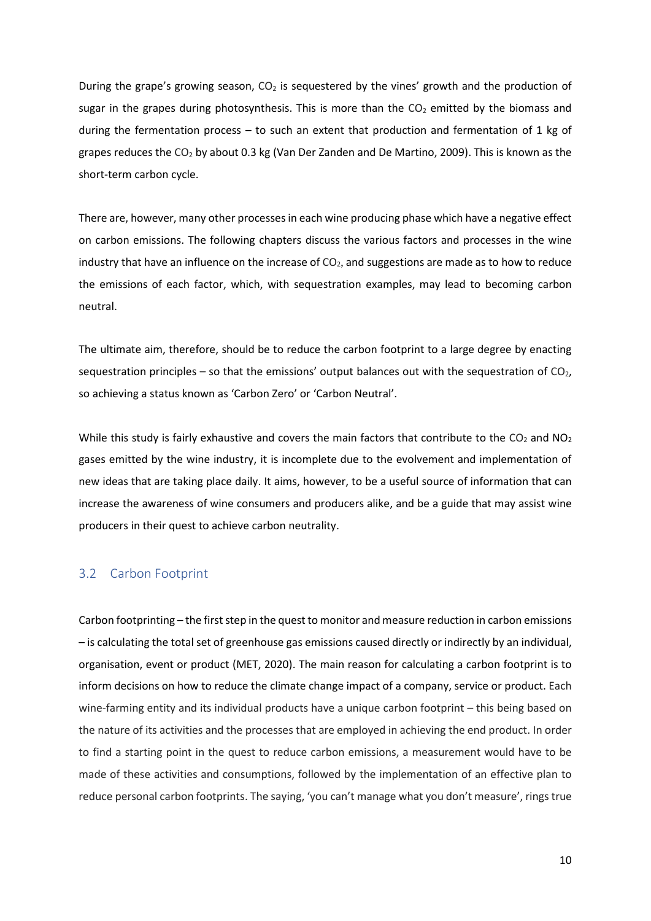During the grape's growing season, $CO_2$ is sequestered by the vines' growth and the production of sugar in the grapes during photosynthesis. This is more than the $CO_2$ emitted by the biomass and during the fermentation process – to such an extent that production and fermentation of 1 kg of grapes reduces the $CO_2$ by about 0.3 kg (Van Der Zanden and De Martino, 2009). This is known as the short-term carbon cycle.

There are, however, many other processes in each wine producing phase which have a negative effect on carbon emissions. The following chapters discuss the various factors and processes in the wine industry that have an influence on the increase of $CO_2$, and suggestions are made as to how to reduce the emissions of each factor, which, with sequestration examples, may lead to becoming carbon neutral.

The ultimate aim, therefore, should be to reduce the carbon footprint to a large degree by enacting sequestration principles – so that the emissions' output balances out with the sequestration of $CO_2$, so achieving a status known as 'Carbon Zero' or 'Carbon Neutral'.

While this study is fairly exhaustive and covers the main factors that contribute to the $CO_2$ and $NO_2$ gases emitted by the wine industry, it is incomplete due to the evolvement and implementation of new ideas that are taking place daily. It aims, however, to be a useful source of information that can increase the awareness of wine consumers and producers alike, and be a guide that may assist wine producers in their quest to achieve carbon neutrality.

## 3.2 Carbon Footprint

Carbon footprinting – the first step in the quest to monitor and measure reduction in carbon emissions – is calculating the total set of greenhouse gas emissions caused directly or indirectly by an individual, organisation, event or product (MET, 2020). The main reason for calculating a carbon footprint is to inform decisions on how to reduce the climate change impact of a company, service or product. Each wine-farming entity and its individual products have a unique carbon footprint – this being based on the nature of its activities and the processes that are employed in achieving the end product. In order to find a starting point in the quest to reduce carbon emissions, a measurement would have to be made of these activities and consumptions, followed by the implementation of an effective plan to reduce personal carbon footprints. The saying, 'you can't manage what you don't measure', rings true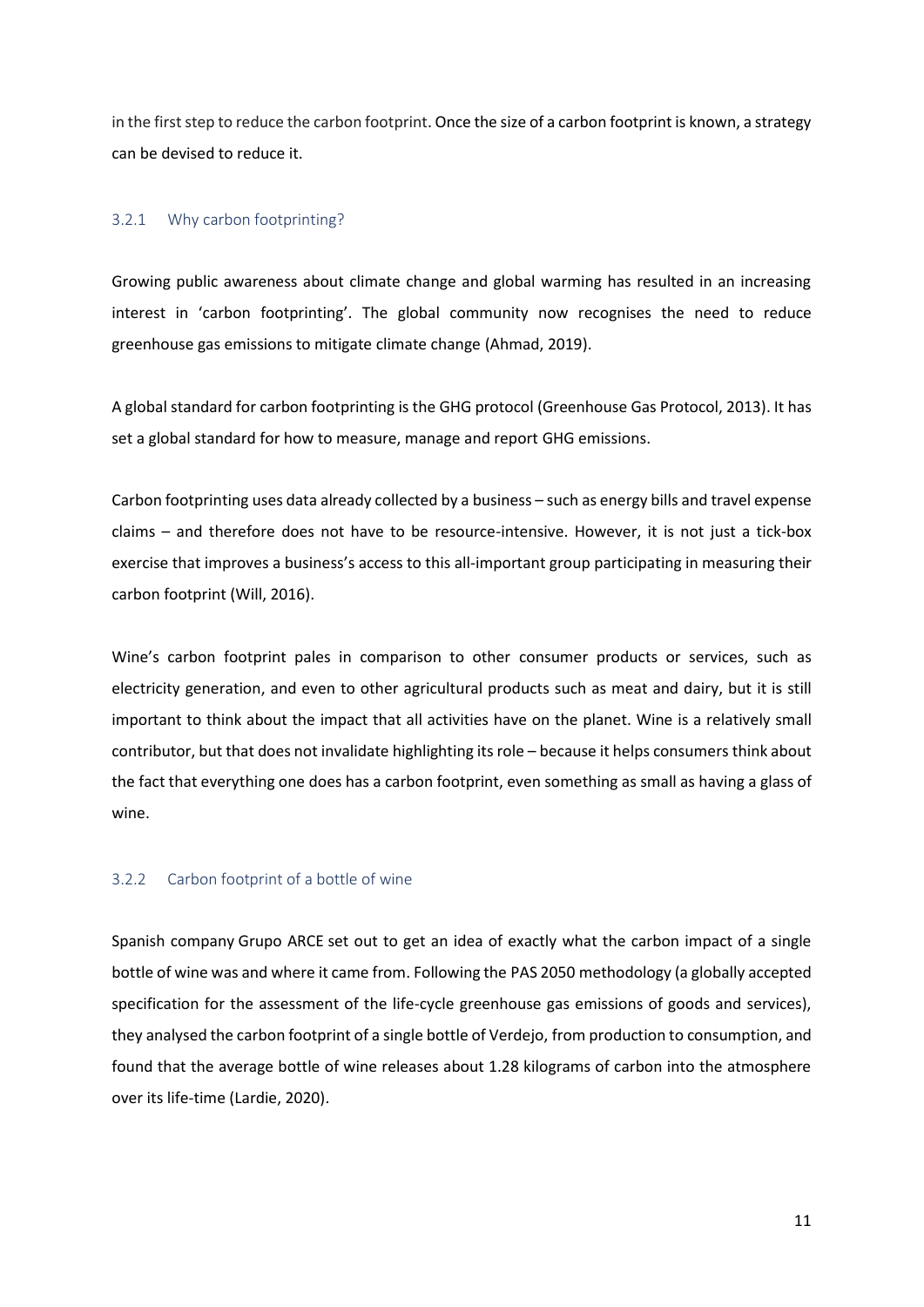in the first step to reduce the carbon footprint. Once the size of a carbon footprint is known, a strategy can be devised to reduce it.

### 3.2.1 Why carbon footprinting?

Growing public awareness about climate change and global warming has resulted in an increasing interest in 'carbon footprinting'. The global community now recognises the need to reduce greenhouse gas emissions to mitigate climate change (Ahmad, 2019).

A global standard for carbon footprinting is the GHG protocol (Greenhouse Gas Protocol, 2013). It has set a global standard for how to measure, manage and report GHG emissions.

Carbon footprinting uses data already collected by a business – such as energy bills and travel expense claims – and therefore does not have to be resource-intensive. However, it is not just a tick-box exercise that improves a business's access to this all-important group participating in measuring their carbon footprint (Will, 2016).

Wine's carbon footprint pales in comparison to other consumer products or services, such as electricity generation, and even to other agricultural products such as meat and dairy, but it is still important to think about the impact that all activities have on the planet. Wine is a relatively small contributor, but that does not invalidate highlighting its role – because it helps consumers think about the fact that everything one does has a carbon footprint, even something as small as having a glass of wine.

### 3.2.2 Carbon footprint of a bottle of wine

Spanish company Grupo ARCE set out to get an idea of exactly what the carbon impact of a single bottle of wine was and where it came from. Following the PAS 2050 methodology (a globally accepted specification for the assessment of the life-cycle greenhouse gas emissions of goods and services), they analysed the carbon footprint of a single bottle of Verdejo, from production to consumption, and found that the average bottle of wine releases about 1.28 kilograms of carbon into the atmosphere over its life-time (Lardie, 2020).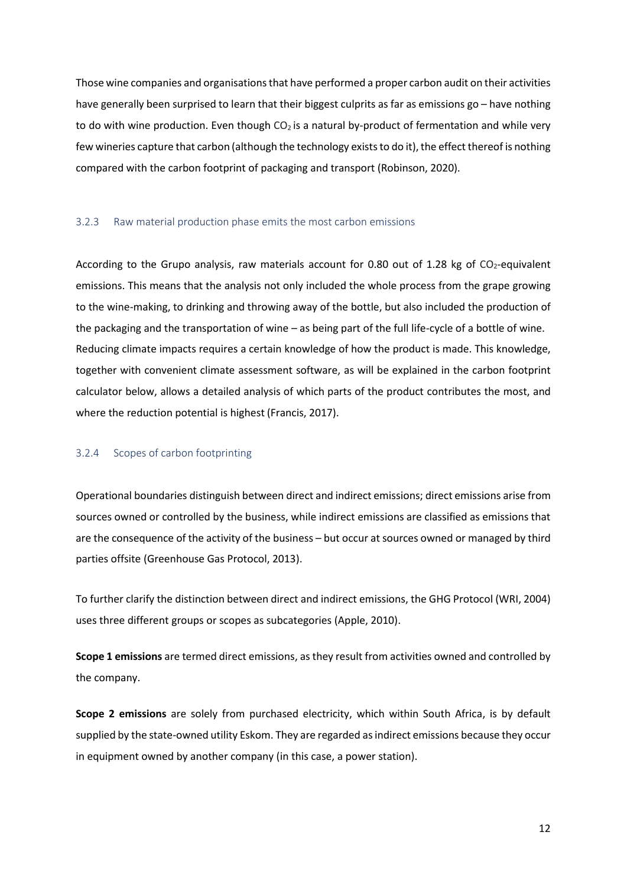Those wine companies and organisations that have performed a proper carbon audit on their activities have generally been surprised to learn that their biggest culprits as far as emissions go – have nothing to do with wine production. Even though $CO_2$ is a natural by-product of fermentation and while very few wineries capture that carbon (although the technology exists to do it), the effect thereof is nothing compared with the carbon footprint of packaging and transport (Robinson, 2020).

### 3.2.3 Raw material production phase emits the most carbon emissions

According to the Grupo analysis, raw materials account for 0.80 out of 1.28 kg of $CO_2$-equivalent emissions. This means that the analysis not only included the whole process from the grape growing to the wine-making, to drinking and throwing away of the bottle, but also included the production of the packaging and the transportation of wine – as being part of the full life-cycle of a bottle of wine. Reducing climate impacts requires a certain knowledge of how the product is made. This knowledge, together with convenient climate assessment software, as will be explained in the carbon footprint calculator below, allows a detailed analysis of which parts of the product contributes the most, and where the reduction potential is highest (Francis, 2017).

### 3.2.4 Scopes of carbon footprinting

Operational boundaries distinguish between direct and indirect emissions; direct emissions arise from sources owned or controlled by the business, while indirect emissions are classified as emissions that are the consequence of the activity of the business – but occur at sources owned or managed by third parties offsite (Greenhouse Gas Protocol, 2013).

To further clarify the distinction between direct and indirect emissions, the GHG Protocol (WRI, 2004) uses three different groups or scopes as subcategories (Apple, 2010).

**Scope 1 emissions** are termed direct emissions, as they result from activities owned and controlled by the company.

**Scope 2 emissions** are solely from purchased electricity, which within South Africa, is by default supplied by the state-owned utility Eskom. They are regarded as indirect emissions because they occur in equipment owned by another company (in this case, a power station).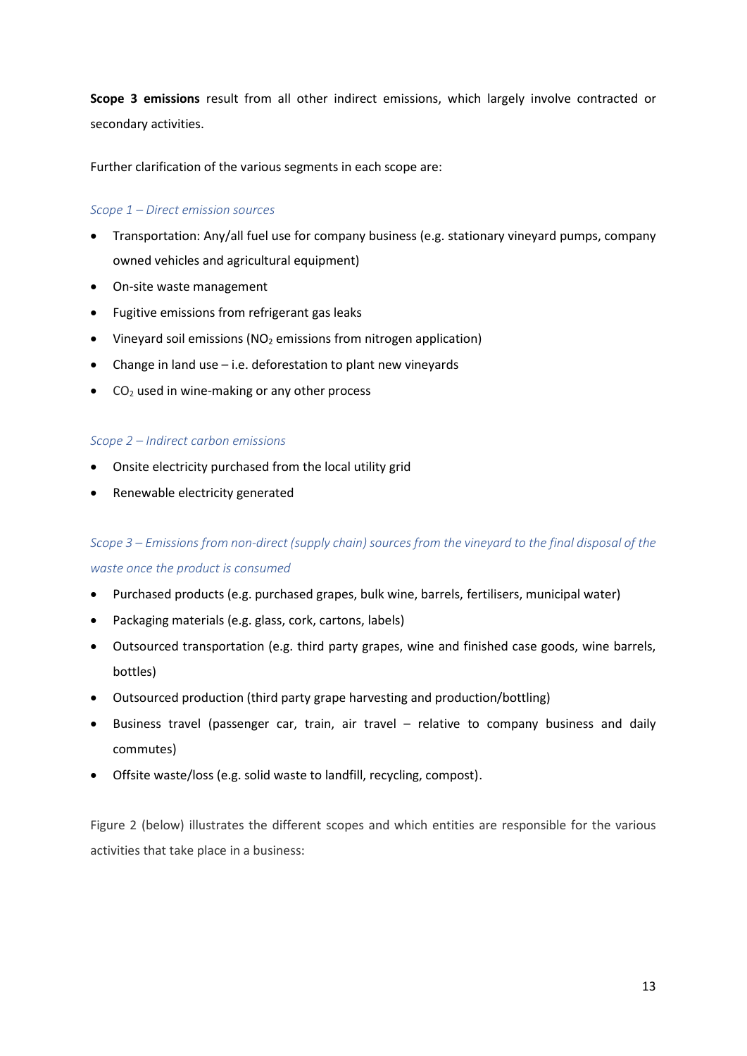**Scope 3 emissions** result from all other indirect emissions, which largely involve contracted or secondary activities.

Further clarification of the various segments in each scope are:

*Scope 1 – Direct emission sources*

- Transportation: Any/all fuel use for company business (e.g. stationary vineyard pumps, company owned vehicles and agricultural equipment)
- On-site waste management
- Fugitive emissions from refrigerant gas leaks
- Vineyard soil emissions ($NO_2$ emissions from nitrogen application)
- Change in land use – i.e. deforestation to plant new vineyards
- $CO_2$ used in wine-making or any other process

*Scope 2 – Indirect carbon emissions*

- Onsite electricity purchased from the local utility grid
- Renewable electricity generated

*Scope 3 – Emissions from non-direct (supply chain) sources from the vineyard to the final disposal of the waste once the product is consumed*

- Purchased products (e.g. purchased grapes, bulk wine, barrels, fertilisers, municipal water)
- Packaging materials (e.g. glass, cork, cartons, labels)
- Outsourced transportation (e.g. third party grapes, wine and finished case goods, wine barrels, bottles)
- Outsourced production (third party grape harvesting and production/bottling)
- Business travel (passenger car, train, air travel – relative to company business and daily commutes)
- Offsite waste/loss (e.g. solid waste to landfill, recycling, compost).

Figure 2 (below) illustrates the different scopes and which entities are responsible for the various activities that take place in a business: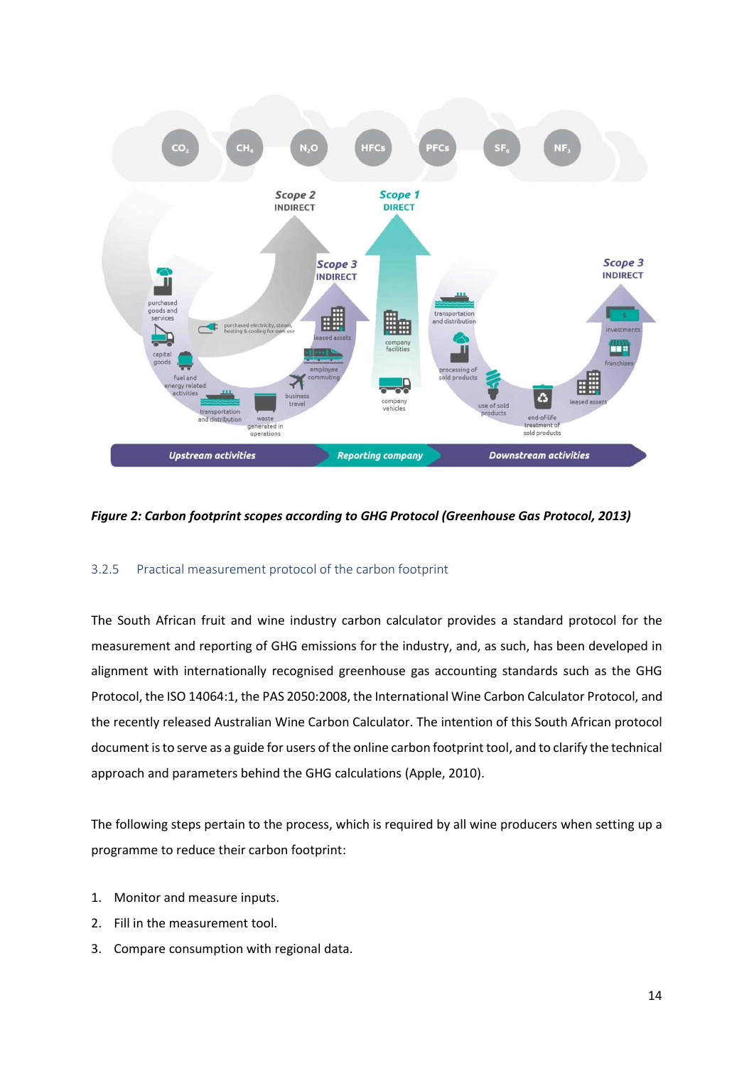*Figure 2: Carbon footprint scopes according to GHG Protocol (Greenhouse Gas Protocol, 2013)*

### 3.2.5 Practical measurement protocol of the carbon footprint

The South African fruit and wine industry carbon calculator provides a standard protocol for the measurement and reporting of GHG emissions for the industry, and, as such, has been developed in alignment with internationally recognised greenhouse gas accounting standards such as the GHG Protocol, the ISO 14064:1, the PAS 2050:2008, the International Wine Carbon Calculator Protocol, and the recently released Australian Wine Carbon Calculator. The intention of this South African protocol document is to serve as a guide for users of the online carbon footprint tool, and to clarify the technical approach and parameters behind the GHG calculations (Apple, 2010).

The following steps pertain to the process, which is required by all wine producers when setting up a programme to reduce their carbon footprint:

1. Monitor and measure inputs.
2. Fill in the measurement tool.
3. Compare consumption with regional data.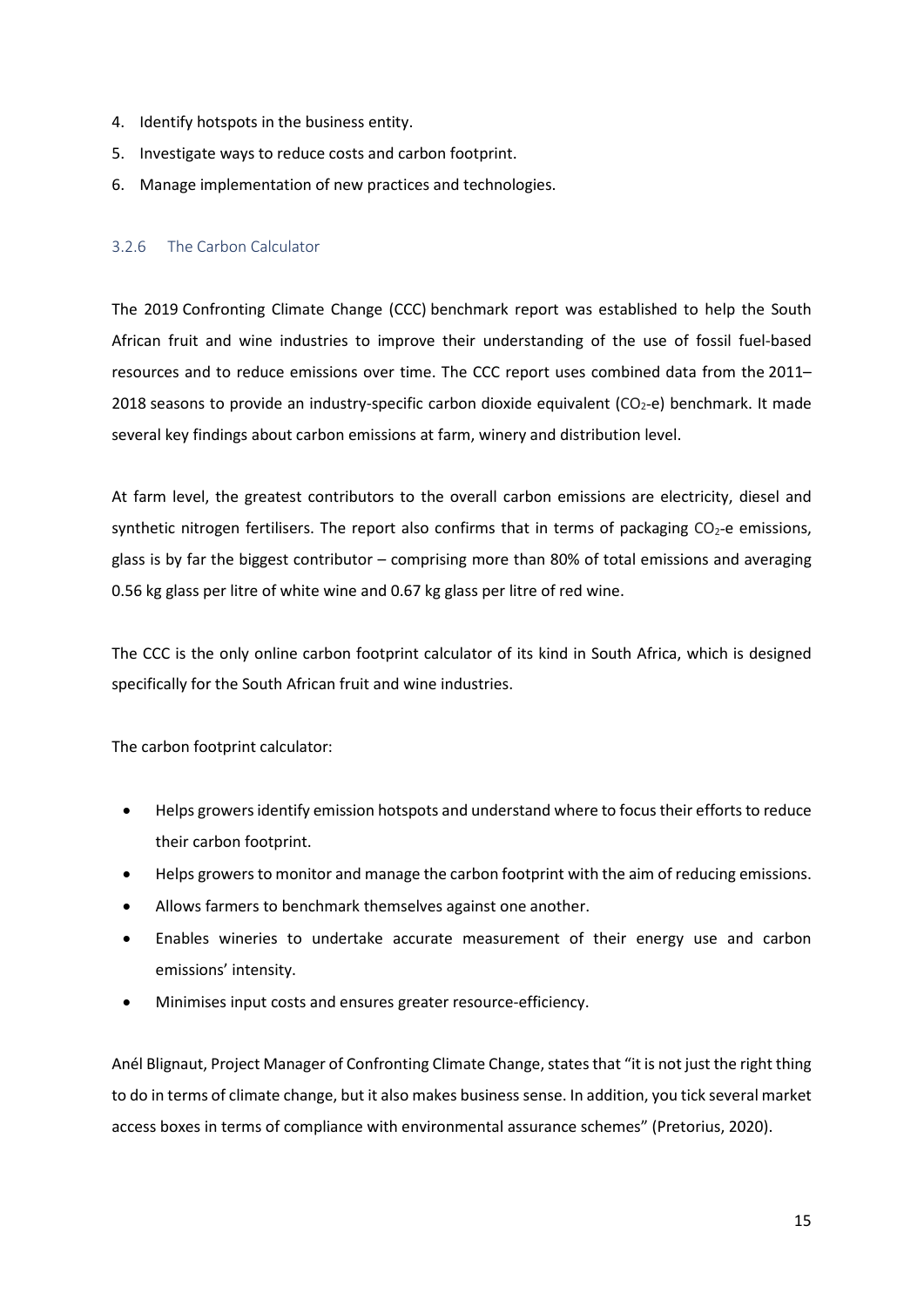4. Identify hotspots in the business entity.
5. Investigate ways to reduce costs and carbon footprint.
6. Manage implementation of new practices and technologies.

### 3.2.6 The Carbon Calculator

The 2019 Confronting Climate Change (CCC) benchmark report was established to help the South African fruit and wine industries to improve their understanding of the use of fossil fuel-based resources and to reduce emissions over time. The CCC report uses combined data from the 2011–2018 seasons to provide an industry-specific carbon dioxide equivalent ($CO_2$-e) benchmark. It made several key findings about carbon emissions at farm, winery and distribution level.

At farm level, the greatest contributors to the overall carbon emissions are electricity, diesel and synthetic nitrogen fertilisers. The report also confirms that in terms of packaging $CO_2$-e emissions, glass is by far the biggest contributor – comprising more than 80% of total emissions and averaging 0.56 kg glass per litre of white wine and 0.67 kg glass per litre of red wine.

The CCC is the only online carbon footprint calculator of its kind in South Africa, which is designed specifically for the South African fruit and wine industries.

The carbon footprint calculator:

- Helps growers identify emission hotspots and understand where to focus their efforts to reduce their carbon footprint.
- Helps growers to monitor and manage the carbon footprint with the aim of reducing emissions.
- Allows farmers to benchmark themselves against one another.
- Enables wineries to undertake accurate measurement of their energy use and carbon emissions' intensity.
- Minimises input costs and ensures greater resource-efficiency.

Anél Blignaut, Project Manager of Confronting Climate Change, states that "it is not just the right thing to do in terms of climate change, but it also makes business sense. In addition, you tick several market access boxes in terms of compliance with environmental assurance schemes" (Pretorius, 2020).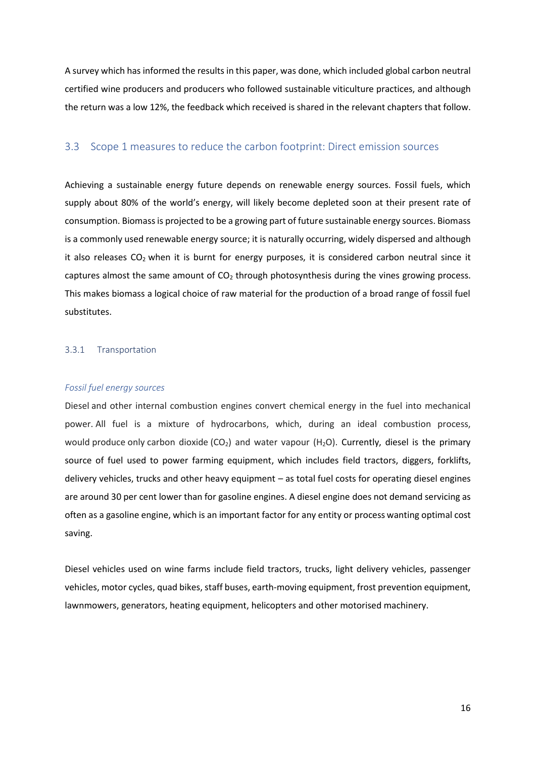A survey which has informed the results in this paper, was done, which included global carbon neutral certified wine producers and producers who followed sustainable viticulture practices, and although the return was a low 12%, the feedback which received is shared in the relevant chapters that follow.

## 3.3 Scope 1 measures to reduce the carbon footprint: Direct emission sources

Achieving a sustainable energy future depends on renewable energy sources. Fossil fuels, which supply about 80% of the world's energy, will likely become depleted soon at their present rate of consumption. Biomass is projected to be a growing part of future sustainable energy sources. Biomass is a commonly used renewable energy source; it is naturally occurring, widely dispersed and although it also releases $CO_2$ when it is burnt for energy purposes, it is considered carbon neutral since it captures almost the same amount of $CO_2$ through photosynthesis during the vines growing process. This makes biomass a logical choice of raw material for the production of a broad range of fossil fuel substitutes.

### 3.3.1 Transportation

*Fossil fuel energy sources*

Diesel and other internal combustion engines convert chemical energy in the fuel into mechanical power. All fuel is a mixture of hydrocarbons, which, during an ideal combustion process, would produce only carbon dioxide ($CO_2$) and water vapour ($H_2O$). Currently, diesel is the primary source of fuel used to power farming equipment, which includes field tractors, diggers, forklifts, delivery vehicles, trucks and other heavy equipment – as total fuel costs for operating diesel engines are around 30 per cent lower than for gasoline engines. A diesel engine does not demand servicing as often as a gasoline engine, which is an important factor for any entity or process wanting optimal cost saving.

Diesel vehicles used on wine farms include field tractors, trucks, light delivery vehicles, passenger vehicles, motor cycles, quad bikes, staff buses, earth-moving equipment, frost prevention equipment, lawnmowers, generators, heating equipment, helicopters and other motorised machinery.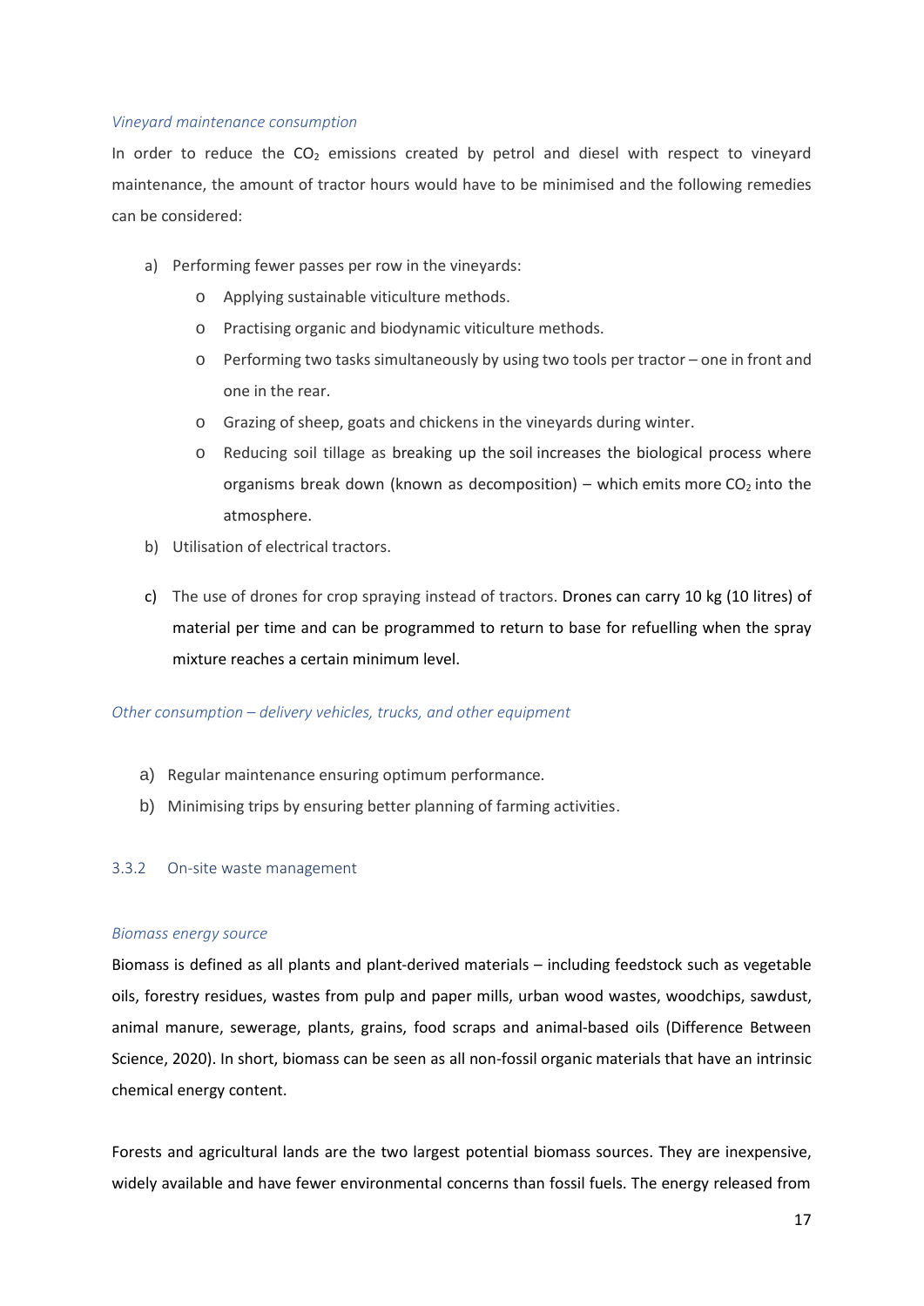*Vineyard maintenance consumption*

In order to reduce the $CO_2$ emissions created by petrol and diesel with respect to vineyard maintenance, the amount of tractor hours would have to be minimised and the following remedies can be considered:

a) Performing fewer passes per row in the vineyards:
   - Applying sustainable viticulture methods.
   - Practising organic and biodynamic viticulture methods.
   - Performing two tasks simultaneously by using two tools per tractor – one in front and one in the rear.
   - Grazing of sheep, goats and chickens in the vineyards during winter.
   - Reducing soil tillage as breaking up the soil increases the biological process where organisms break down (known as decomposition) – which emits more $CO_2$ into the atmosphere.

b) Utilisation of electrical tractors.

c) The use of drones for crop spraying instead of tractors. Drones can carry 10 kg (10 litres) of material per time and can be programmed to return to base for refuelling when the spray mixture reaches a certain minimum level.

*Other consumption – delivery vehicles, trucks, and other equipment*

a) Regular maintenance ensuring optimum performance.
b) Minimising trips by ensuring better planning of farming activities.

### 3.3.2 On-site waste management

*Biomass energy source*

Biomass is defined as all plants and plant-derived materials – including feedstock such as vegetable oils, forestry residues, wastes from pulp and paper mills, urban wood wastes, woodchips, sawdust, animal manure, sewerage, plants, grains, food scraps and animal-based oils (Difference Between Science, 2020). In short, biomass can be seen as all non-fossil organic materials that have an intrinsic chemical energy content.

Forests and agricultural lands are the two largest potential biomass sources. They are inexpensive, widely available and have fewer environmental concerns than fossil fuels. The energy released from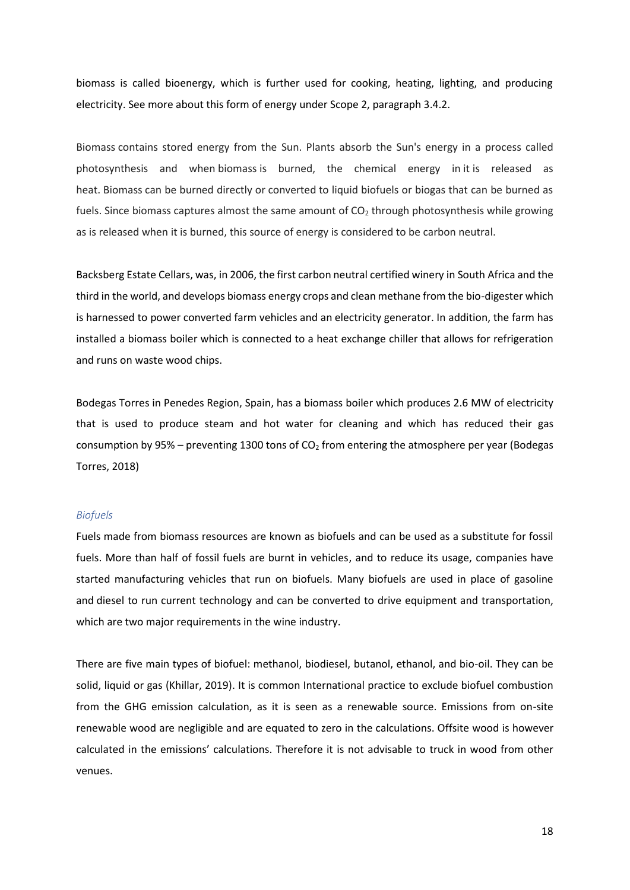biomass is called bioenergy, which is further used for cooking, heating, lighting, and producing electricity. See more about this form of energy under Scope 2, paragraph 3.4.2.

Biomass contains stored energy from the Sun. Plants absorb the Sun's energy in a process called photosynthesis and when biomass is burned, the chemical energy in it is released as heat. Biomass can be burned directly or converted to liquid biofuels or biogas that can be burned as fuels. Since biomass captures almost the same amount of $CO_2$ through photosynthesis while growing as is released when it is burned, this source of energy is considered to be carbon neutral.

Backsberg Estate Cellars, was, in 2006, the first carbon neutral certified winery in South Africa and the third in the world, and develops biomass energy crops and clean methane from the bio-digester which is harnessed to power converted farm vehicles and an electricity generator. In addition, the farm has installed a biomass boiler which is connected to a heat exchange chiller that allows for refrigeration and runs on waste wood chips.

Bodegas Torres in Penedes Region, Spain, has a biomass boiler which produces 2.6 MW of electricity that is used to produce steam and hot water for cleaning and which has reduced their gas consumption by 95% – preventing 1300 tons of $CO_2$ from entering the atmosphere per year (Bodegas Torres, 2018)

*Biofuels*

Fuels made from biomass resources are known as biofuels and can be used as a substitute for fossil fuels. More than half of fossil fuels are burnt in vehicles, and to reduce its usage, companies have started manufacturing vehicles that run on biofuels. Many biofuels are used in place of gasoline and diesel to run current technology and can be converted to drive equipment and transportation, which are two major requirements in the wine industry.

There are five main types of biofuel: methanol, biodiesel, butanol, ethanol, and bio-oil. They can be solid, liquid or gas (Khillar, 2019). It is common International practice to exclude biofuel combustion from the GHG emission calculation, as it is seen as a renewable source. Emissions from on-site renewable wood are negligible and are equated to zero in the calculations. Offsite wood is however calculated in the emissions' calculations. Therefore it is not advisable to truck in wood from other venues.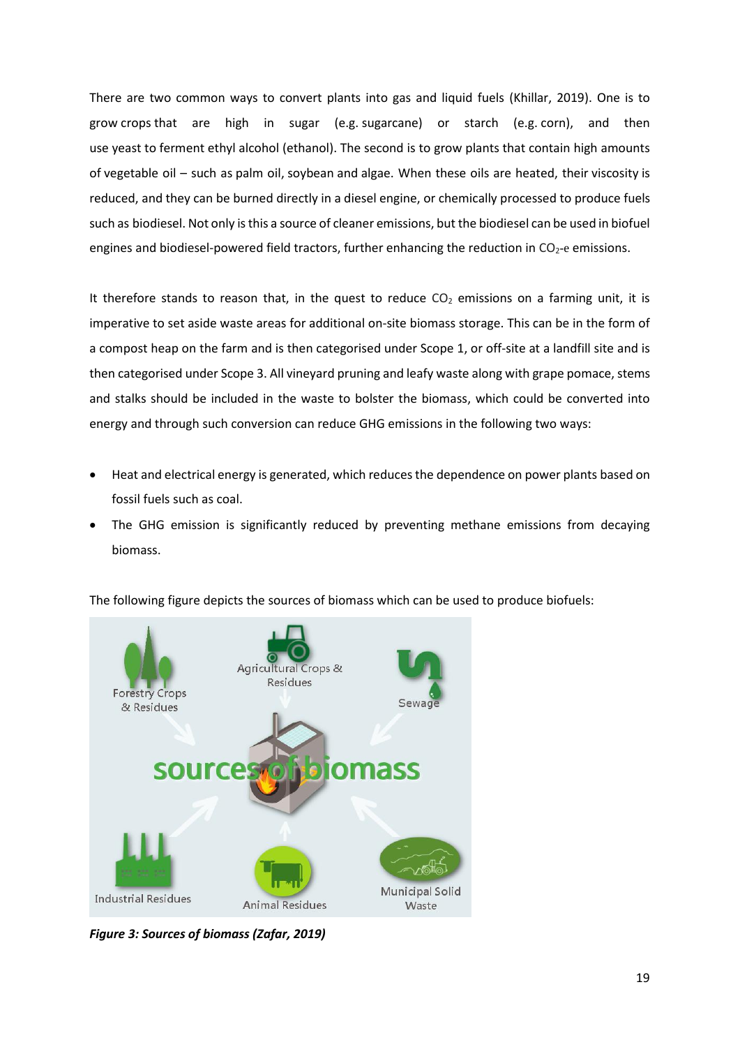There are two common ways to convert plants into gas and liquid fuels (Khillar, 2019). One is to grow crops that are high in sugar (e.g. sugarcane) or starch (e.g. corn), and then use yeast to ferment ethyl alcohol (ethanol). The second is to grow plants that contain high amounts of vegetable oil – such as palm oil, soybean and algae. When these oils are heated, their viscosity is reduced, and they can be burned directly in a diesel engine, or chemically processed to produce fuels such as biodiesel. Not only is this a source of cleaner emissions, but the biodiesel can be used in biofuel engines and biodiesel-powered field tractors, further enhancing the reduction in $CO_2$-e emissions.

It therefore stands to reason that, in the quest to reduce $CO_2$ emissions on a farming unit, it is imperative to set aside waste areas for additional on-site biomass storage. This can be in the form of a compost heap on the farm and is then categorised under Scope 1, or off-site at a landfill site and is then categorised under Scope 3. All vineyard pruning and leafy waste along with grape pomace, stems and stalks should be included in the waste to bolster the biomass, which could be converted into energy and through such conversion can reduce GHG emissions in the following two ways:

- Heat and electrical energy is generated, which reduces the dependence on power plants based on fossil fuels such as coal.
- The GHG emission is significantly reduced by preventing methane emissions from decaying biomass.

The following figure depicts the sources of biomass which can be used to produce biofuels:

sources of biomass

Forestry Crops & Residues

Agricultural Crops & Residues

Sewage

Industrial Residues

Animal Residues

Municipal Solid Waste

*Figure 3: Sources of biomass (Zafar, 2019)*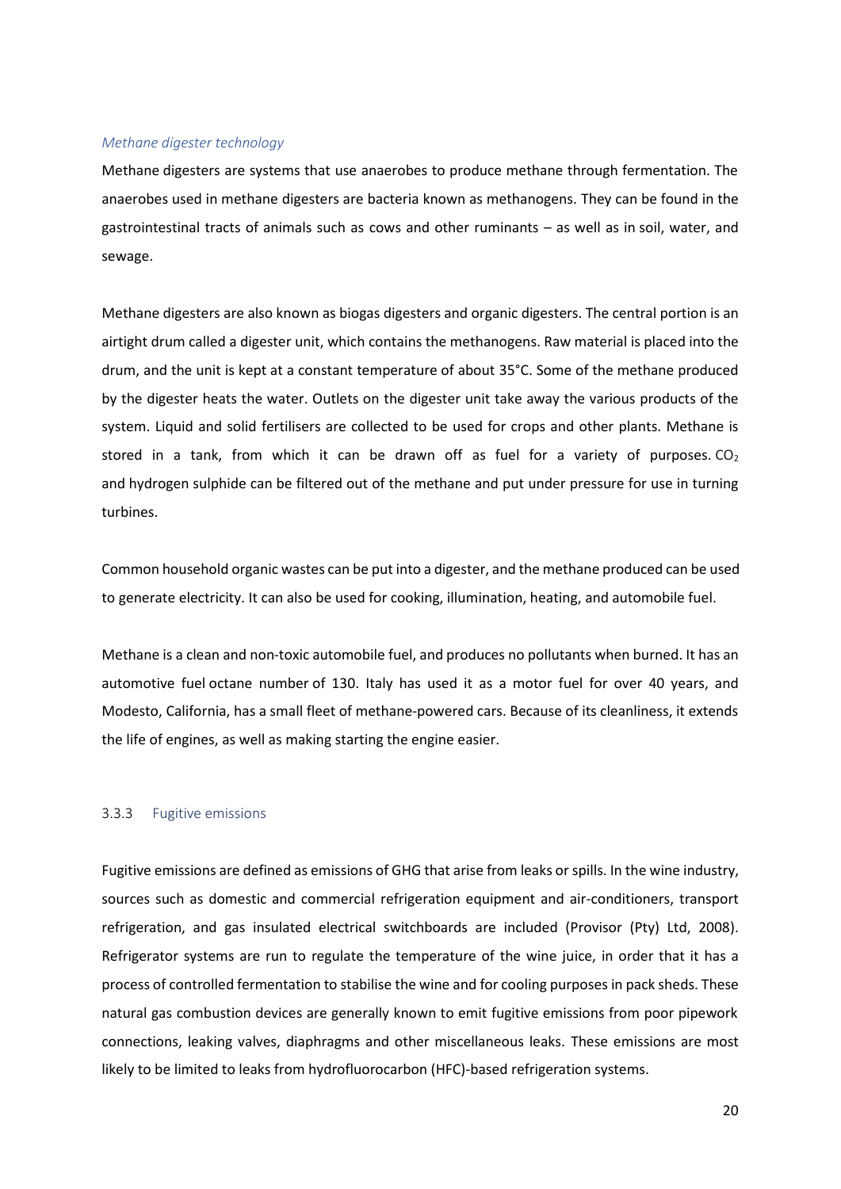#### *Methane digester technology*

Methane digesters are systems that use anaerobes to produce methane through fermentation. The anaerobes used in methane digesters are bacteria known as methanogens. They can be found in the gastrointestinal tracts of animals such as cows and other ruminants – as well as in soil, water, and sewage.

Methane digesters are also known as biogas digesters and organic digesters. The central portion is an airtight drum called a digester unit, which contains the methanogens. Raw material is placed into the drum, and the unit is kept at a constant temperature of about 35°C. Some of the methane produced by the digester heats the water. Outlets on the digester unit take away the various products of the system. Liquid and solid fertilisers are collected to be used for crops and other plants. Methane is stored in a tank, from which it can be drawn off as fuel for a variety of purposes. $CO_2$ and hydrogen sulphide can be filtered out of the methane and put under pressure for use in turning turbines.

Common household organic wastes can be put into a digester, and the methane produced can be used to generate electricity. It can also be used for cooking, illumination, heating, and automobile fuel.

Methane is a clean and non-toxic automobile fuel, and produces no pollutants when burned. It has an automotive fuel octane number of 130. Italy has used it as a motor fuel for over 40 years, and Modesto, California, has a small fleet of methane-powered cars. Because of its cleanliness, it extends the life of engines, as well as making starting the engine easier.

### 3.3.3 Fugitive emissions

Fugitive emissions are defined as emissions of GHG that arise from leaks or spills. In the wine industry, sources such as domestic and commercial refrigeration equipment and air-conditioners, transport refrigeration, and gas insulated electrical switchboards are included (Provisor (Pty) Ltd, 2008). Refrigerator systems are run to regulate the temperature of the wine juice, in order that it has a process of controlled fermentation to stabilise the wine and for cooling purposes in pack sheds. These natural gas combustion devices are generally known to emit fugitive emissions from poor pipework connections, leaking valves, diaphragms and other miscellaneous leaks. These emissions are most likely to be limited to leaks from hydrofluorocarbon (HFC)-based refrigeration systems.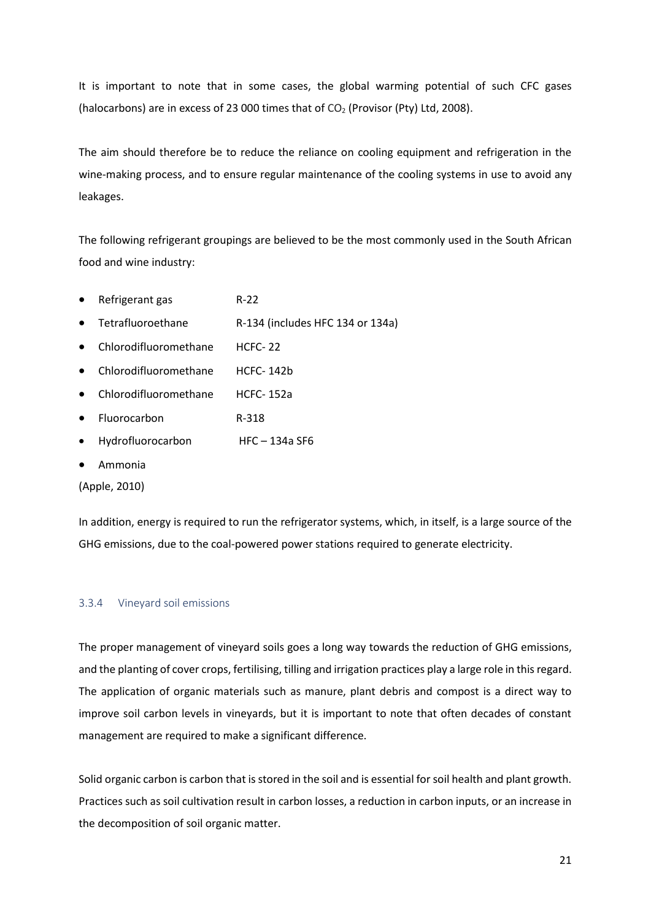It is important to note that in some cases, the global warming potential of such CFC gases (halocarbons) are in excess of 23 000 times that of $CO_2$ (Provisor (Pty) Ltd, 2008).

The aim should therefore be to reduce the reliance on cooling equipment and refrigeration in the wine-making process, and to ensure regular maintenance of the cooling systems in use to avoid any leakages.

The following refrigerant groupings are believed to be the most commonly used in the South African food and wine industry:

- Refrigerant gas R-22
- Tetrafluoroethane R-134 (includes HFC 134 or 134a)
- Chlorodifluoromethane HCFC- 22
- Chlorodifluoromethane HCFC- 142b
- Chlorodifluoromethane HCFC- 152a
- Fluorocarbon R-318
- Hydrofluorocarbon HFC – 134a SF6
- Ammonia

(Apple, 2010)

In addition, energy is required to run the refrigerator systems, which, in itself, is a large source of the GHG emissions, due to the coal-powered power stations required to generate electricity.

### 3.3.4 Vineyard soil emissions

The proper management of vineyard soils goes a long way towards the reduction of GHG emissions, and the planting of cover crops, fertilising, tilling and irrigation practices play a large role in this regard. The application of organic materials such as manure, plant debris and compost is a direct way to improve soil carbon levels in vineyards, but it is important to note that often decades of constant management are required to make a significant difference.

Solid organic carbon is carbon that is stored in the soil and is essential for soil health and plant growth. Practices such as soil cultivation result in carbon losses, a reduction in carbon inputs, or an increase in the decomposition of soil organic matter.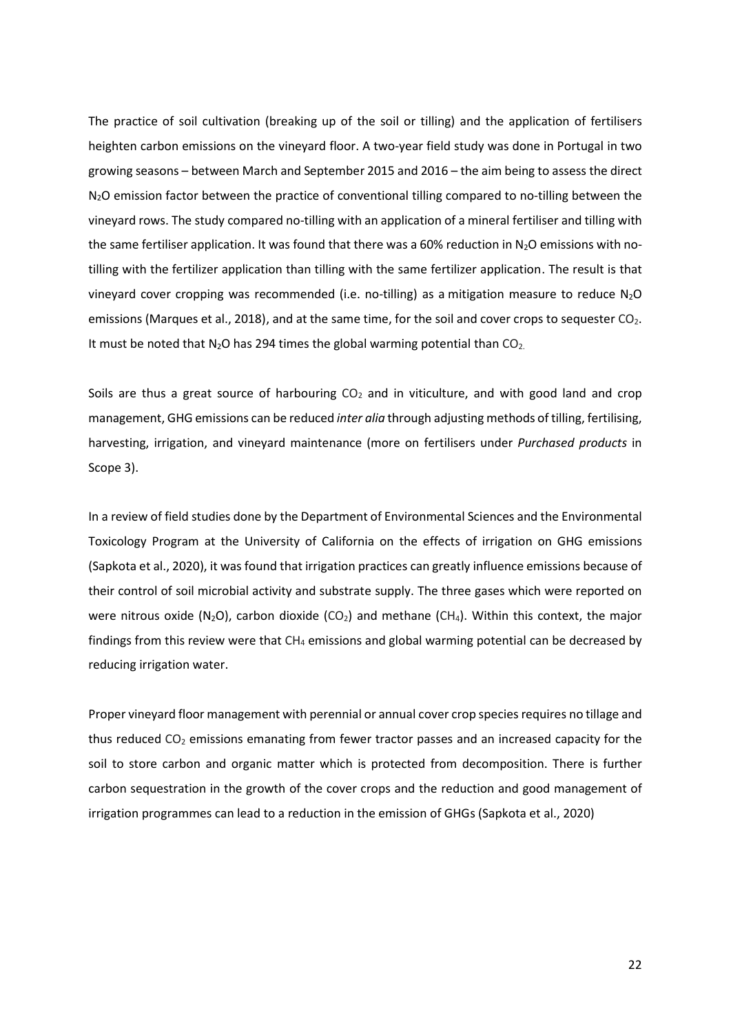The practice of soil cultivation (breaking up of the soil or tilling) and the application of fertilisers heighten carbon emissions on the vineyard floor. A two-year field study was done in Portugal in two growing seasons – between March and September 2015 and 2016 – the aim being to assess the direct $N_2O$ emission factor between the practice of conventional tilling compared to no-tilling between the vineyard rows. The study compared no-tilling with an application of a mineral fertiliser and tilling with the same fertiliser application. It was found that there was a 60% reduction in $N_2O$ emissions with no-tilling with the fertilizer application than tilling with the same fertilizer application. The result is that vineyard cover cropping was recommended (i.e. no-tilling) as a mitigation measure to reduce $N_2O$ emissions (Marques et al., 2018), and at the same time, for the soil and cover crops to sequester $CO_2$. It must be noted that $N_2O$ has 294 times the global warming potential than $CO_2$.

Soils are thus a great source of harbouring $CO_2$ and in viticulture, and with good land and crop management, GHG emissions can be reduced *inter alia* through adjusting methods of tilling, fertilising, harvesting, irrigation, and vineyard maintenance (more on fertilisers under *Purchased products* in Scope 3).

In a review of field studies done by the Department of Environmental Sciences and the Environmental Toxicology Program at the University of California on the effects of irrigation on GHG emissions (Sapkota et al., 2020), it was found that irrigation practices can greatly influence emissions because of their control of soil microbial activity and substrate supply. The three gases which were reported on were nitrous oxide ($N_2O$), carbon dioxide ($CO_2$) and methane ($CH_4$). Within this context, the major findings from this review were that $CH_4$ emissions and global warming potential can be decreased by reducing irrigation water.

Proper vineyard floor management with perennial or annual cover crop species requires no tillage and thus reduced $CO_2$ emissions emanating from fewer tractor passes and an increased capacity for the soil to store carbon and organic matter which is protected from decomposition. There is further carbon sequestration in the growth of the cover crops and the reduction and good management of irrigation programmes can lead to a reduction in the emission of GHGs (Sapkota et al., 2020)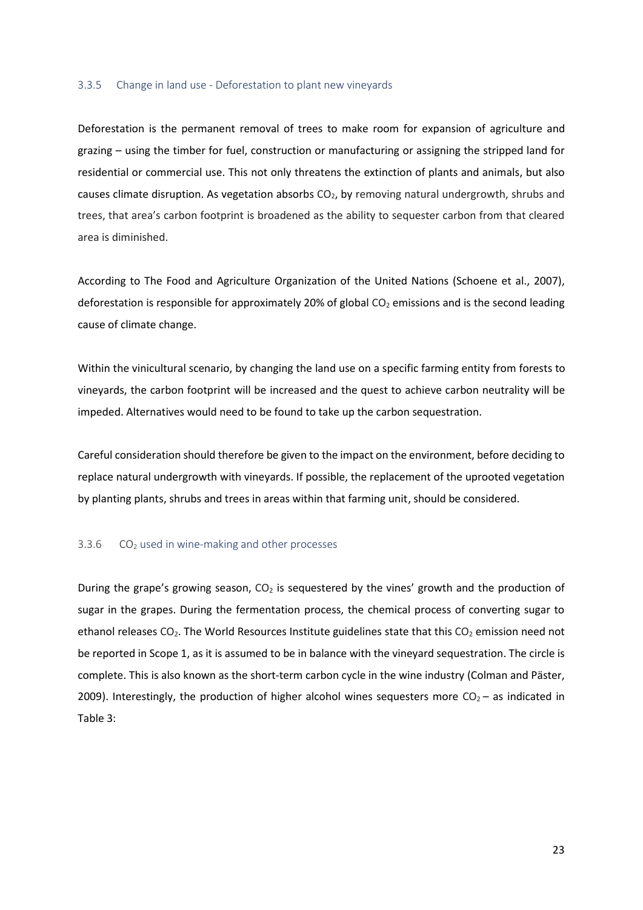### 3.3.5 Change in land use - Deforestation to plant new vineyards

Deforestation is the permanent removal of trees to make room for expansion of agriculture and grazing – using the timber for fuel, construction or manufacturing or assigning the stripped land for residential or commercial use. This not only threatens the extinction of plants and animals, but also causes climate disruption. As vegetation absorbs $CO_2$, by removing natural undergrowth, shrubs and trees, that area's carbon footprint is broadened as the ability to sequester carbon from that cleared area is diminished.

According to The Food and Agriculture Organization of the United Nations (Schoene et al., 2007), deforestation is responsible for approximately 20% of global $CO_2$ emissions and is the second leading cause of climate change.

Within the vinicultural scenario, by changing the land use on a specific farming entity from forests to vineyards, the carbon footprint will be increased and the quest to achieve carbon neutrality will be impeded. Alternatives would need to be found to take up the carbon sequestration.

Careful consideration should therefore be given to the impact on the environment, before deciding to replace natural undergrowth with vineyards. If possible, the replacement of the uprooted vegetation by planting plants, shrubs and trees in areas within that farming unit, should be considered.

### 3.3.6 $CO_2$ used in wine-making and other processes

During the grape's growing season, $CO_2$ is sequestered by the vines' growth and the production of sugar in the grapes. During the fermentation process, the chemical process of converting sugar to ethanol releases $CO_2$. The World Resources Institute guidelines state that this $CO_2$ emission need not be reported in Scope 1, as it is assumed to be in balance with the vineyard sequestration. The circle is complete. This is also known as the short-term carbon cycle in the wine industry (Colman and Päster, 2009). Interestingly, the production of higher alcohol wines sequesters more $CO_2$ – as indicated in Table 3: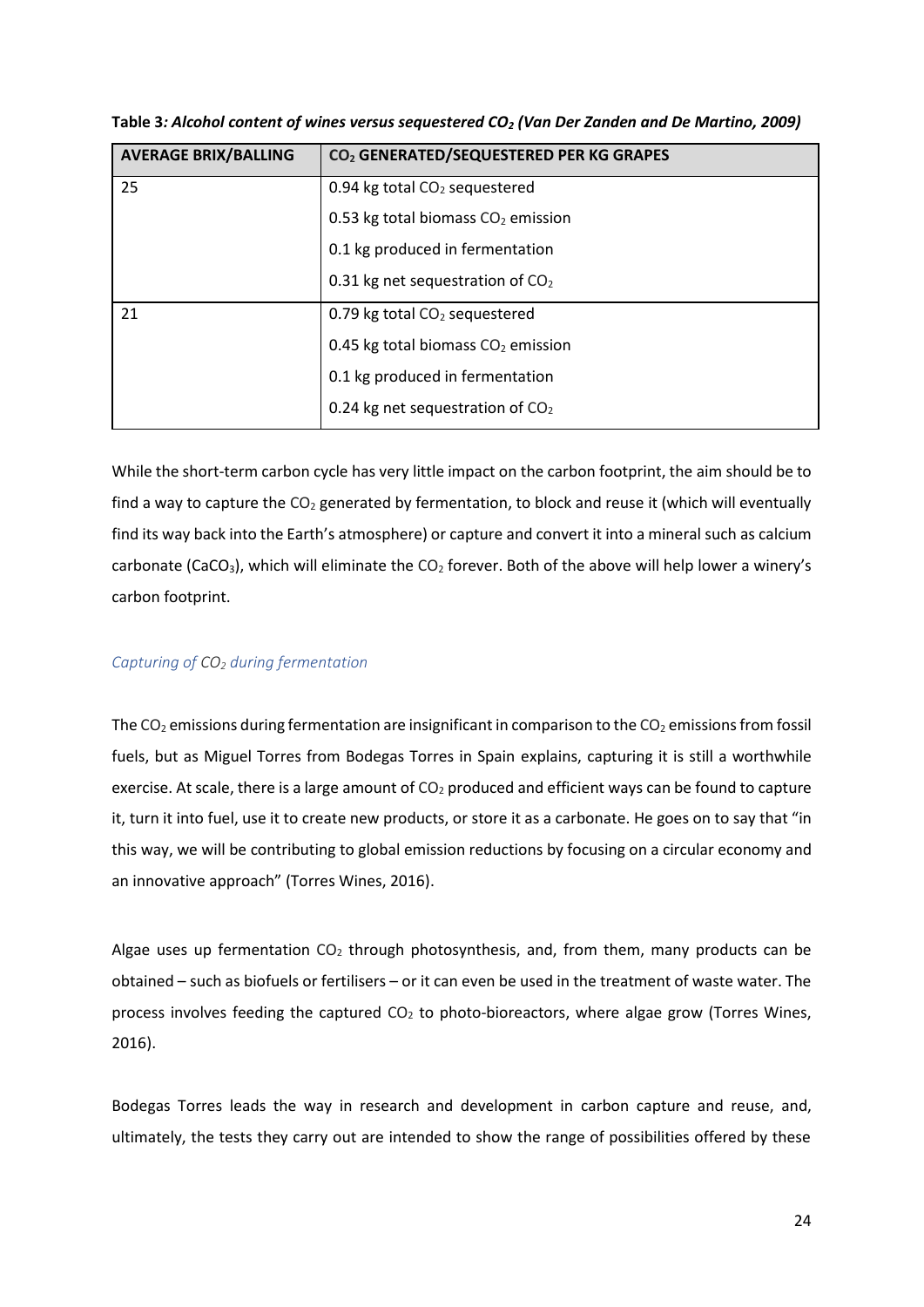**Table 3*: Alcohol content of wines versus sequestered $CO_2$ (Van Der Zanden and De Martino, 2009)***

| AVERAGE BRIX/BALLING | $CO_2$ GENERATED/SEQUESTERED PER KG GRAPES |
|---|---|
| 25 | 0.94 kg total $CO_2$ sequestered |
| | 0.53 kg total biomass $CO_2$ emission |
| | 0.1 kg produced in fermentation |
| | 0.31 kg net sequestration of $CO_2$ |
| 21 | 0.79 kg total $CO_2$ sequestered |
| | 0.45 kg total biomass $CO_2$ emission |
| | 0.1 kg produced in fermentation |
| | 0.24 kg net sequestration of $CO_2$ |

While the short-term carbon cycle has very little impact on the carbon footprint, the aim should be to find a way to capture the $CO_2$ generated by fermentation, to block and reuse it (which will eventually find its way back into the Earth's atmosphere) or capture and convert it into a mineral such as calcium carbonate ($CaCO_3$), which will eliminate the $CO_2$ forever. Both of the above will help lower a winery's carbon footprint.

### *Capturing of $CO_2$ during fermentation*

The $CO_2$ emissions during fermentation are insignificant in comparison to the $CO_2$ emissions from fossil fuels, but as Miguel Torres from Bodegas Torres in Spain explains, capturing it is still a worthwhile exercise. At scale, there is a large amount of $CO_2$ produced and efficient ways can be found to capture it, turn it into fuel, use it to create new products, or store it as a carbonate. He goes on to say that "in this way, we will be contributing to global emission reductions by focusing on a circular economy and an innovative approach" (Torres Wines, 2016).

Algae uses up fermentation $CO_2$ through photosynthesis, and, from them, many products can be obtained – such as biofuels or fertilisers – or it can even be used in the treatment of waste water. The process involves feeding the captured $CO_2$ to photo-bioreactors, where algae grow (Torres Wines, 2016).

Bodegas Torres leads the way in research and development in carbon capture and reuse, and, ultimately, the tests they carry out are intended to show the range of possibilities offered by these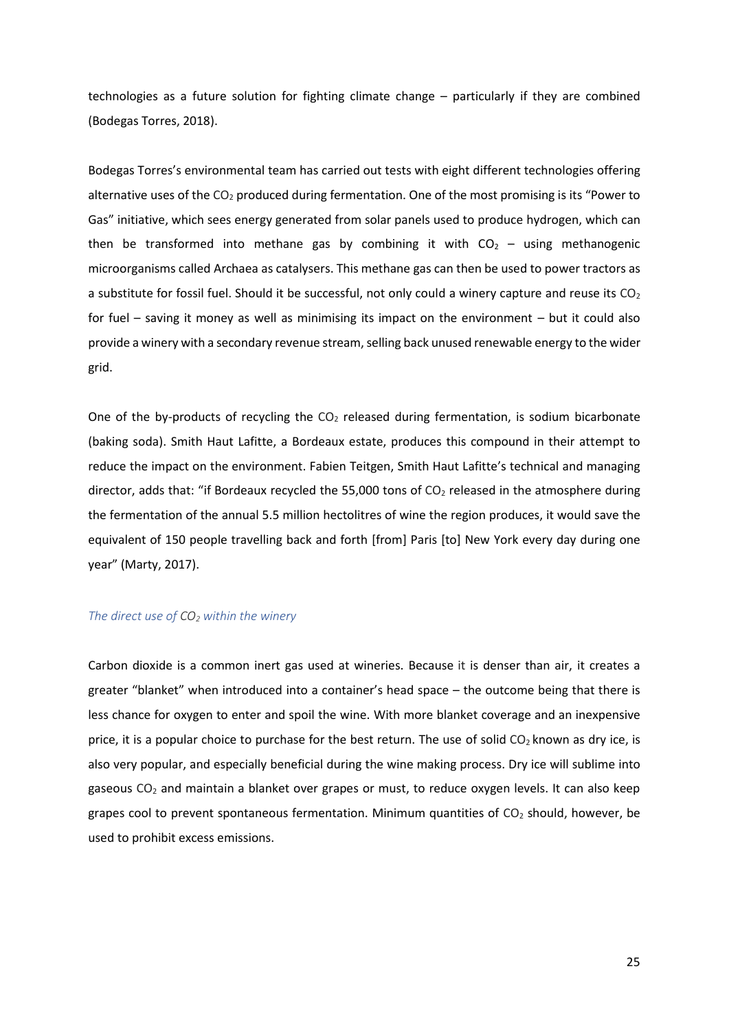technologies as a future solution for fighting climate change – particularly if they are combined (Bodegas Torres, 2018).

Bodegas Torres's environmental team has carried out tests with eight different technologies offering alternative uses of the $CO_2$ produced during fermentation. One of the most promising is its "Power to Gas" initiative, which sees energy generated from solar panels used to produce hydrogen, which can then be transformed into methane gas by combining it with $CO_2$ – using methanogenic microorganisms called Archaea as catalysers. This methane gas can then be used to power tractors as a substitute for fossil fuel. Should it be successful, not only could a winery capture and reuse its $CO_2$ for fuel – saving it money as well as minimising its impact on the environment – but it could also provide a winery with a secondary revenue stream, selling back unused renewable energy to the wider grid.

One of the by-products of recycling the $CO_2$ released during fermentation, is sodium bicarbonate (baking soda). Smith Haut Lafitte, a Bordeaux estate, produces this compound in their attempt to reduce the impact on the environment. Fabien Teitgen, Smith Haut Lafitte's technical and managing director, adds that: "if Bordeaux recycled the 55,000 tons of $CO_2$ released in the atmosphere during the fermentation of the annual 5.5 million hectolitres of wine the region produces, it would save the equivalent of 150 people travelling back and forth [from] Paris [to] New York every day during one year" (Marty, 2017).

### *The direct use of $CO_2$ within the winery*

Carbon dioxide is a common inert gas used at wineries. Because it is denser than air, it creates a greater "blanket" when introduced into a container's head space – the outcome being that there is less chance for oxygen to enter and spoil the wine. With more blanket coverage and an inexpensive price, it is a popular choice to purchase for the best return. The use of solid $CO_2$ known as dry ice, is also very popular, and especially beneficial during the wine making process. Dry ice will sublime into gaseous $CO_2$ and maintain a blanket over grapes or must, to reduce oxygen levels. It can also keep grapes cool to prevent spontaneous fermentation. Minimum quantities of $CO_2$ should, however, be used to prohibit excess emissions.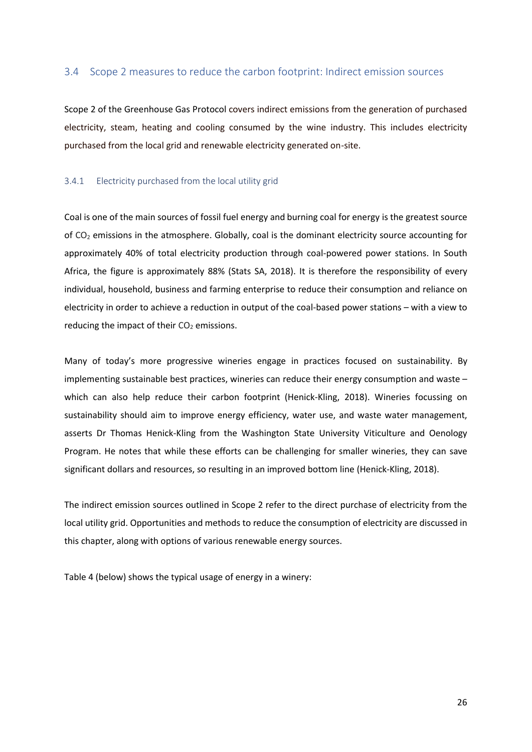## 3.4 Scope 2 measures to reduce the carbon footprint: Indirect emission sources

Scope 2 of the Greenhouse Gas Protocol covers indirect emissions from the generation of purchased electricity, steam, heating and cooling consumed by the wine industry. This includes electricity purchased from the local grid and renewable electricity generated on-site.

### 3.4.1 Electricity purchased from the local utility grid

Coal is one of the main sources of fossil fuel energy and burning coal for energy is the greatest source of $CO_2$ emissions in the atmosphere. Globally, coal is the dominant electricity source accounting for approximately 40% of total electricity production through coal-powered power stations. In South Africa, the figure is approximately 88% (Stats SA, 2018). It is therefore the responsibility of every individual, household, business and farming enterprise to reduce their consumption and reliance on electricity in order to achieve a reduction in output of the coal-based power stations – with a view to reducing the impact of their $CO_2$ emissions.

Many of today's more progressive wineries engage in practices focused on sustainability. By implementing sustainable best practices, wineries can reduce their energy consumption and waste – which can also help reduce their carbon footprint (Henick-Kling, 2018). Wineries focussing on sustainability should aim to improve energy efficiency, water use, and waste water management, asserts Dr Thomas Henick-Kling from the Washington State University Viticulture and Oenology Program. He notes that while these efforts can be challenging for smaller wineries, they can save significant dollars and resources, so resulting in an improved bottom line (Henick-Kling, 2018).

The indirect emission sources outlined in Scope 2 refer to the direct purchase of electricity from the local utility grid. Opportunities and methods to reduce the consumption of electricity are discussed in this chapter, along with options of various renewable energy sources.

Table 4 (below) shows the typical usage of energy in a winery: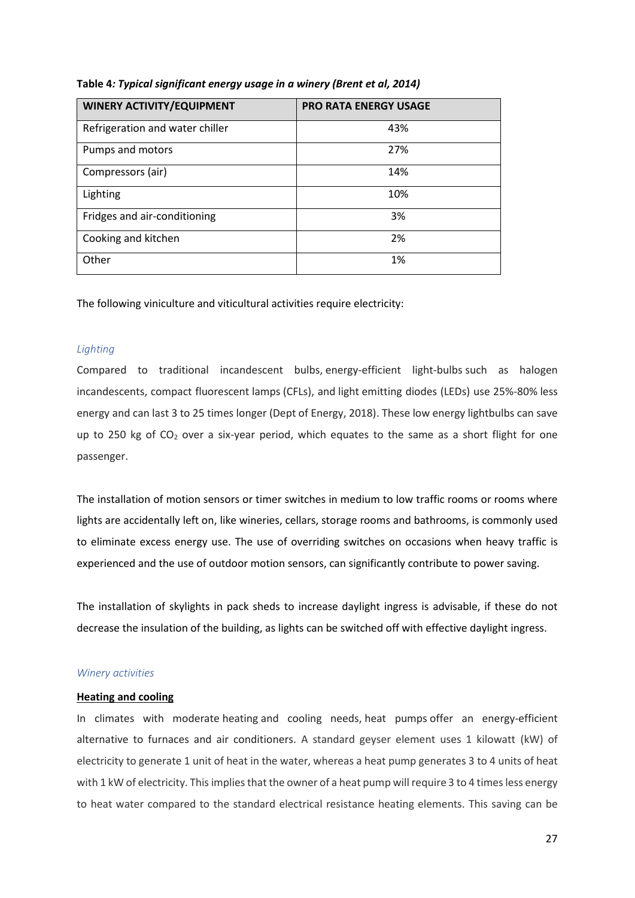**Table 4*: Typical significant energy usage in a winery (Brent et al, 2014)***

| WINERY ACTIVITY/EQUIPMENT | PRO RATA ENERGY USAGE |
|---|---|
| Refrigeration and water chiller | 43% |
| Pumps and motors | 27% |
| Compressors (air) | 14% |
| Lighting | 10% |
| Fridges and air-conditioning | 3% |
| Cooking and kitchen | 2% |
| Other | 1% |

The following viniculture and viticultural activities require electricity:

*Lighting*

Compared to traditional incandescent bulbs, energy-efficient light-bulbs such as halogen incandescents, compact fluorescent lamps (CFLs), and light emitting diodes (LEDs) use 25%-80% less energy and can last 3 to 25 times longer (Dept of Energy, 2018). These low energy lightbulbs can save up to 250 kg of $CO_2$ over a six-year period, which equates to the same as a short flight for one passenger.

The installation of motion sensors or timer switches in medium to low traffic rooms or rooms where lights are accidentally left on, like wineries, cellars, storage rooms and bathrooms, is commonly used to eliminate excess energy use. The use of overriding switches on occasions when heavy traffic is experienced and the use of outdoor motion sensors, can significantly contribute to power saving.

The installation of skylights in pack sheds to increase daylight ingress is advisable, if these do not decrease the insulation of the building, as lights can be switched off with effective daylight ingress.

*Winery activities*

**Heating and cooling**

In climates with moderate heating and cooling needs, heat pumps offer an energy-efficient alternative to furnaces and air conditioners. A standard geyser element uses 1 kilowatt (kW) of electricity to generate 1 unit of heat in the water, whereas a heat pump generates 3 to 4 units of heat with 1 kW of electricity. This implies that the owner of a heat pump will require 3 to 4 times less energy to heat water compared to the standard electrical resistance heating elements. This saving can be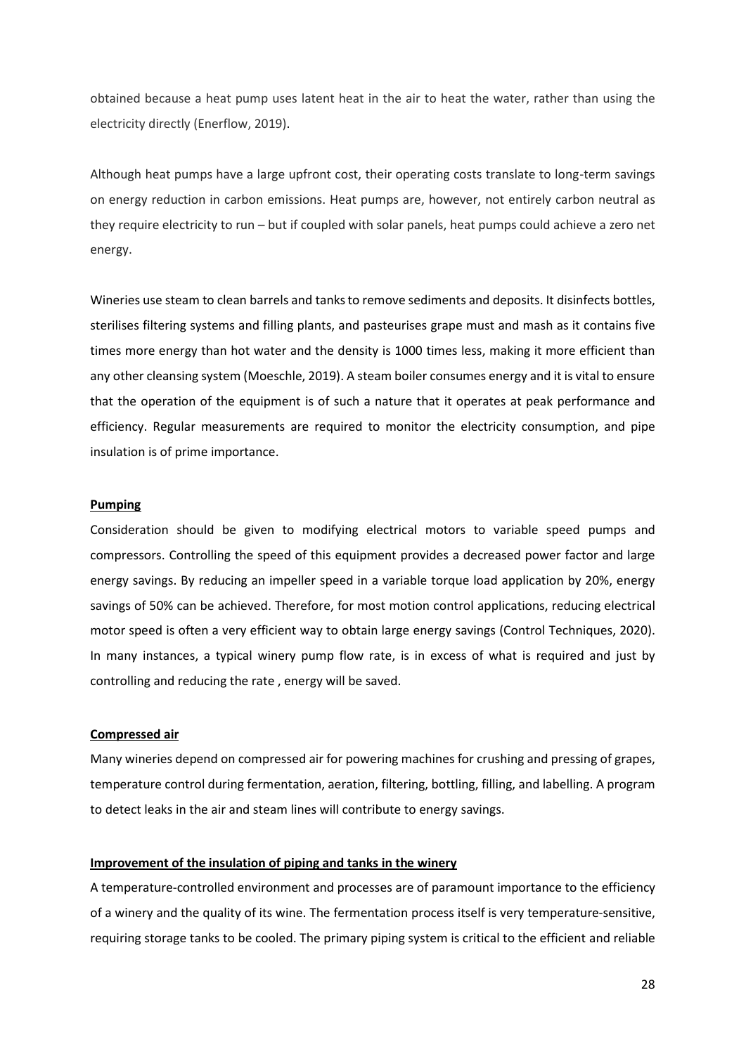obtained because a heat pump uses latent heat in the air to heat the water, rather than using the electricity directly (Enerflow, 2019).

Although heat pumps have a large upfront cost, their operating costs translate to long-term savings on energy reduction in carbon emissions. Heat pumps are, however, not entirely carbon neutral as they require electricity to run – but if coupled with solar panels, heat pumps could achieve a zero net energy.

Wineries use steam to clean barrels and tanks to remove sediments and deposits. It disinfects bottles, sterilises filtering systems and filling plants, and pasteurises grape must and mash as it contains five times more energy than hot water and the density is 1000 times less, making it more efficient than any other cleansing system (Moeschle, 2019). A steam boiler consumes energy and it is vital to ensure that the operation of the equipment is of such a nature that it operates at peak performance and efficiency. Regular measurements are required to monitor the electricity consumption, and pipe insulation is of prime importance.

**Pumping**

Consideration should be given to modifying electrical motors to variable speed pumps and compressors. Controlling the speed of this equipment provides a decreased power factor and large energy savings. By reducing an impeller speed in a variable torque load application by 20%, energy savings of 50% can be achieved. Therefore, for most motion control applications, reducing electrical motor speed is often a very efficient way to obtain large energy savings (Control Techniques, 2020). In many instances, a typical winery pump flow rate, is in excess of what is required and just by controlling and reducing the rate , energy will be saved.

**Compressed air**

Many wineries depend on compressed air for powering machines for crushing and pressing of grapes, temperature control during fermentation, aeration, filtering, bottling, filling, and labelling. A program to detect leaks in the air and steam lines will contribute to energy savings.

**Improvement of the insulation of piping and tanks in the winery**

A temperature-controlled environment and processes are of paramount importance to the efficiency of a winery and the quality of its wine. The fermentation process itself is very temperature-sensitive, requiring storage tanks to be cooled. The primary piping system is critical to the efficient and reliable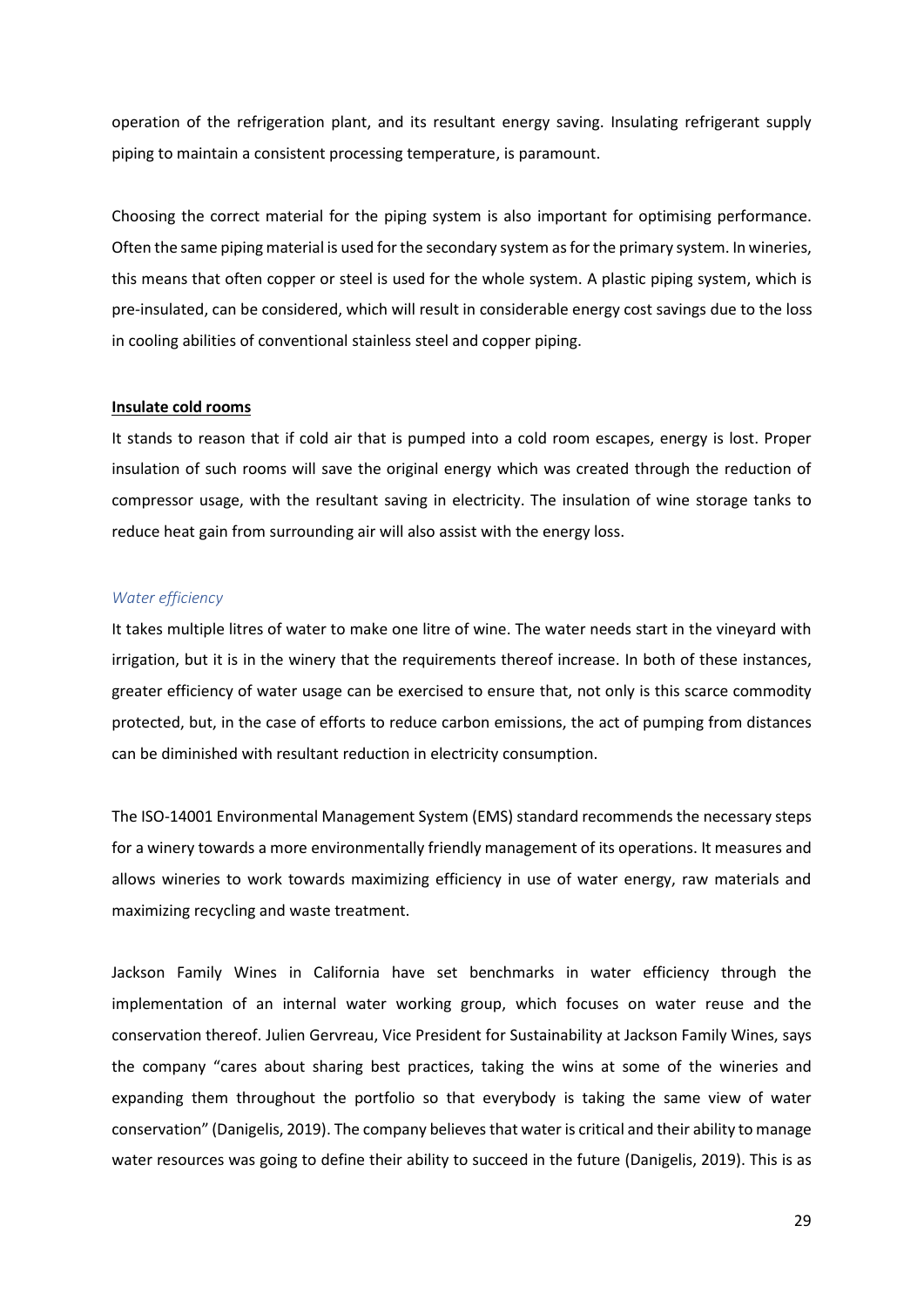operation of the refrigeration plant, and its resultant energy saving. Insulating refrigerant supply piping to maintain a consistent processing temperature, is paramount.

Choosing the correct material for the piping system is also important for optimising performance. Often the same piping material is used for the secondary system as for the primary system. In wineries, this means that often copper or steel is used for the whole system. A plastic piping system, which is pre-insulated, can be considered, which will result in considerable energy cost savings due to the loss in cooling abilities of conventional stainless steel and copper piping.

**Insulate cold rooms**

It stands to reason that if cold air that is pumped into a cold room escapes, energy is lost. Proper insulation of such rooms will save the original energy which was created through the reduction of compressor usage, with the resultant saving in electricity. The insulation of wine storage tanks to reduce heat gain from surrounding air will also assist with the energy loss.

*Water efficiency*

It takes multiple litres of water to make one litre of wine. The water needs start in the vineyard with irrigation, but it is in the winery that the requirements thereof increase. In both of these instances, greater efficiency of water usage can be exercised to ensure that, not only is this scarce commodity protected, but, in the case of efforts to reduce carbon emissions, the act of pumping from distances can be diminished with resultant reduction in electricity consumption.

The ISO-14001 Environmental Management System (EMS) standard recommends the necessary steps for a winery towards a more environmentally friendly management of its operations. It measures and allows wineries to work towards maximizing efficiency in use of water energy, raw materials and maximizing recycling and waste treatment.

Jackson Family Wines in California have set benchmarks in water efficiency through the implementation of an internal water working group, which focuses on water reuse and the conservation thereof. Julien Gervreau, Vice President for Sustainability at Jackson Family Wines, says the company "cares about sharing best practices, taking the wins at some of the wineries and expanding them throughout the portfolio so that everybody is taking the same view of water conservation" (Danigelis, 2019). The company believes that water is critical and their ability to manage water resources was going to define their ability to succeed in the future (Danigelis, 2019). This is as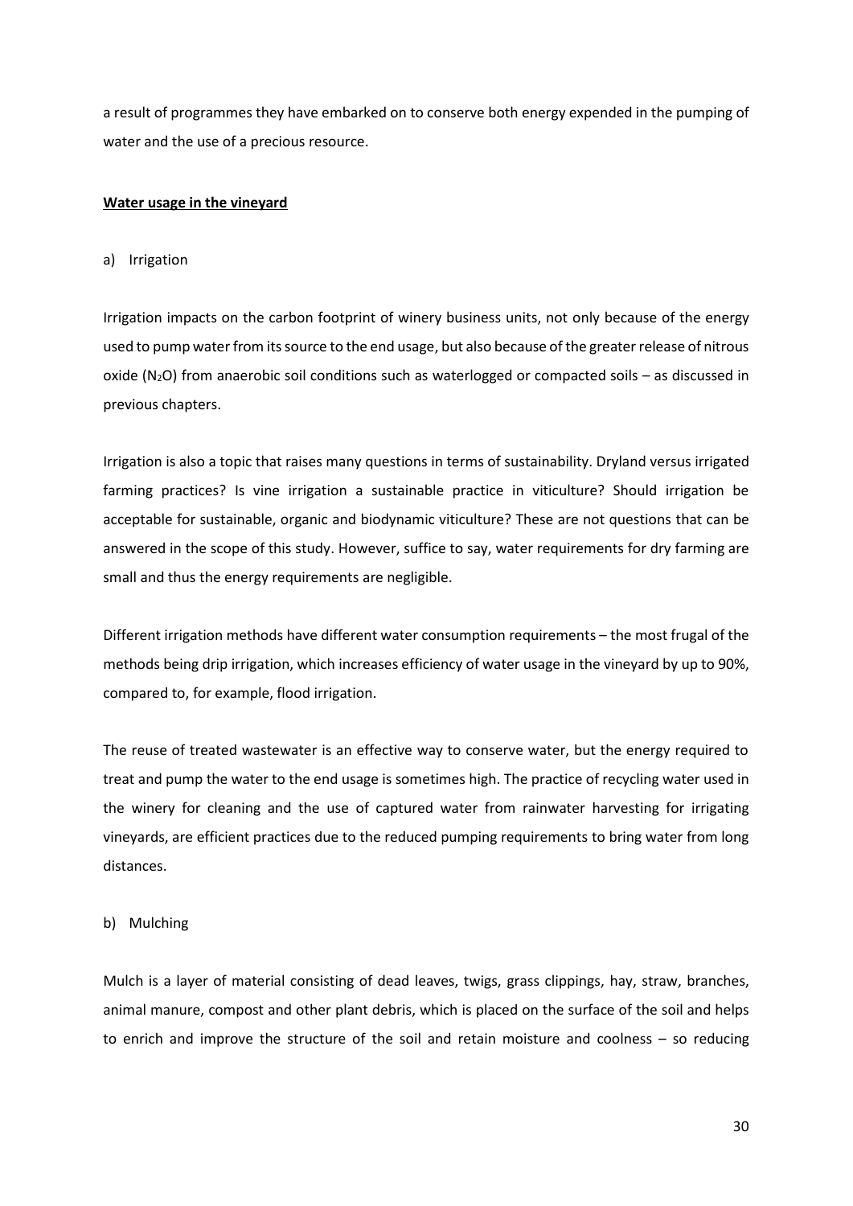a result of programmes they have embarked on to conserve both energy expended in the pumping of water and the use of a precious resource.

**Water usage in the vineyard**

a) Irrigation

Irrigation impacts on the carbon footprint of winery business units, not only because of the energy used to pump water from its source to the end usage, but also because of the greater release of nitrous oxide ($N_2O$) from anaerobic soil conditions such as waterlogged or compacted soils – as discussed in previous chapters.

Irrigation is also a topic that raises many questions in terms of sustainability. Dryland versus irrigated farming practices? Is vine irrigation a sustainable practice in viticulture? Should irrigation be acceptable for sustainable, organic and biodynamic viticulture? These are not questions that can be answered in the scope of this study. However, suffice to say, water requirements for dry farming are small and thus the energy requirements are negligible.

Different irrigation methods have different water consumption requirements – the most frugal of the methods being drip irrigation, which increases efficiency of water usage in the vineyard by up to 90%, compared to, for example, flood irrigation.

The reuse of treated wastewater is an effective way to conserve water, but the energy required to treat and pump the water to the end usage is sometimes high. The practice of recycling water used in the winery for cleaning and the use of captured water from rainwater harvesting for irrigating vineyards, are efficient practices due to the reduced pumping requirements to bring water from long distances.

b) Mulching

Mulch is a layer of material consisting of dead leaves, twigs, grass clippings, hay, straw, branches, animal manure, compost and other plant debris, which is placed on the surface of the soil and helps to enrich and improve the structure of the soil and retain moisture and coolness – so reducing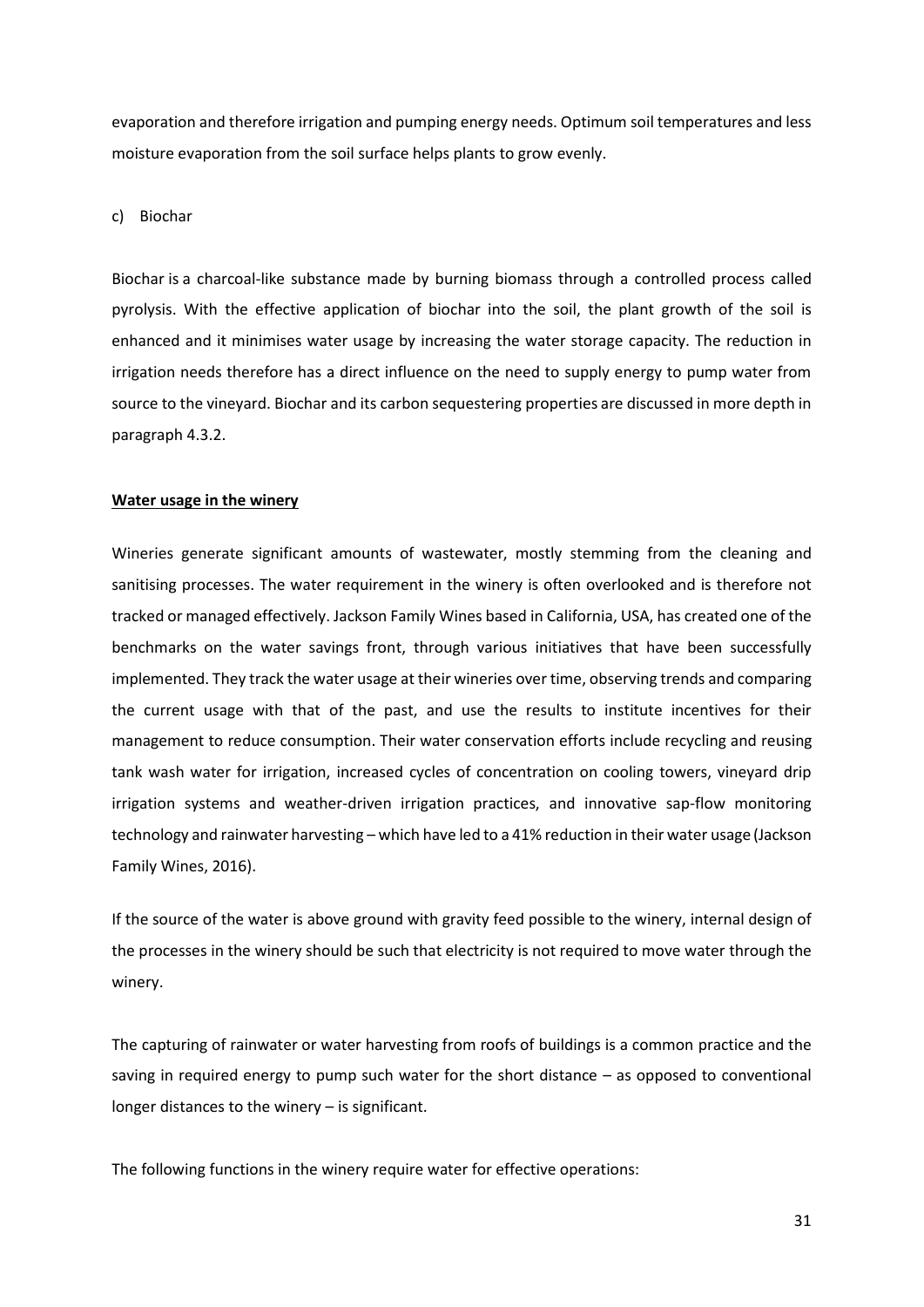evaporation and therefore irrigation and pumping energy needs. Optimum soil temperatures and less moisture evaporation from the soil surface helps plants to grow evenly.

c) Biochar

Biochar is a charcoal-like substance made by burning biomass through a controlled process called pyrolysis. With the effective application of biochar into the soil, the plant growth of the soil is enhanced and it minimises water usage by increasing the water storage capacity. The reduction in irrigation needs therefore has a direct influence on the need to supply energy to pump water from source to the vineyard. Biochar and its carbon sequestering properties are discussed in more depth in paragraph 4.3.2.

**Water usage in the winery**

Wineries generate significant amounts of wastewater, mostly stemming from the cleaning and sanitising processes. The water requirement in the winery is often overlooked and is therefore not tracked or managed effectively. Jackson Family Wines based in California, USA, has created one of the benchmarks on the water savings front, through various initiatives that have been successfully implemented. They track the water usage at their wineries over time, observing trends and comparing the current usage with that of the past, and use the results to institute incentives for their management to reduce consumption. Their water conservation efforts include recycling and reusing tank wash water for irrigation, increased cycles of concentration on cooling towers, vineyard drip irrigation systems and weather-driven irrigation practices, and innovative sap-flow monitoring technology and rainwater harvesting – which have led to a 41% reduction in their water usage (Jackson Family Wines, 2016).

If the source of the water is above ground with gravity feed possible to the winery, internal design of the processes in the winery should be such that electricity is not required to move water through the winery.

The capturing of rainwater or water harvesting from roofs of buildings is a common practice and the saving in required energy to pump such water for the short distance – as opposed to conventional longer distances to the winery – is significant.

The following functions in the winery require water for effective operations: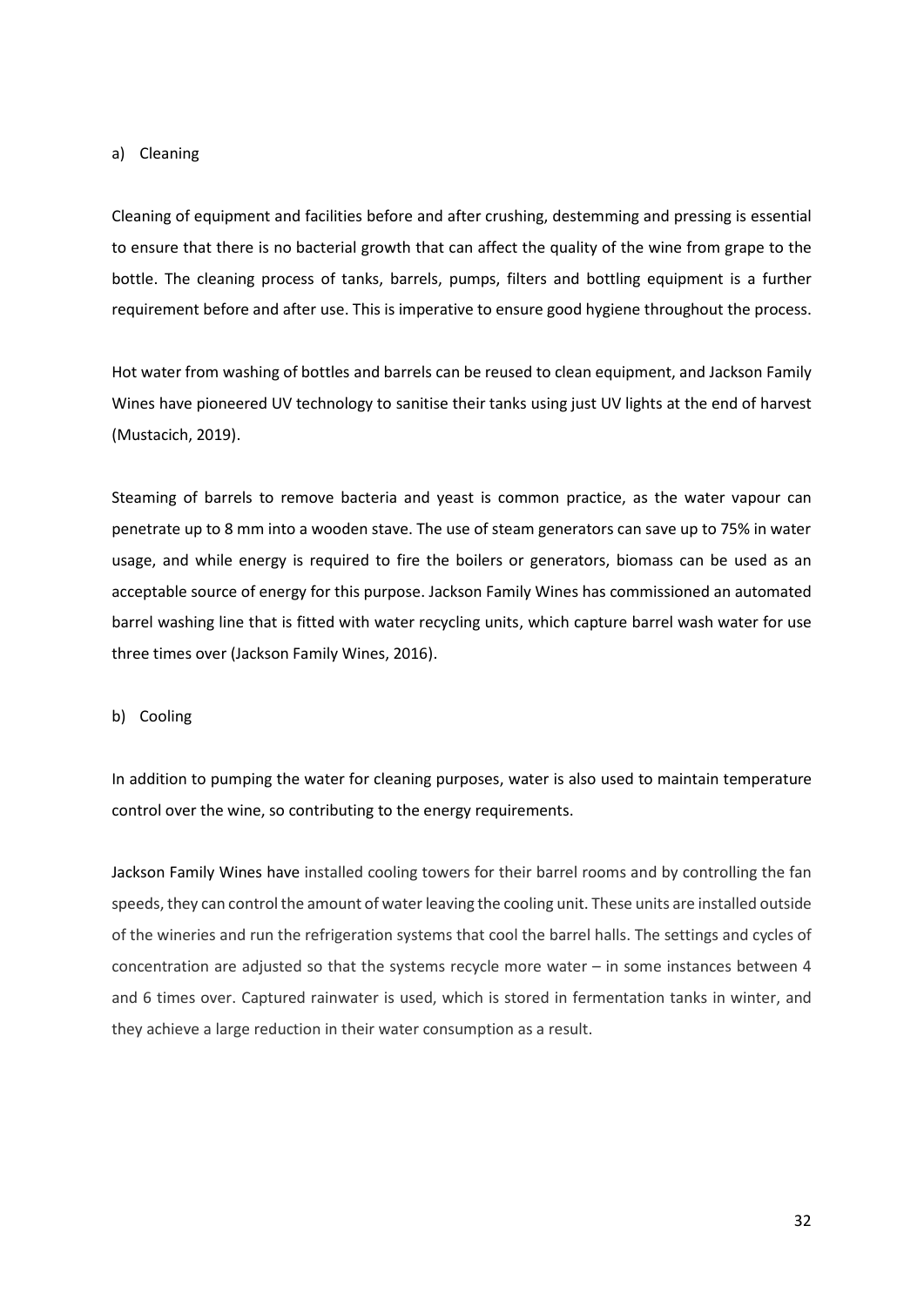a) Cleaning

Cleaning of equipment and facilities before and after crushing, destemming and pressing is essential to ensure that there is no bacterial growth that can affect the quality of the wine from grape to the bottle. The cleaning process of tanks, barrels, pumps, filters and bottling equipment is a further requirement before and after use. This is imperative to ensure good hygiene throughout the process.

Hot water from washing of bottles and barrels can be reused to clean equipment, and Jackson Family Wines have pioneered UV technology to sanitise their tanks using just UV lights at the end of harvest (Mustacich, 2019).

Steaming of barrels to remove bacteria and yeast is common practice, as the water vapour can penetrate up to 8 mm into a wooden stave. The use of steam generators can save up to 75% in water usage, and while energy is required to fire the boilers or generators, biomass can be used as an acceptable source of energy for this purpose. Jackson Family Wines has commissioned an automated barrel washing line that is fitted with water recycling units, which capture barrel wash water for use three times over (Jackson Family Wines, 2016).

b) Cooling

In addition to pumping the water for cleaning purposes, water is also used to maintain temperature control over the wine, so contributing to the energy requirements.

Jackson Family Wines have installed cooling towers for their barrel rooms and by controlling the fan speeds, they can control the amount of water leaving the cooling unit. These units are installed outside of the wineries and run the refrigeration systems that cool the barrel halls. The settings and cycles of concentration are adjusted so that the systems recycle more water – in some instances between 4 and 6 times over. Captured rainwater is used, which is stored in fermentation tanks in winter, and they achieve a large reduction in their water consumption as a result.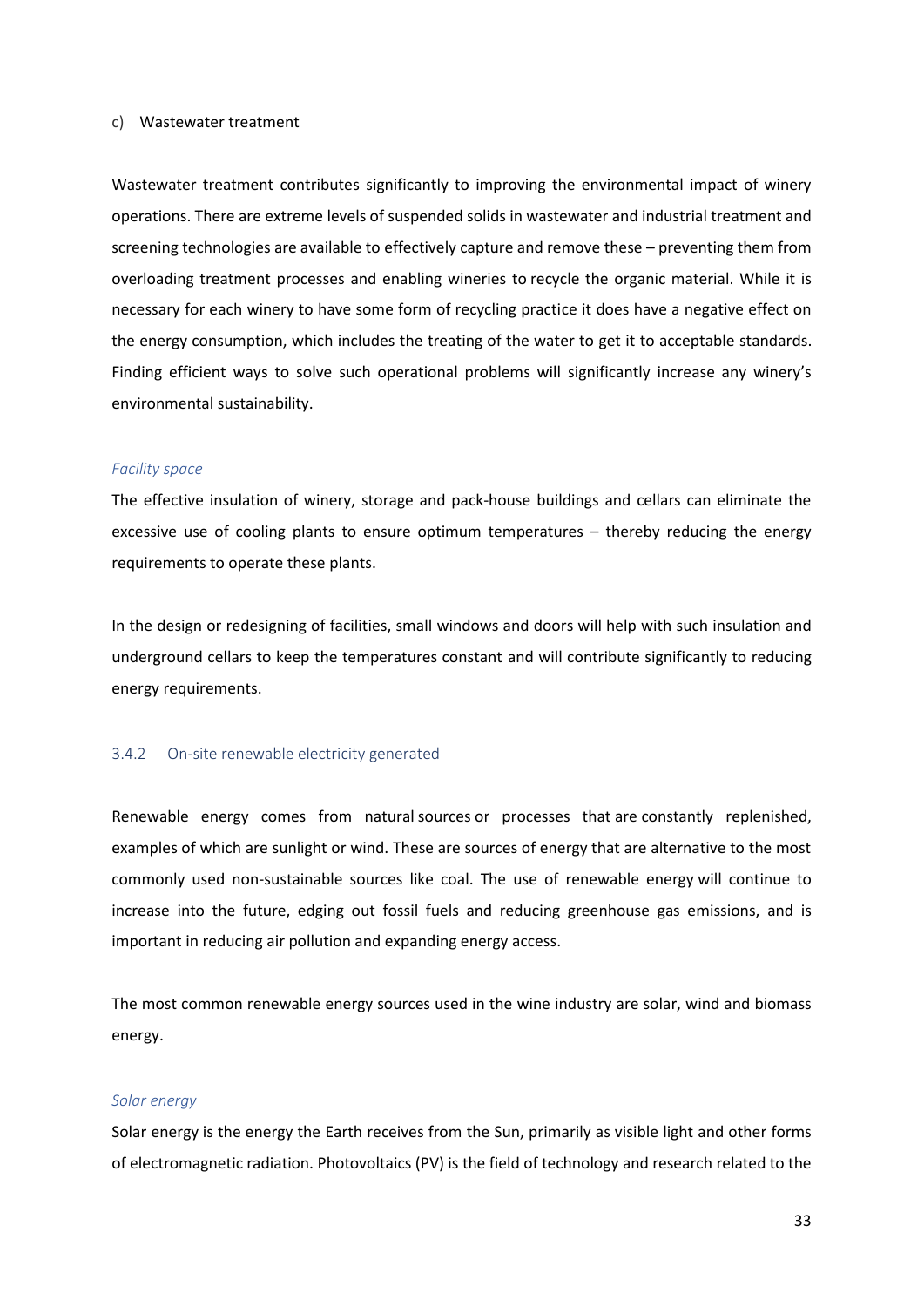c) Wastewater treatment

Wastewater treatment contributes significantly to improving the environmental impact of winery operations. There are extreme levels of suspended solids in wastewater and industrial treatment and screening technologies are available to effectively capture and remove these – preventing them from overloading treatment processes and enabling wineries to recycle the organic material. While it is necessary for each winery to have some form of recycling practice it does have a negative effect on the energy consumption, which includes the treating of the water to get it to acceptable standards. Finding efficient ways to solve such operational problems will significantly increase any winery's environmental sustainability.

*Facility space*

The effective insulation of winery, storage and pack-house buildings and cellars can eliminate the excessive use of cooling plants to ensure optimum temperatures – thereby reducing the energy requirements to operate these plants.

In the design or redesigning of facilities, small windows and doors will help with such insulation and underground cellars to keep the temperatures constant and will contribute significantly to reducing energy requirements.

### 3.4.2 On-site renewable electricity generated

Renewable energy comes from natural sources or processes that are constantly replenished, examples of which are sunlight or wind. These are sources of energy that are alternative to the most commonly used non-sustainable sources like coal. The use of renewable energy will continue to increase into the future, edging out fossil fuels and reducing greenhouse gas emissions, and is important in reducing air pollution and expanding energy access.

The most common renewable energy sources used in the wine industry are solar, wind and biomass energy.

*Solar energy*

Solar energy is the energy the Earth receives from the Sun, primarily as visible light and other forms of electromagnetic radiation. Photovoltaics (PV) is the field of technology and research related to the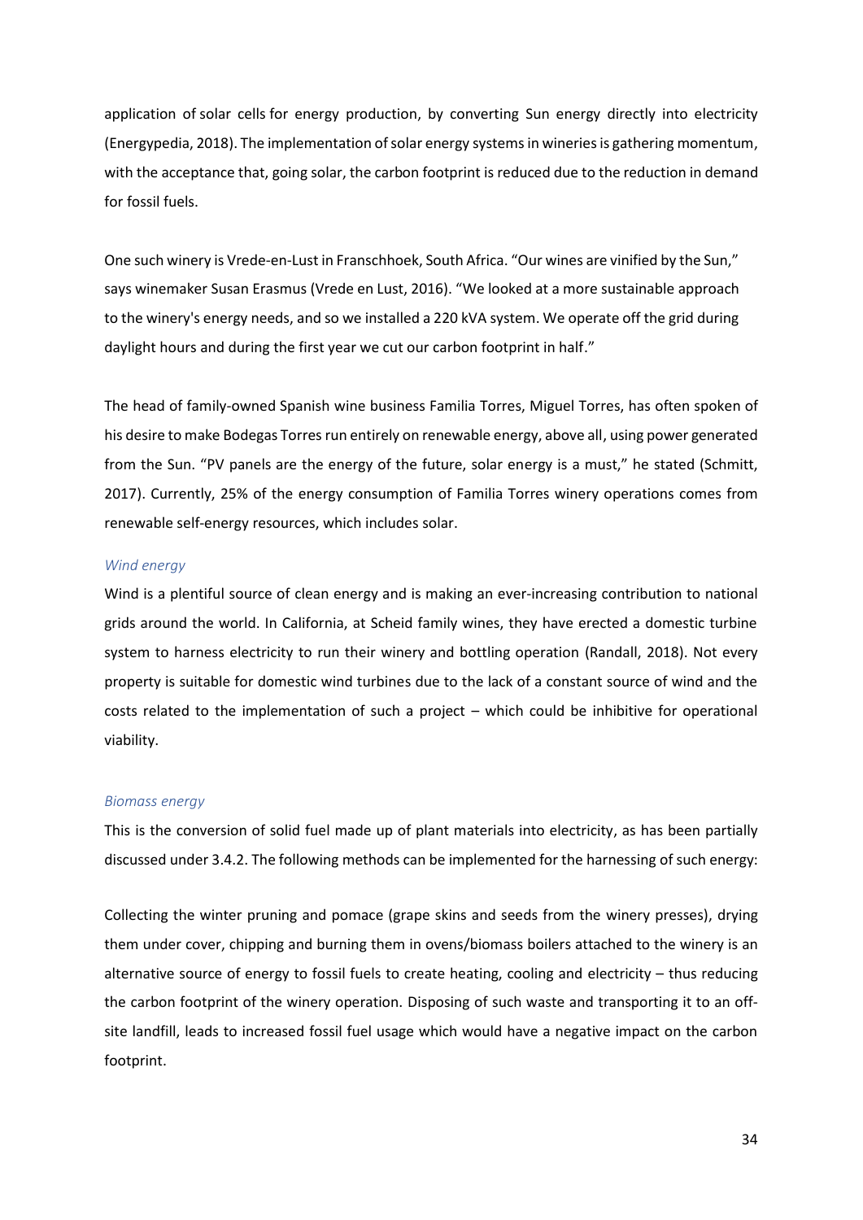application of solar cells for energy production, by converting Sun energy directly into electricity (Energypedia, 2018). The implementation of solar energy systems in wineries is gathering momentum, with the acceptance that, going solar, the carbon footprint is reduced due to the reduction in demand for fossil fuels.

One such winery is Vrede-en-Lust in Franschhoek, South Africa. "Our wines are vinified by the Sun," says winemaker Susan Erasmus (Vrede en Lust, 2016). "We looked at a more sustainable approach to the winery's energy needs, and so we installed a 220 kVA system. We operate off the grid during daylight hours and during the first year we cut our carbon footprint in half."

The head of family-owned Spanish wine business Familia Torres, Miguel Torres, has often spoken of his desire to make Bodegas Torres run entirely on renewable energy, above all, using power generated from the Sun. "PV panels are the energy of the future, solar energy is a must," he stated (Schmitt, 2017). Currently, 25% of the energy consumption of Familia Torres winery operations comes from renewable self-energy resources, which includes solar.

*Wind energy*

Wind is a plentiful source of clean energy and is making an ever-increasing contribution to national grids around the world. In California, at Scheid family wines, they have erected a domestic turbine system to harness electricity to run their winery and bottling operation (Randall, 2018). Not every property is suitable for domestic wind turbines due to the lack of a constant source of wind and the costs related to the implementation of such a project – which could be inhibitive for operational viability.

*Biomass energy*

This is the conversion of solid fuel made up of plant materials into electricity, as has been partially discussed under 3.4.2. The following methods can be implemented for the harnessing of such energy:

Collecting the winter pruning and pomace (grape skins and seeds from the winery presses), drying them under cover, chipping and burning them in ovens/biomass boilers attached to the winery is an alternative source of energy to fossil fuels to create heating, cooling and electricity – thus reducing the carbon footprint of the winery operation. Disposing of such waste and transporting it to an off-site landfill, leads to increased fossil fuel usage which would have a negative impact on the carbon footprint.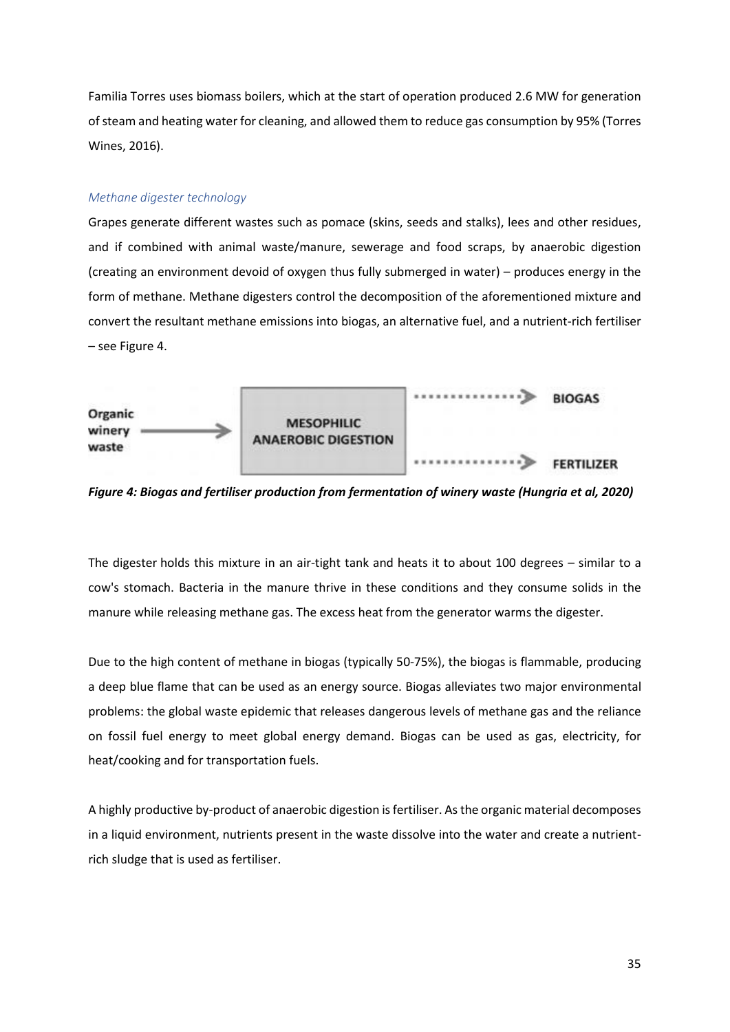Familia Torres uses biomass boilers, which at the start of operation produced 2.6 MW for generation of steam and heating water for cleaning, and allowed them to reduce gas consumption by 95% (Torres Wines, 2016).

### *Methane digester technology*

Grapes generate different wastes such as pomace (skins, seeds and stalks), lees and other residues, and if combined with animal waste/manure, sewerage and food scraps, by anaerobic digestion (creating an environment devoid of oxygen thus fully submerged in water) – produces energy in the form of methane. Methane digesters control the decomposition of the aforementioned mixture and convert the resultant methane emissions into biogas, an alternative fuel, and a nutrient-rich fertiliser – see Figure 4.

Organic winery waste

MESOPHILIC ANAEROBIC DIGESTION

BIOGAS

FERTILIZER

***Figure 4: Biogas and fertiliser production from fermentation of winery waste (Hungria et al, 2020)***

The digester holds this mixture in an air-tight tank and heats it to about 100 degrees – similar to a cow's stomach. Bacteria in the manure thrive in these conditions and they consume solids in the manure while releasing methane gas. The excess heat from the generator warms the digester.

Due to the high content of methane in biogas (typically 50-75%), the biogas is flammable, producing a deep blue flame that can be used as an energy source. Biogas alleviates two major environmental problems: the global waste epidemic that releases dangerous levels of methane gas and the reliance on fossil fuel energy to meet global energy demand. Biogas can be used as gas, electricity, for heat/cooking and for transportation fuels.

A highly productive by-product of anaerobic digestion is fertiliser. As the organic material decomposes in a liquid environment, nutrients present in the waste dissolve into the water and create a nutrient-rich sludge that is used as fertiliser.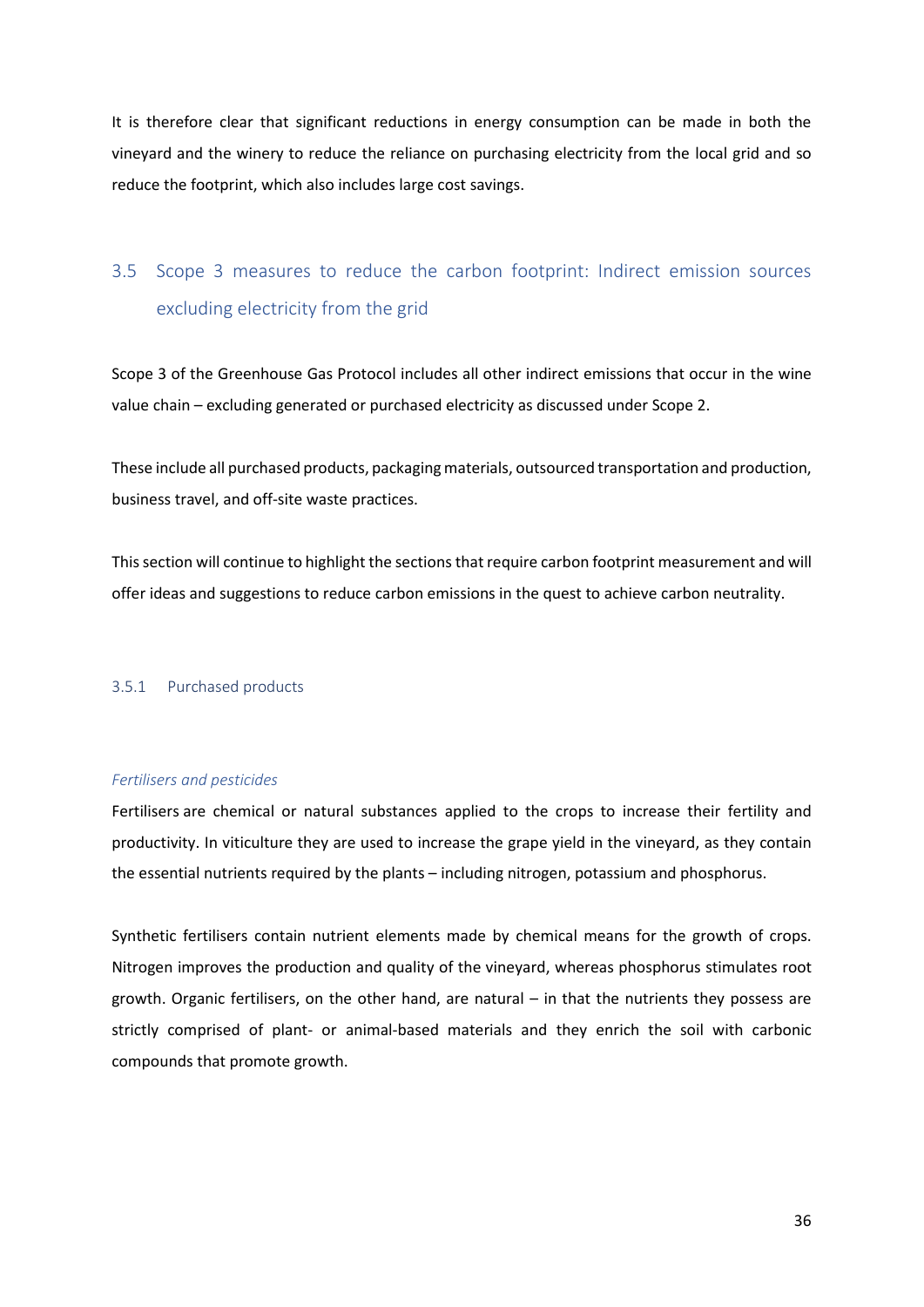It is therefore clear that significant reductions in energy consumption can be made in both the vineyard and the winery to reduce the reliance on purchasing electricity from the local grid and so reduce the footprint, which also includes large cost savings.

## 3.5 Scope 3 measures to reduce the carbon footprint: Indirect emission sources excluding electricity from the grid

Scope 3 of the Greenhouse Gas Protocol includes all other indirect emissions that occur in the wine value chain – excluding generated or purchased electricity as discussed under Scope 2.

These include all purchased products, packaging materials, outsourced transportation and production, business travel, and off-site waste practices.

This section will continue to highlight the sections that require carbon footprint measurement and will offer ideas and suggestions to reduce carbon emissions in the quest to achieve carbon neutrality.

### 3.5.1 Purchased products

*Fertilisers and pesticides*

Fertilisers are chemical or natural substances applied to the crops to increase their fertility and productivity. In viticulture they are used to increase the grape yield in the vineyard, as they contain the essential nutrients required by the plants – including nitrogen, potassium and phosphorus.

Synthetic fertilisers contain nutrient elements made by chemical means for the growth of crops. Nitrogen improves the production and quality of the vineyard, whereas phosphorus stimulates root growth. Organic fertilisers, on the other hand, are natural – in that the nutrients they possess are strictly comprised of plant- or animal-based materials and they enrich the soil with carbonic compounds that promote growth.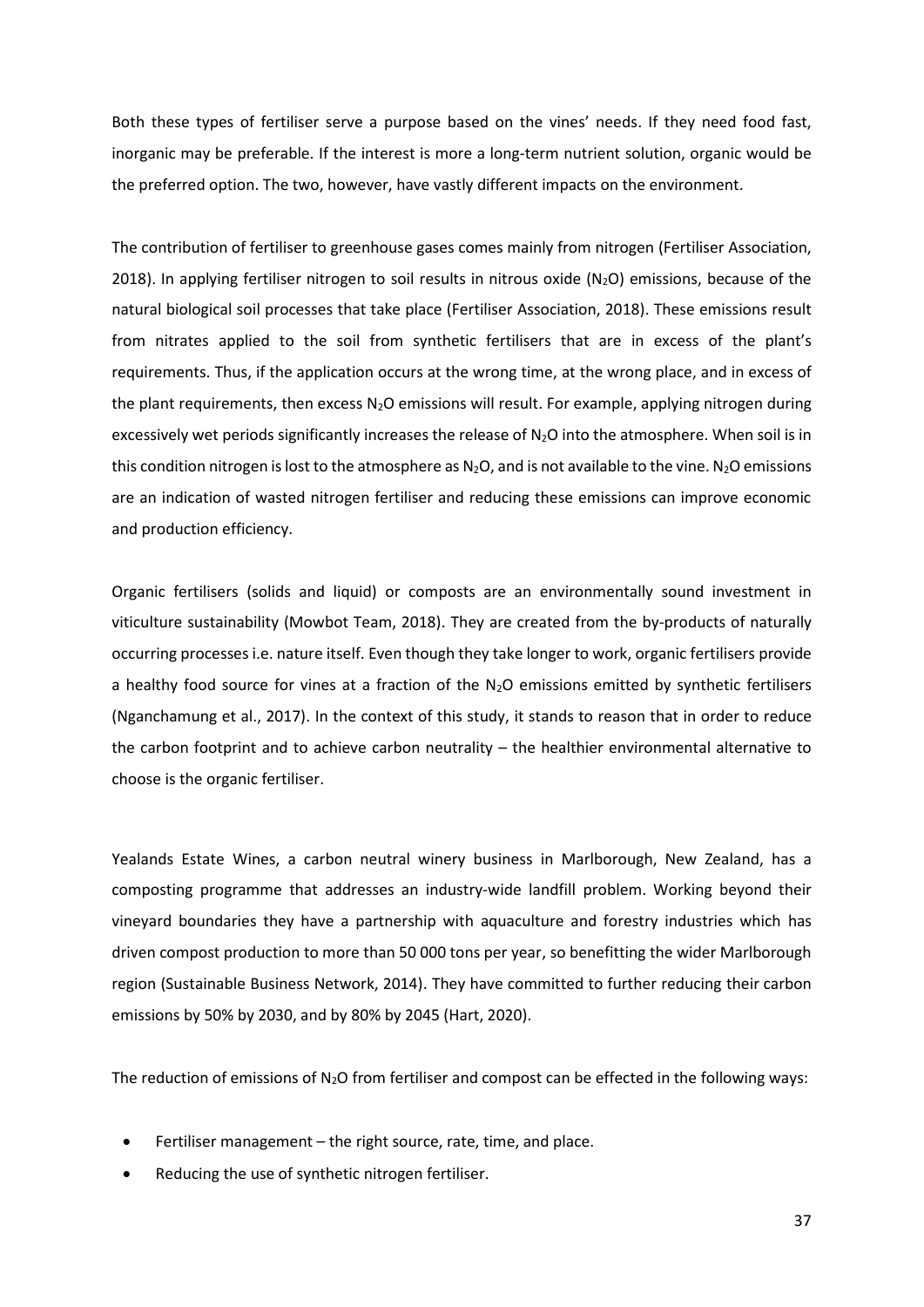Both these types of fertiliser serve a purpose based on the vines' needs. If they need food fast, inorganic may be preferable. If the interest is more a long-term nutrient solution, organic would be the preferred option. The two, however, have vastly different impacts on the environment.

The contribution of fertiliser to greenhouse gases comes mainly from nitrogen (Fertiliser Association, 2018). In applying fertiliser nitrogen to soil results in nitrous oxide ($N_2O$) emissions, because of the natural biological soil processes that take place (Fertiliser Association, 2018). These emissions result from nitrates applied to the soil from synthetic fertilisers that are in excess of the plant's requirements. Thus, if the application occurs at the wrong time, at the wrong place, and in excess of the plant requirements, then excess $N_2O$ emissions will result. For example, applying nitrogen during excessively wet periods significantly increases the release of $N_2O$ into the atmosphere. When soil is in this condition nitrogen is lost to the atmosphere as $N_2O$, and is not available to the vine. $N_2O$ emissions are an indication of wasted nitrogen fertiliser and reducing these emissions can improve economic and production efficiency.

Organic fertilisers (solids and liquid) or composts are an environmentally sound investment in viticulture sustainability (Mowbot Team, 2018). They are created from the by-products of naturally occurring processes i.e. nature itself. Even though they take longer to work, organic fertilisers provide a healthy food source for vines at a fraction of the $N_2O$ emissions emitted by synthetic fertilisers (Nganchamung et al., 2017). In the context of this study, it stands to reason that in order to reduce the carbon footprint and to achieve carbon neutrality – the healthier environmental alternative to choose is the organic fertiliser.

Yealands Estate Wines, a carbon neutral winery business in Marlborough, New Zealand, has a composting programme that addresses an industry-wide landfill problem. Working beyond their vineyard boundaries they have a partnership with aquaculture and forestry industries which has driven compost production to more than 50 000 tons per year, so benefitting the wider Marlborough region (Sustainable Business Network, 2014). They have committed to further reducing their carbon emissions by 50% by 2030, and by 80% by 2045 (Hart, 2020).

The reduction of emissions of $N_2O$ from fertiliser and compost can be effected in the following ways:

- Fertiliser management – the right source, rate, time, and place.
- Reducing the use of synthetic nitrogen fertiliser.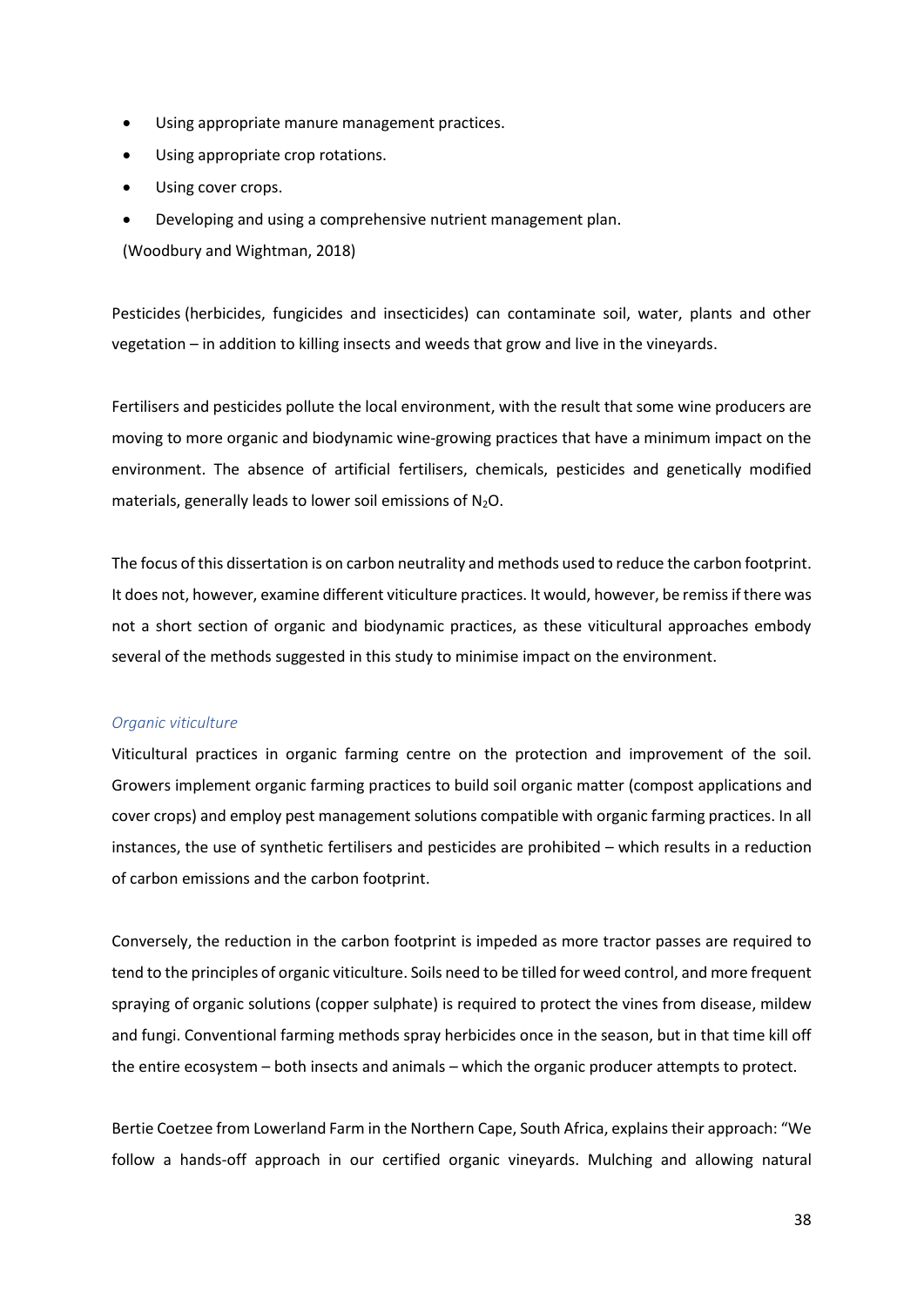- Using appropriate manure management practices.
- Using appropriate crop rotations.
- Using cover crops.
- Developing and using a comprehensive nutrient management plan.

(Woodbury and Wightman, 2018)

Pesticides (herbicides, fungicides and insecticides) can contaminate soil, water, plants and other vegetation – in addition to killing insects and weeds that grow and live in the vineyards.

Fertilisers and pesticides pollute the local environment, with the result that some wine producers are moving to more organic and biodynamic wine-growing practices that have a minimum impact on the environment. The absence of artificial fertilisers, chemicals, pesticides and genetically modified materials, generally leads to lower soil emissions of $N_2O$.

The focus of this dissertation is on carbon neutrality and methods used to reduce the carbon footprint. It does not, however, examine different viticulture practices. It would, however, be remiss if there was not a short section of organic and biodynamic practices, as these viticultural approaches embody several of the methods suggested in this study to minimise impact on the environment.

*Organic viticulture*

Viticultural practices in organic farming centre on the protection and improvement of the soil. Growers implement organic farming practices to build soil organic matter (compost applications and cover crops) and employ pest management solutions compatible with organic farming practices. In all instances, the use of synthetic fertilisers and pesticides are prohibited – which results in a reduction of carbon emissions and the carbon footprint.

Conversely, the reduction in the carbon footprint is impeded as more tractor passes are required to tend to the principles of organic viticulture. Soils need to be tilled for weed control, and more frequent spraying of organic solutions (copper sulphate) is required to protect the vines from disease, mildew and fungi. Conventional farming methods spray herbicides once in the season, but in that time kill off the entire ecosystem – both insects and animals – which the organic producer attempts to protect.

Bertie Coetzee from Lowerland Farm in the Northern Cape, South Africa, explains their approach: "We follow a hands-off approach in our certified organic vineyards. Mulching and allowing natural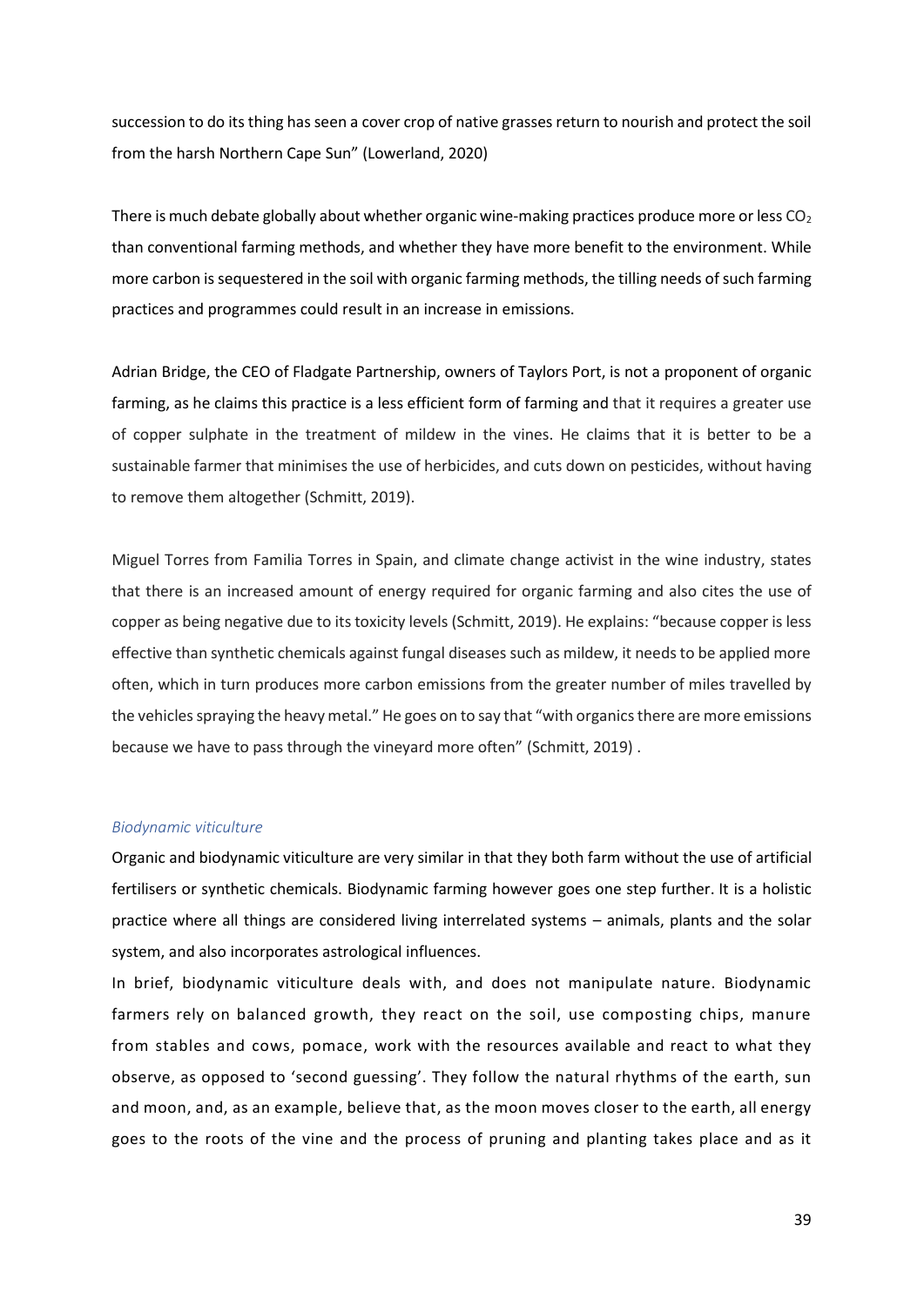succession to do its thing has seen a cover crop of native grasses return to nourish and protect the soil from the harsh Northern Cape Sun" (Lowerland, 2020)

There is much debate globally about whether organic wine-making practices produce more or less $CO_2$ than conventional farming methods, and whether they have more benefit to the environment. While more carbon is sequestered in the soil with organic farming methods, the tilling needs of such farming practices and programmes could result in an increase in emissions.

Adrian Bridge, the CEO of Fladgate Partnership, owners of Taylors Port, is not a proponent of organic farming, as he claims this practice is a less efficient form of farming and that it requires a greater use of copper sulphate in the treatment of mildew in the vines. He claims that it is better to be a sustainable farmer that minimises the use of herbicides, and cuts down on pesticides, without having to remove them altogether (Schmitt, 2019).

Miguel Torres from Familia Torres in Spain, and climate change activist in the wine industry, states that there is an increased amount of energy required for organic farming and also cites the use of copper as being negative due to its toxicity levels (Schmitt, 2019). He explains: "because copper is less effective than synthetic chemicals against fungal diseases such as mildew, it needs to be applied more often, which in turn produces more carbon emissions from the greater number of miles travelled by the vehicles spraying the heavy metal." He goes on to say that "with organics there are more emissions because we have to pass through the vineyard more often" (Schmitt, 2019) .

### *Biodynamic viticulture*

Organic and biodynamic viticulture are very similar in that they both farm without the use of artificial fertilisers or synthetic chemicals. Biodynamic farming however goes one step further. It is a holistic practice where all things are considered living interrelated systems – animals, plants and the solar system, and also incorporates astrological influences.

In brief, biodynamic viticulture deals with, and does not manipulate nature. Biodynamic farmers rely on balanced growth, they react on the soil, use composting chips, manure from stables and cows, pomace, work with the resources available and react to what they observe, as opposed to 'second guessing'. They follow the natural rhythms of the earth, sun and moon, and, as an example, believe that, as the moon moves closer to the earth, all energy goes to the roots of the vine and the process of pruning and planting takes place and as it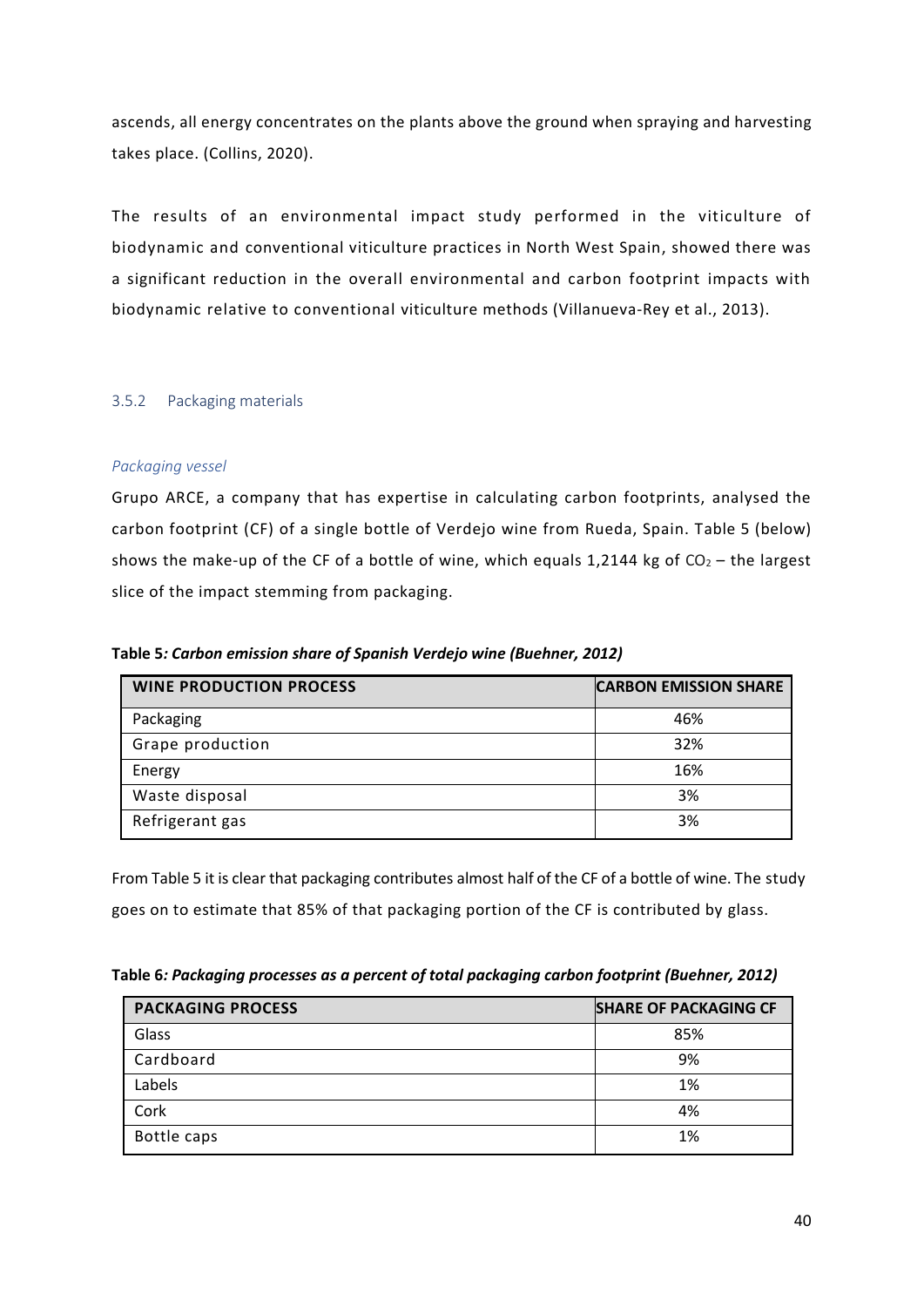ascends, all energy concentrates on the plants above the ground when spraying and harvesting takes place. (Collins, 2020).

The results of an environmental impact study performed in the viticulture of biodynamic and conventional viticulture practices in North West Spain, showed there was a significant reduction in the overall environmental and carbon footprint impacts with biodynamic relative to conventional viticulture methods (Villanueva-Rey et al., 2013).

### 3.5.2 Packaging materials

*Packaging vessel*

Grupo ARCE, a company that has expertise in calculating carbon footprints, analysed the carbon footprint (CF) of a single bottle of Verdejo wine from Rueda, Spain. Table 5 (below) shows the make-up of the CF of a bottle of wine, which equals 1,2144 kg of $CO_2$ – the largest slice of the impact stemming from packaging.

**Table 5*: Carbon emission share of Spanish Verdejo wine (Buehner, 2012)***

| WINE PRODUCTION PROCESS | CARBON EMISSION SHARE |
|---|---|
| Packaging | 46% |
| Grape production | 32% |
| Energy | 16% |
| Waste disposal | 3% |
| Refrigerant gas | 3% |

From Table 5 it is clear that packaging contributes almost half of the CF of a bottle of wine. The study goes on to estimate that 85% of that packaging portion of the CF is contributed by glass.

**Table 6*: Packaging processes as a percent of total packaging carbon footprint (Buehner, 2012)***

| PACKAGING PROCESS | SHARE OF PACKAGING CF |
|---|---|
| Glass | 85% |
| Cardboard | 9% |
| Labels | 1% |
| Cork | 4% |
| Bottle caps | 1% |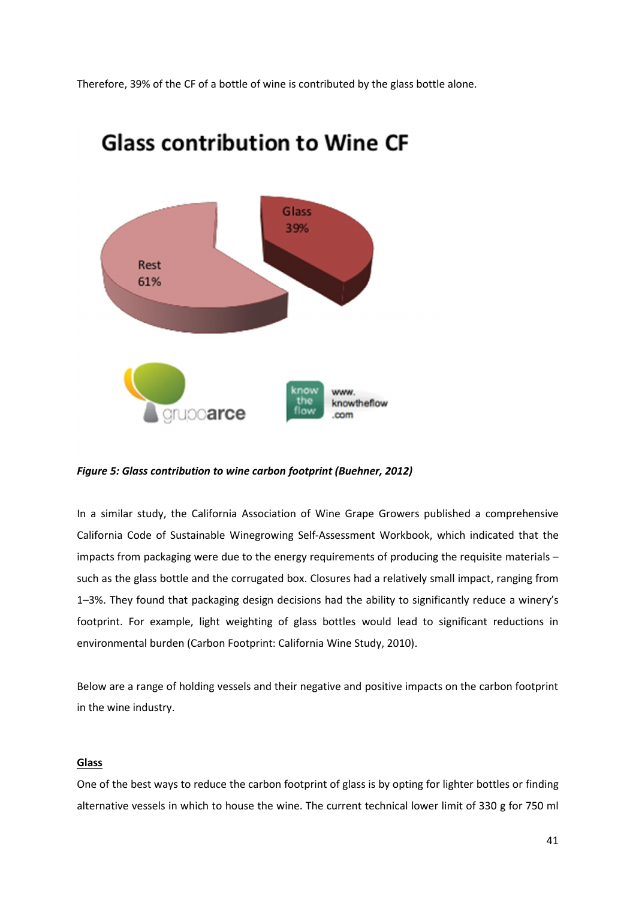Therefore, 39% of the CF of a bottle of wine is contributed by the glass bottle alone.

*Figure 5: Glass contribution to wine carbon footprint (Buehner, 2012)*

In a similar study, the California Association of Wine Grape Growers published a comprehensive California Code of Sustainable Winegrowing Self-Assessment Workbook, which indicated that the impacts from packaging were due to the energy requirements of producing the requisite materials – such as the glass bottle and the corrugated box. Closures had a relatively small impact, ranging from 1–3%. They found that packaging design decisions had the ability to significantly reduce a winery's footprint. For example, light weighting of glass bottles would lead to significant reductions in environmental burden (Carbon Footprint: California Wine Study, 2010).

Below are a range of holding vessels and their negative and positive impacts on the carbon footprint in the wine industry.

**Glass**

One of the best ways to reduce the carbon footprint of glass is by opting for lighter bottles or finding alternative vessels in which to house the wine. The current technical lower limit of 330 g for 750 ml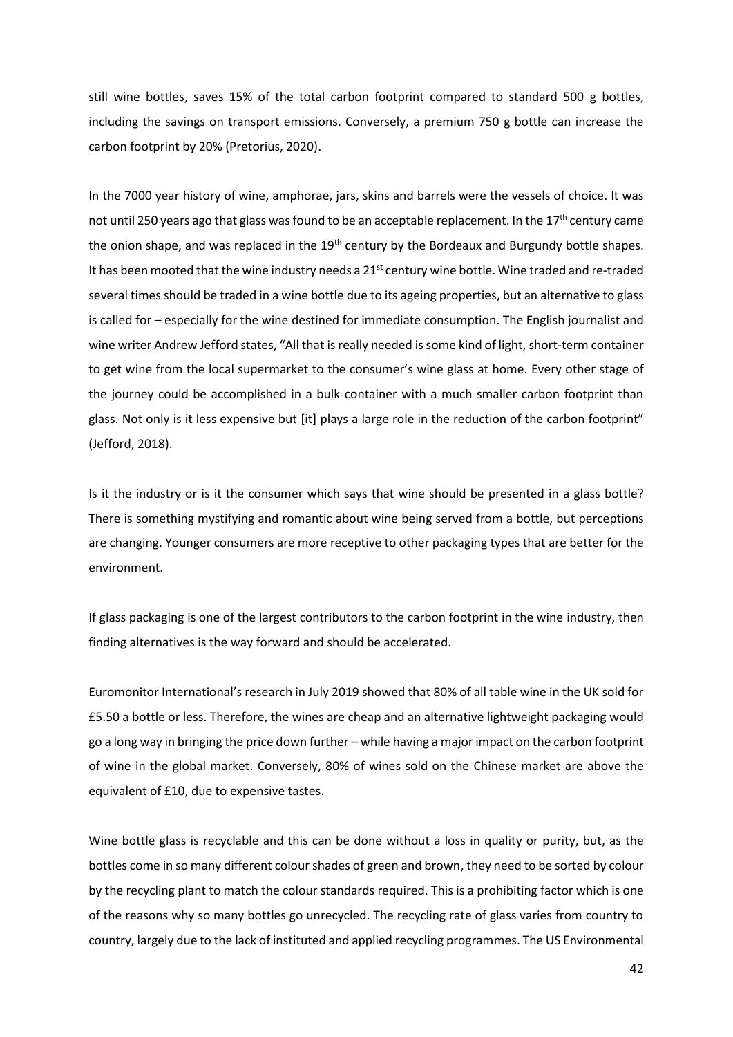still wine bottles, saves 15% of the total carbon footprint compared to standard 500 g bottles, including the savings on transport emissions. Conversely, a premium 750 g bottle can increase the carbon footprint by 20% (Pretorius, 2020).

In the 7000 year history of wine, amphorae, jars, skins and barrels were the vessels of choice. It was not until 250 years ago that glass was found to be an acceptable replacement. In the 17th century came the onion shape, and was replaced in the 19th century by the Bordeaux and Burgundy bottle shapes. It has been mooted that the wine industry needs a 21st century wine bottle. Wine traded and re-traded several times should be traded in a wine bottle due to its ageing properties, but an alternative to glass is called for – especially for the wine destined for immediate consumption. The English journalist and wine writer Andrew Jefford states, "All that is really needed is some kind of light, short-term container to get wine from the local supermarket to the consumer's wine glass at home. Every other stage of the journey could be accomplished in a bulk container with a much smaller carbon footprint than glass. Not only is it less expensive but [it] plays a large role in the reduction of the carbon footprint" (Jefford, 2018).

Is it the industry or is it the consumer which says that wine should be presented in a glass bottle? There is something mystifying and romantic about wine being served from a bottle, but perceptions are changing. Younger consumers are more receptive to other packaging types that are better for the environment.

If glass packaging is one of the largest contributors to the carbon footprint in the wine industry, then finding alternatives is the way forward and should be accelerated.

Euromonitor International's research in July 2019 showed that 80% of all table wine in the UK sold for £5.50 a bottle or less. Therefore, the wines are cheap and an alternative lightweight packaging would go a long way in bringing the price down further – while having a major impact on the carbon footprint of wine in the global market. Conversely, 80% of wines sold on the Chinese market are above the equivalent of £10, due to expensive tastes.

Wine bottle glass is recyclable and this can be done without a loss in quality or purity, but, as the bottles come in so many different colour shades of green and brown, they need to be sorted by colour by the recycling plant to match the colour standards required. This is a prohibiting factor which is one of the reasons why so many bottles go unrecycled. The recycling rate of glass varies from country to country, largely due to the lack of instituted and applied recycling programmes. The US Environmental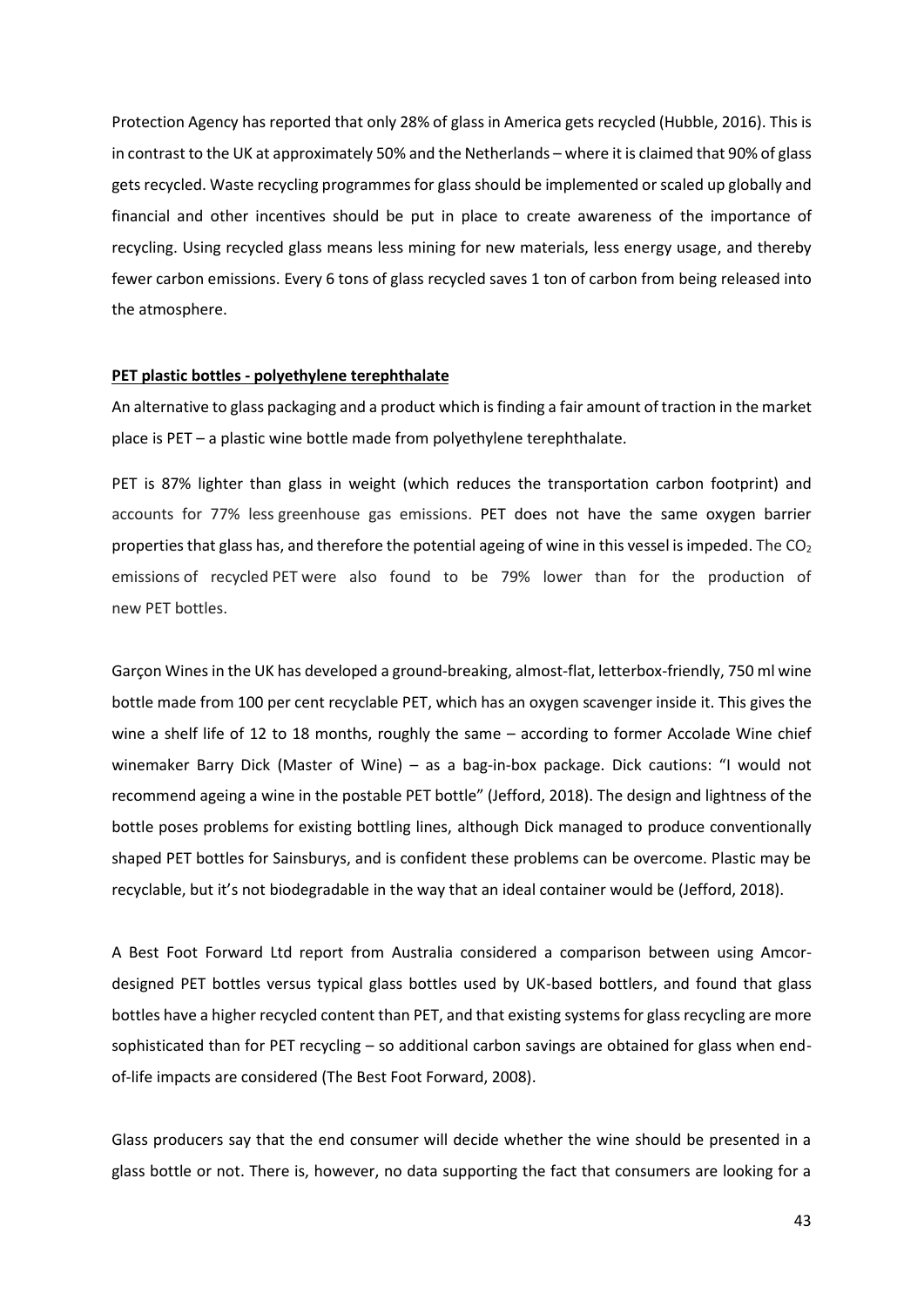Protection Agency has reported that only 28% of glass in America gets recycled (Hubble, 2016). This is in contrast to the UK at approximately 50% and the Netherlands – where it is claimed that 90% of glass gets recycled. Waste recycling programmes for glass should be implemented or scaled up globally and financial and other incentives should be put in place to create awareness of the importance of recycling. Using recycled glass means less mining for new materials, less energy usage, and thereby fewer carbon emissions. Every 6 tons of glass recycled saves 1 ton of carbon from being released into the atmosphere.

**PET plastic bottles - polyethylene terephthalate**

An alternative to glass packaging and a product which is finding a fair amount of traction in the market place is PET – a plastic wine bottle made from polyethylene terephthalate.

PET is 87% lighter than glass in weight (which reduces the transportation carbon footprint) and accounts for 77% less greenhouse gas emissions. PET does not have the same oxygen barrier properties that glass has, and therefore the potential ageing of wine in this vessel is impeded. The $CO_2$ emissions of recycled PET were also found to be 79% lower than for the production of new PET bottles.

Garçon Wines in the UK has developed a ground-breaking, almost-flat, letterbox-friendly, 750 ml wine bottle made from 100 per cent recyclable PET, which has an oxygen scavenger inside it. This gives the wine a shelf life of 12 to 18 months, roughly the same – according to former Accolade Wine chief winemaker Barry Dick (Master of Wine) – as a bag-in-box package. Dick cautions: "I would not recommend ageing a wine in the postable PET bottle" (Jefford, 2018). The design and lightness of the bottle poses problems for existing bottling lines, although Dick managed to produce conventionally shaped PET bottles for Sainsburys, and is confident these problems can be overcome. Plastic may be recyclable, but it's not biodegradable in the way that an ideal container would be (Jefford, 2018).

A Best Foot Forward Ltd report from Australia considered a comparison between using Amcor-designed PET bottles versus typical glass bottles used by UK-based bottlers, and found that glass bottles have a higher recycled content than PET, and that existing systems for glass recycling are more sophisticated than for PET recycling – so additional carbon savings are obtained for glass when end-of-life impacts are considered (The Best Foot Forward, 2008).

Glass producers say that the end consumer will decide whether the wine should be presented in a glass bottle or not. There is, however, no data supporting the fact that consumers are looking for a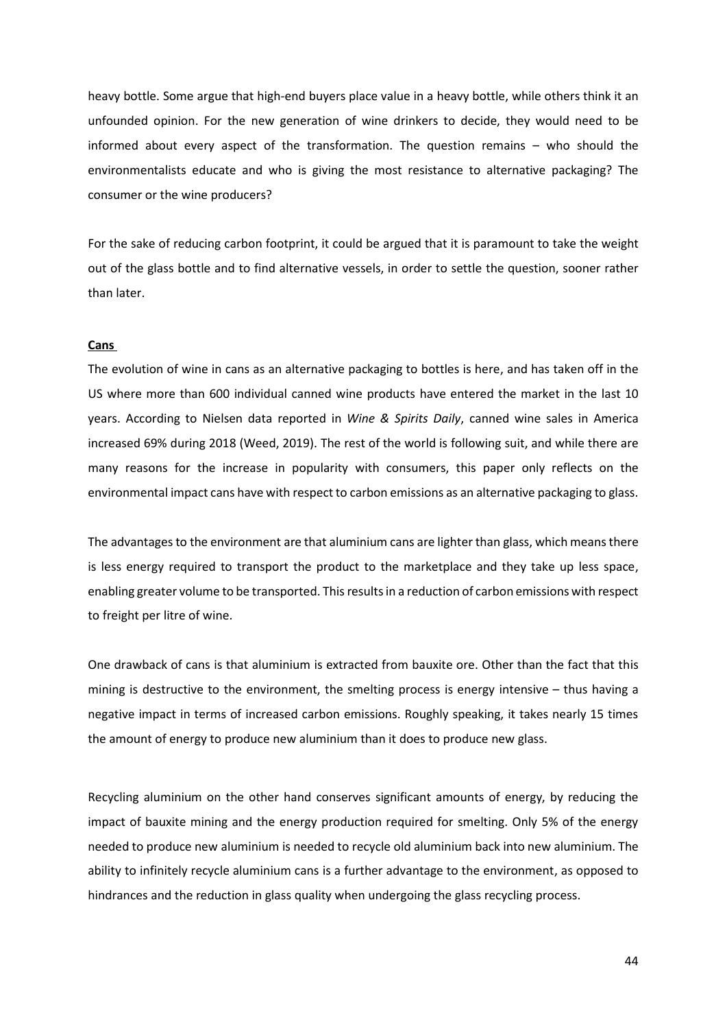heavy bottle. Some argue that high-end buyers place value in a heavy bottle, while others think it an unfounded opinion. For the new generation of wine drinkers to decide, they would need to be informed about every aspect of the transformation. The question remains – who should the environmentalists educate and who is giving the most resistance to alternative packaging? The consumer or the wine producers?

For the sake of reducing carbon footprint, it could be argued that it is paramount to take the weight out of the glass bottle and to find alternative vessels, in order to settle the question, sooner rather than later.

**Cans**

The evolution of wine in cans as an alternative packaging to bottles is here, and has taken off in the US where more than 600 individual canned wine products have entered the market in the last 10 years. According to Nielsen data reported in *Wine & Spirits Daily*, canned wine sales in America increased 69% during 2018 (Weed, 2019). The rest of the world is following suit, and while there are many reasons for the increase in popularity with consumers, this paper only reflects on the environmental impact cans have with respect to carbon emissions as an alternative packaging to glass.

The advantages to the environment are that aluminium cans are lighter than glass, which means there is less energy required to transport the product to the marketplace and they take up less space, enabling greater volume to be transported. This results in a reduction of carbon emissions with respect to freight per litre of wine.

One drawback of cans is that aluminium is extracted from bauxite ore. Other than the fact that this mining is destructive to the environment, the smelting process is energy intensive – thus having a negative impact in terms of increased carbon emissions. Roughly speaking, it takes nearly 15 times the amount of energy to produce new aluminium than it does to produce new glass.

Recycling aluminium on the other hand conserves significant amounts of energy, by reducing the impact of bauxite mining and the energy production required for smelting. Only 5% of the energy needed to produce new aluminium is needed to recycle old aluminium back into new aluminium. The ability to infinitely recycle aluminium cans is a further advantage to the environment, as opposed to hindrances and the reduction in glass quality when undergoing the glass recycling process.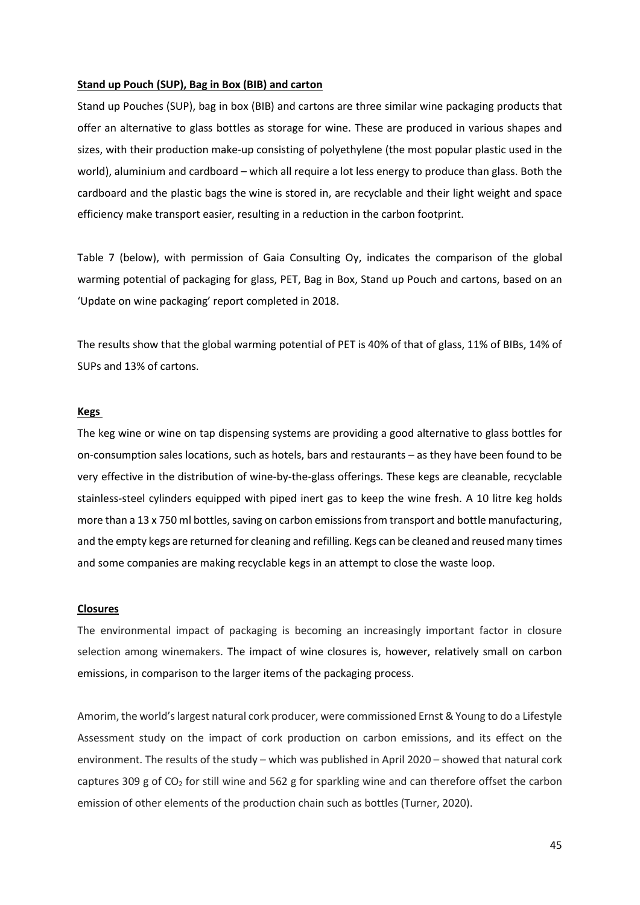**Stand up Pouch (SUP), Bag in Box (BIB) and carton**

Stand up Pouches (SUP), bag in box (BIB) and cartons are three similar wine packaging products that offer an alternative to glass bottles as storage for wine. These are produced in various shapes and sizes, with their production make-up consisting of polyethylene (the most popular plastic used in the world), aluminium and cardboard – which all require a lot less energy to produce than glass. Both the cardboard and the plastic bags the wine is stored in, are recyclable and their light weight and space efficiency make transport easier, resulting in a reduction in the carbon footprint.

Table 7 (below), with permission of Gaia Consulting Oy, indicates the comparison of the global warming potential of packaging for glass, PET, Bag in Box, Stand up Pouch and cartons, based on an 'Update on wine packaging' report completed in 2018.

The results show that the global warming potential of PET is 40% of that of glass, 11% of BIBs, 14% of SUPs and 13% of cartons.

**Kegs**

The keg wine or wine on tap dispensing systems are providing a good alternative to glass bottles for on-consumption sales locations, such as hotels, bars and restaurants – as they have been found to be very effective in the distribution of wine-by-the-glass offerings. These kegs are cleanable, recyclable stainless-steel cylinders equipped with piped inert gas to keep the wine fresh. A 10 litre keg holds more than a 13 x 750 ml bottles, saving on carbon emissions from transport and bottle manufacturing, and the empty kegs are returned for cleaning and refilling. Kegs can be cleaned and reused many times and some companies are making recyclable kegs in an attempt to close the waste loop.

**Closures**

The environmental impact of packaging is becoming an increasingly important factor in closure selection among winemakers. The impact of wine closures is, however, relatively small on carbon emissions, in comparison to the larger items of the packaging process.

Amorim, the world's largest natural cork producer, were commissioned Ernst & Young to do a Lifestyle Assessment study on the impact of cork production on carbon emissions, and its effect on the environment. The results of the study – which was published in April 2020 – showed that natural cork captures 309 g of $CO_2$ for still wine and 562 g for sparkling wine and can therefore offset the carbon emission of other elements of the production chain such as bottles (Turner, 2020).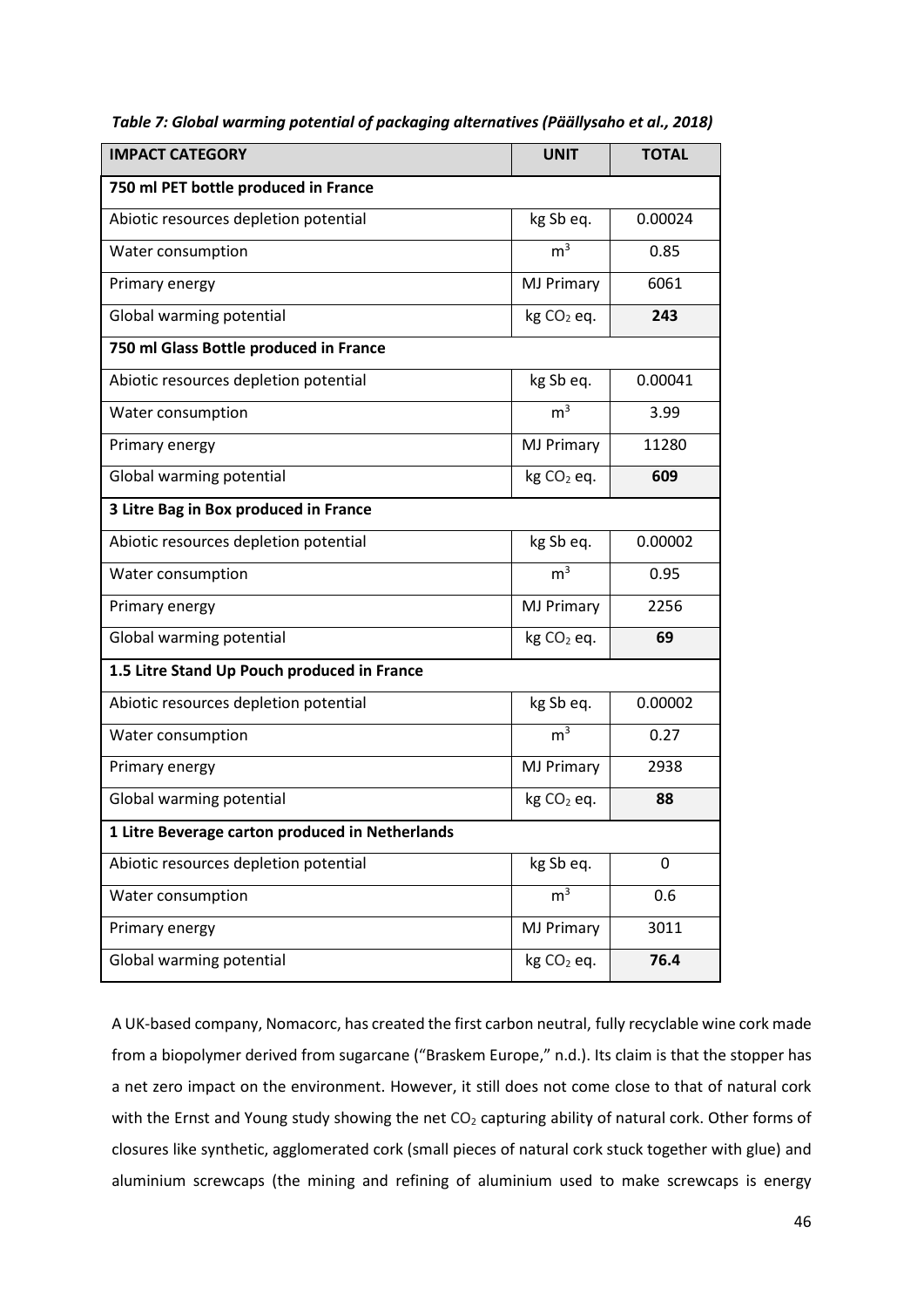*Table 7: Global warming potential of packaging alternatives (Päällysaho et al., 2018)*

| IMPACT CATEGORY | UNIT | TOTAL |
|---|---|---|
| **750 ml PET bottle produced in France** | | |
| Abiotic resources depletion potential | kg Sb eq. | 0.00024 |
| Water consumption | $m^3$ | 0.85 |
| Primary energy | MJ Primary | 6061 |
| Global warming potential | kg $CO_2$ eq. | **243** |
| **750 ml Glass Bottle produced in France** | | |
| Abiotic resources depletion potential | kg Sb eq. | 0.00041 |
| Water consumption | $m^3$ | 3.99 |
| Primary energy | MJ Primary | 11280 |
| Global warming potential | kg $CO_2$ eq. | **609** |
| **3 Litre Bag in Box produced in France** | | |
| Abiotic resources depletion potential | kg Sb eq. | 0.00002 |
| Water consumption | $m^3$ | 0.95 |
| Primary energy | MJ Primary | 2256 |
| Global warming potential | kg $CO_2$ eq. | **69** |
| **1.5 Litre Stand Up Pouch produced in France** | | |
| Abiotic resources depletion potential | kg Sb eq. | 0.00002 |
| Water consumption | $m^3$ | 0.27 |
| Primary energy | MJ Primary | 2938 |
| Global warming potential | kg $CO_2$ eq. | **88** |
| **1 Litre Beverage carton produced in Netherlands** | | |
| Abiotic resources depletion potential | kg Sb eq. | 0 |
| Water consumption | $m^3$ | 0.6 |
| Primary energy | MJ Primary | 3011 |
| Global warming potential | kg $CO_2$ eq. | **76.4** |

A UK-based company, Nomacorc, has created the first carbon neutral, fully recyclable wine cork made from a biopolymer derived from sugarcane ("Braskem Europe," n.d.). Its claim is that the stopper has a net zero impact on the environment. However, it still does not come close to that of natural cork with the Ernst and Young study showing the net $CO_2$ capturing ability of natural cork. Other forms of closures like synthetic, agglomerated cork (small pieces of natural cork stuck together with glue) and aluminium screwcaps (the mining and refining of aluminium used to make screwcaps is energy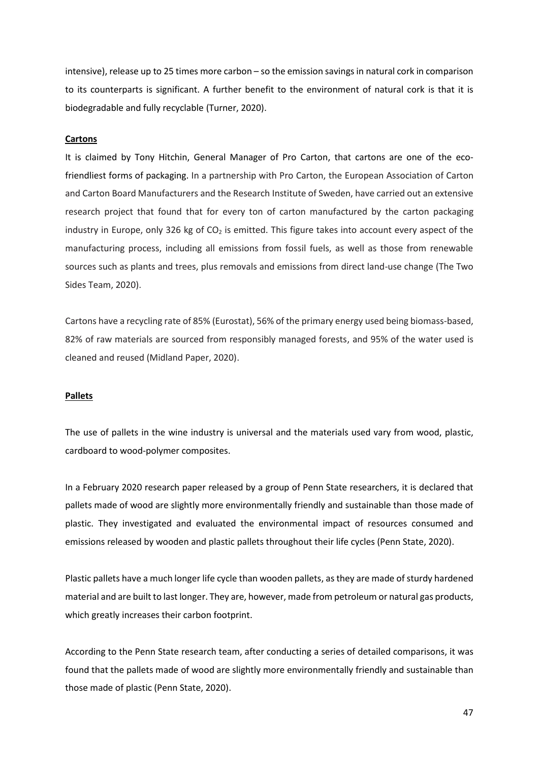intensive), release up to 25 times more carbon – so the emission savings in natural cork in comparison to its counterparts is significant. A further benefit to the environment of natural cork is that it is biodegradable and fully recyclable (Turner, 2020).

**Cartons**

It is claimed by Tony Hitchin, General Manager of Pro Carton, that cartons are one of the eco-friendliest forms of packaging. In a partnership with Pro Carton, the European Association of Carton and Carton Board Manufacturers and the Research Institute of Sweden, have carried out an extensive research project that found that for every ton of carton manufactured by the carton packaging industry in Europe, only 326 kg of $CO_2$ is emitted. This figure takes into account every aspect of the manufacturing process, including all emissions from fossil fuels, as well as those from renewable sources such as plants and trees, plus removals and emissions from direct land-use change (The Two Sides Team, 2020).

Cartons have a recycling rate of 85% (Eurostat), 56% of the primary energy used being biomass-based, 82% of raw materials are sourced from responsibly managed forests, and 95% of the water used is cleaned and reused (Midland Paper, 2020).

**Pallets**

The use of pallets in the wine industry is universal and the materials used vary from wood, plastic, cardboard to wood-polymer composites.

In a February 2020 research paper released by a group of Penn State researchers, it is declared that pallets made of wood are slightly more environmentally friendly and sustainable than those made of plastic. They investigated and evaluated the environmental impact of resources consumed and emissions released by wooden and plastic pallets throughout their life cycles (Penn State, 2020).

Plastic pallets have a much longer life cycle than wooden pallets, as they are made of sturdy hardened material and are built to last longer. They are, however, made from petroleum or natural gas products, which greatly increases their carbon footprint.

According to the Penn State research team, after conducting a series of detailed comparisons, it was found that the pallets made of wood are slightly more environmentally friendly and sustainable than those made of plastic (Penn State, 2020).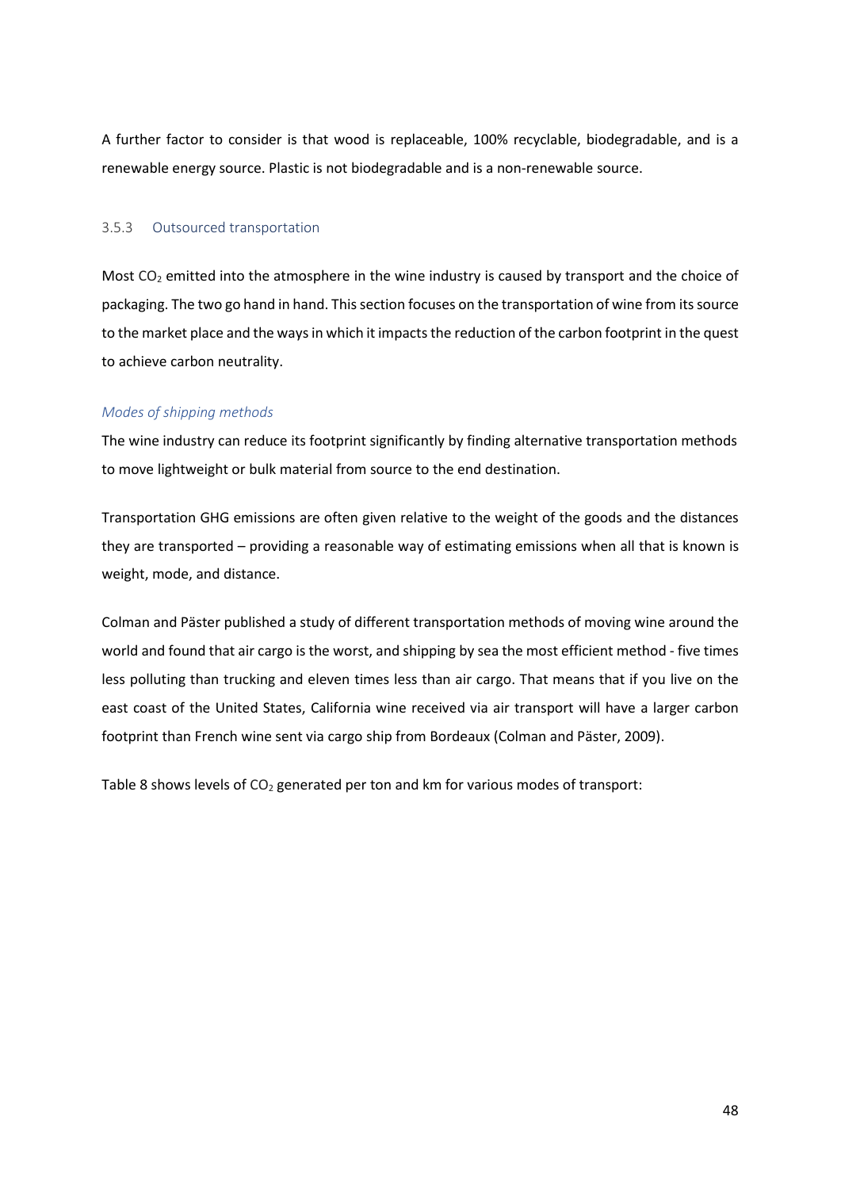A further factor to consider is that wood is replaceable, 100% recyclable, biodegradable, and is a renewable energy source. Plastic is not biodegradable and is a non-renewable source.

### 3.5.3 Outsourced transportation

Most $CO_2$ emitted into the atmosphere in the wine industry is caused by transport and the choice of packaging. The two go hand in hand. This section focuses on the transportation of wine from its source to the market place and the ways in which it impacts the reduction of the carbon footprint in the quest to achieve carbon neutrality.

#### *Modes of shipping methods*

The wine industry can reduce its footprint significantly by finding alternative transportation methods to move lightweight or bulk material from source to the end destination.

Transportation GHG emissions are often given relative to the weight of the goods and the distances they are transported – providing a reasonable way of estimating emissions when all that is known is weight, mode, and distance.

Colman and Päster published a study of different transportation methods of moving wine around the world and found that air cargo is the worst, and shipping by sea the most efficient method - five times less polluting than trucking and eleven times less than air cargo. That means that if you live on the east coast of the United States, California wine received via air transport will have a larger carbon footprint than French wine sent via cargo ship from Bordeaux (Colman and Päster, 2009).

Table 8 shows levels of $CO_2$ generated per ton and km for various modes of transport: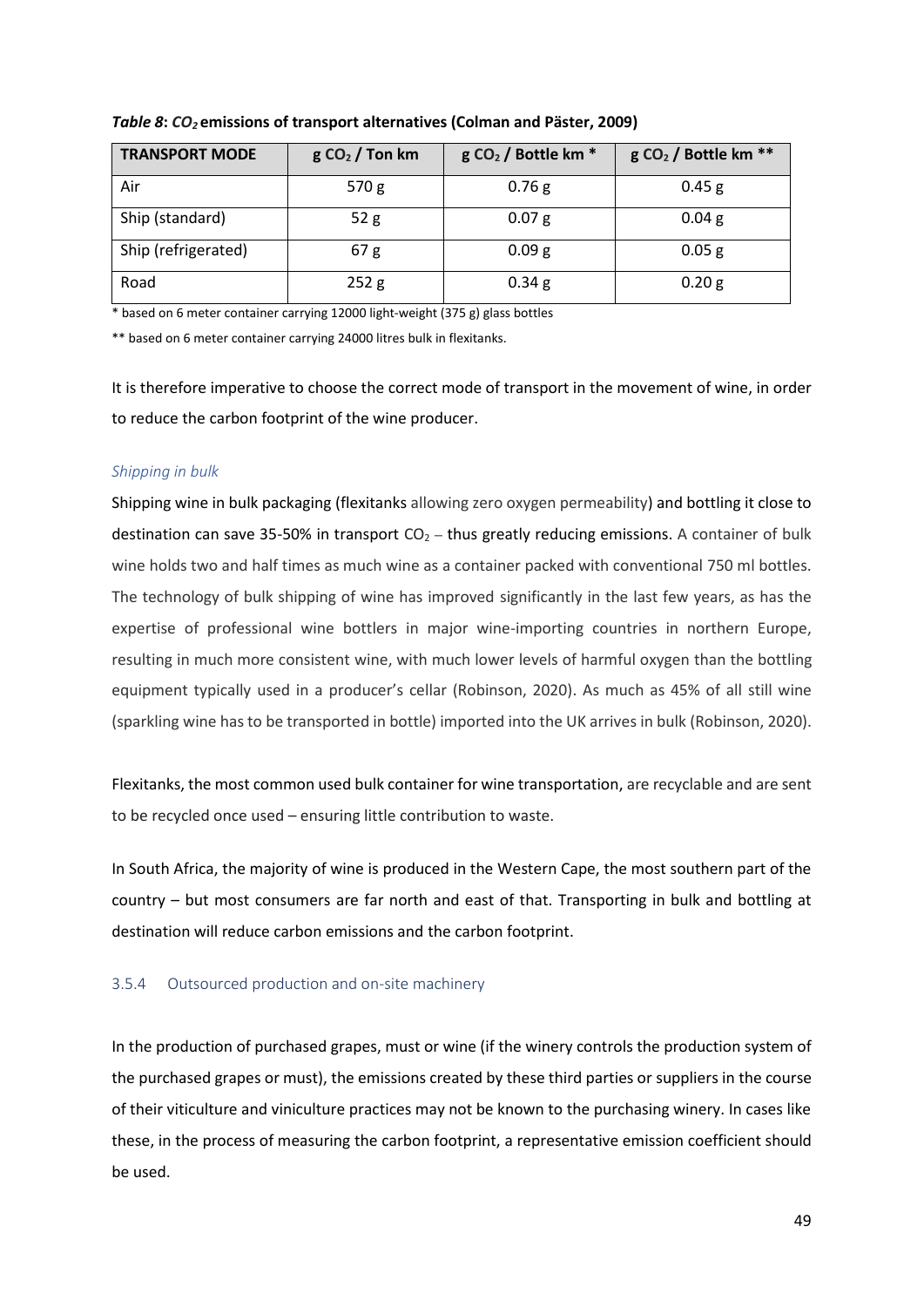***Table 8*: $CO_2$ emissions of transport alternatives (Colman and Päster, 2009)**

| TRANSPORT MODE | g $CO_2$ / Ton km | g $CO_2$ / Bottle km * | g $CO_2$ / Bottle km ** |
|---|---|---|---|
| Air | 570 g | 0.76 g | 0.45 g |
| Ship (standard) | 52 g | 0.07 g | 0.04 g |
| Ship (refrigerated) | 67 g | 0.09 g | 0.05 g |
| Road | 252 g | 0.34 g | 0.20 g |

* based on 6 meter container carrying 12000 light-weight (375 g) glass bottles

** based on 6 meter container carrying 24000 litres bulk in flexitanks.

It is therefore imperative to choose the correct mode of transport in the movement of wine, in order to reduce the carbon footprint of the wine producer.

*Shipping in bulk*

Shipping wine in bulk packaging (flexitanks allowing zero oxygen permeability) and bottling it close to destination can save 35-50% in transport $CO_2$ – thus greatly reducing emissions. A container of bulk wine holds two and half times as much wine as a container packed with conventional 750 ml bottles. The technology of bulk shipping of wine has improved significantly in the last few years, as has the expertise of professional wine bottlers in major wine-importing countries in northern Europe, resulting in much more consistent wine, with much lower levels of harmful oxygen than the bottling equipment typically used in a producer's cellar (Robinson, 2020). As much as 45% of all still wine (sparkling wine has to be transported in bottle) imported into the UK arrives in bulk (Robinson, 2020).

Flexitanks, the most common used bulk container for wine transportation, are recyclable and are sent to be recycled once used – ensuring little contribution to waste.

In South Africa, the majority of wine is produced in the Western Cape, the most southern part of the country – but most consumers are far north and east of that. Transporting in bulk and bottling at destination will reduce carbon emissions and the carbon footprint.

### 3.5.4 Outsourced production and on-site machinery

In the production of purchased grapes, must or wine (if the winery controls the production system of the purchased grapes or must), the emissions created by these third parties or suppliers in the course of their viticulture and viniculture practices may not be known to the purchasing winery. In cases like these, in the process of measuring the carbon footprint, a representative emission coefficient should be used.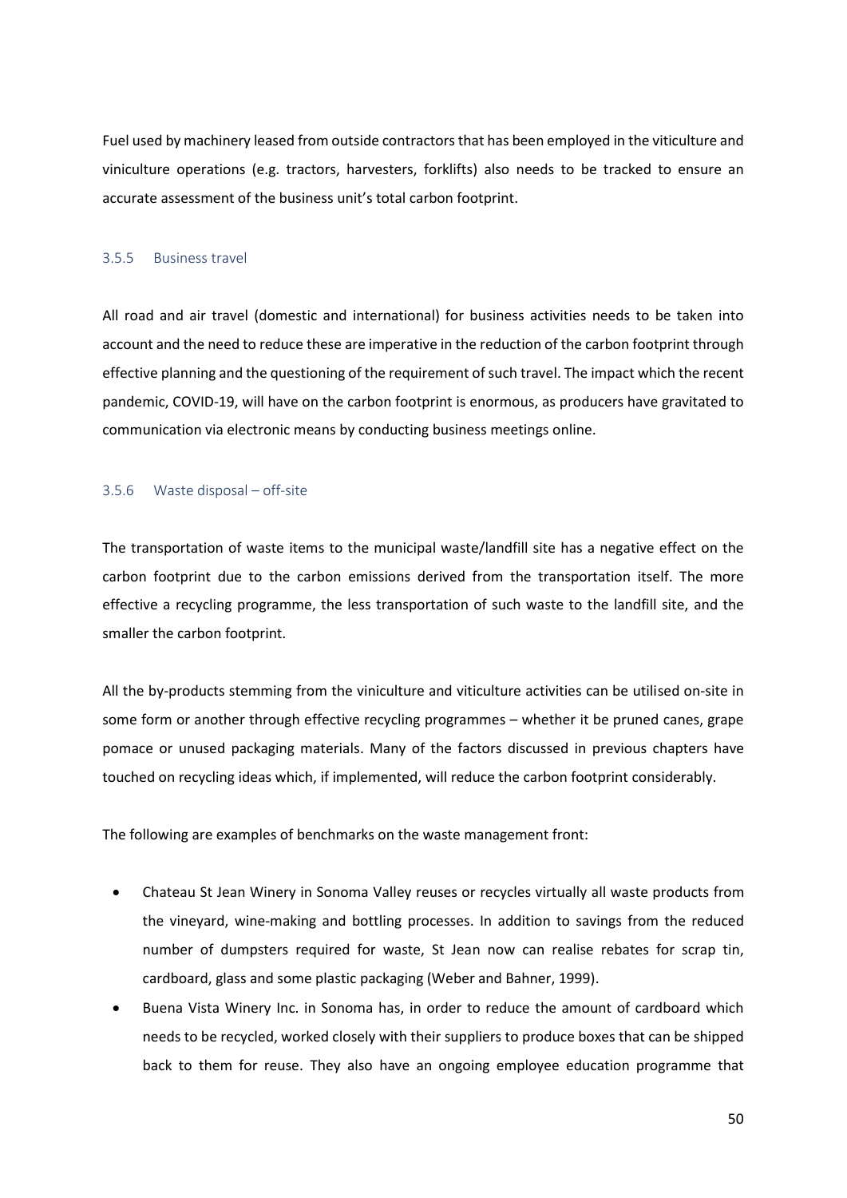Fuel used by machinery leased from outside contractors that has been employed in the viticulture and viniculture operations (e.g. tractors, harvesters, forklifts) also needs to be tracked to ensure an accurate assessment of the business unit's total carbon footprint.

### 3.5.5 Business travel

All road and air travel (domestic and international) for business activities needs to be taken into account and the need to reduce these are imperative in the reduction of the carbon footprint through effective planning and the questioning of the requirement of such travel. The impact which the recent pandemic, COVID-19, will have on the carbon footprint is enormous, as producers have gravitated to communication via electronic means by conducting business meetings online.

### 3.5.6 Waste disposal – off-site

The transportation of waste items to the municipal waste/landfill site has a negative effect on the carbon footprint due to the carbon emissions derived from the transportation itself. The more effective a recycling programme, the less transportation of such waste to the landfill site, and the smaller the carbon footprint.

All the by-products stemming from the viniculture and viticulture activities can be utilised on-site in some form or another through effective recycling programmes – whether it be pruned canes, grape pomace or unused packaging materials. Many of the factors discussed in previous chapters have touched on recycling ideas which, if implemented, will reduce the carbon footprint considerably.

The following are examples of benchmarks on the waste management front:

- Chateau St Jean Winery in Sonoma Valley reuses or recycles virtually all waste products from the vineyard, wine-making and bottling processes. In addition to savings from the reduced number of dumpsters required for waste, St Jean now can realise rebates for scrap tin, cardboard, glass and some plastic packaging (Weber and Bahner, 1999).
- Buena Vista Winery Inc. in Sonoma has, in order to reduce the amount of cardboard which needs to be recycled, worked closely with their suppliers to produce boxes that can be shipped back to them for reuse. They also have an ongoing employee education programme that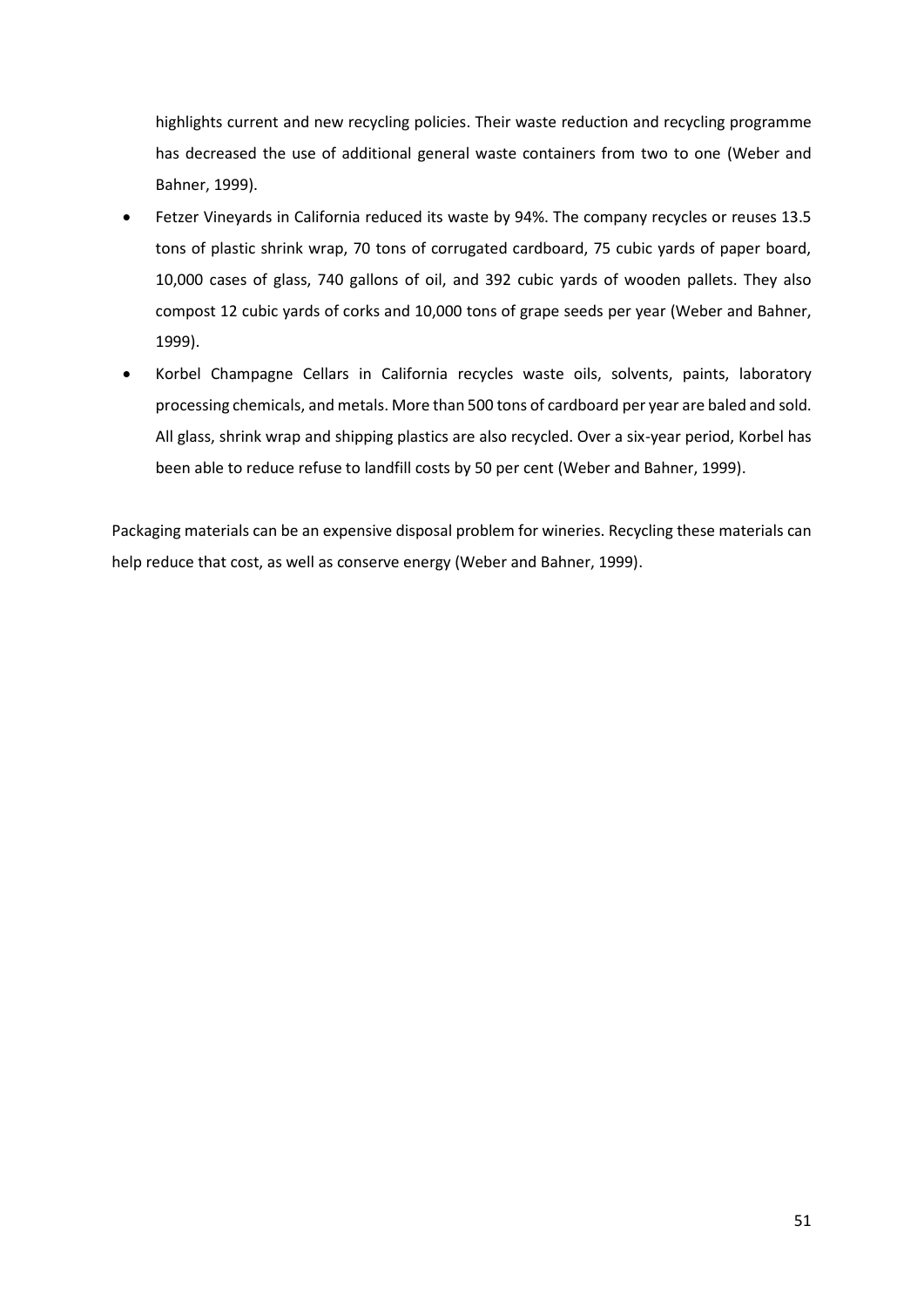highlights current and new recycling policies. Their waste reduction and recycling programme has decreased the use of additional general waste containers from two to one (Weber and Bahner, 1999).

- Fetzer Vineyards in California reduced its waste by 94%. The company recycles or reuses 13.5 tons of plastic shrink wrap, 70 tons of corrugated cardboard, 75 cubic yards of paper board, 10,000 cases of glass, 740 gallons of oil, and 392 cubic yards of wooden pallets. They also compost 12 cubic yards of corks and 10,000 tons of grape seeds per year (Weber and Bahner, 1999).
- Korbel Champagne Cellars in California recycles waste oils, solvents, paints, laboratory processing chemicals, and metals. More than 500 tons of cardboard per year are baled and sold. All glass, shrink wrap and shipping plastics are also recycled. Over a six-year period, Korbel has been able to reduce refuse to landfill costs by 50 per cent (Weber and Bahner, 1999).

Packaging materials can be an expensive disposal problem for wineries. Recycling these materials can help reduce that cost, as well as conserve energy (Weber and Bahner, 1999).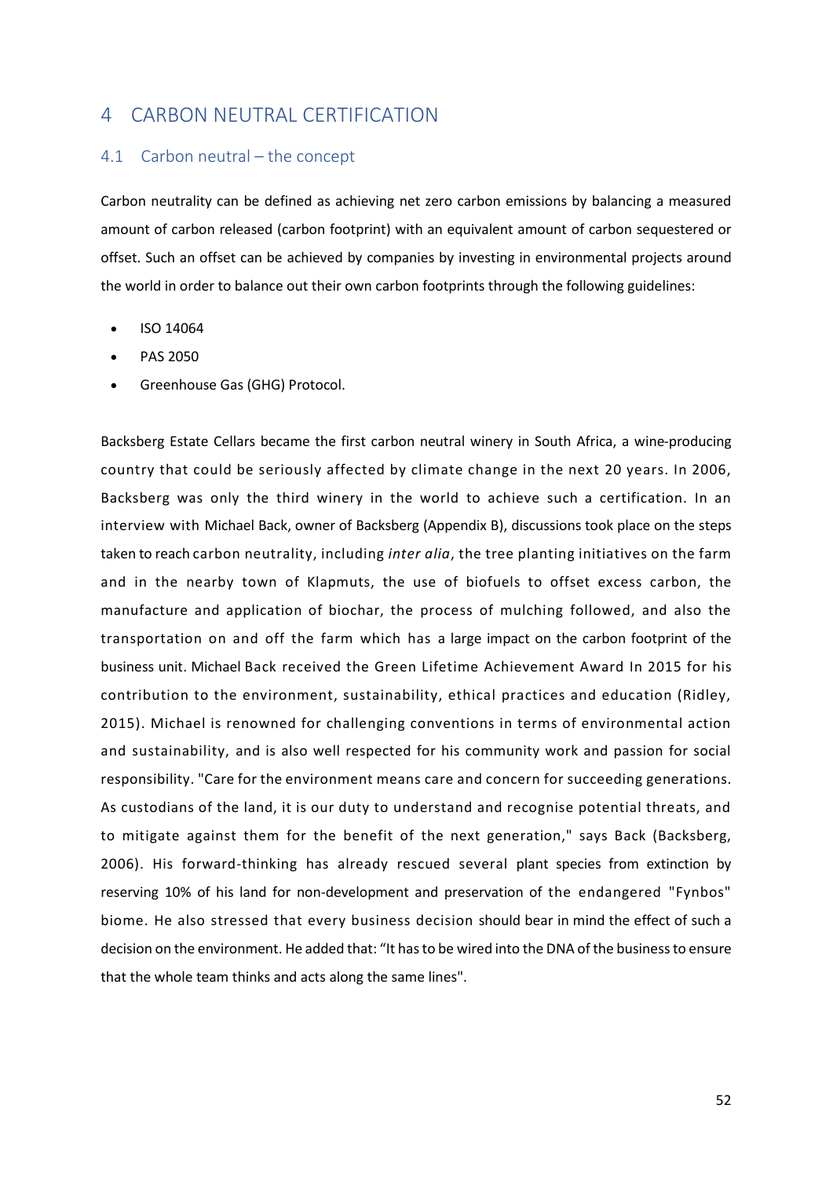# 4 CARBON NEUTRAL CERTIFICATION

## 4.1 Carbon neutral – the concept

Carbon neutrality can be defined as achieving net zero carbon emissions by balancing a measured amount of carbon released (carbon footprint) with an equivalent amount of carbon sequestered or offset. Such an offset can be achieved by companies by investing in environmental projects around the world in order to balance out their own carbon footprints through the following guidelines:

- ISO 14064
- PAS 2050
- Greenhouse Gas (GHG) Protocol.

Backsberg Estate Cellars became the first carbon neutral winery in South Africa, a wine-producing country that could be seriously affected by climate change in the next 20 years. In 2006, Backsberg was only the third winery in the world to achieve such a certification. In an interview with Michael Back, owner of Backsberg (Appendix B), discussions took place on the steps taken to reach carbon neutrality, including *inter alia*, the tree planting initiatives on the farm and in the nearby town of Klapmuts, the use of biofuels to offset excess carbon, the manufacture and application of biochar, the process of mulching followed, and also the transportation on and off the farm which has a large impact on the carbon footprint of the business unit. Michael Back received the Green Lifetime Achievement Award In 2015 for his contribution to the environment, sustainability, ethical practices and education (Ridley, 2015). Michael is renowned for challenging conventions in terms of environmental action and sustainability, and is also well respected for his community work and passion for social responsibility. "Care for the environment means care and concern for succeeding generations. As custodians of the land, it is our duty to understand and recognise potential threats, and to mitigate against them for the benefit of the next generation," says Back (Backsberg, 2006). His forward-thinking has already rescued several plant species from extinction by reserving 10% of his land for non-development and preservation of the endangered "Fynbos" biome. He also stressed that every business decision should bear in mind the effect of such a decision on the environment. He added that: "It has to be wired into the DNA of the business to ensure that the whole team thinks and acts along the same lines".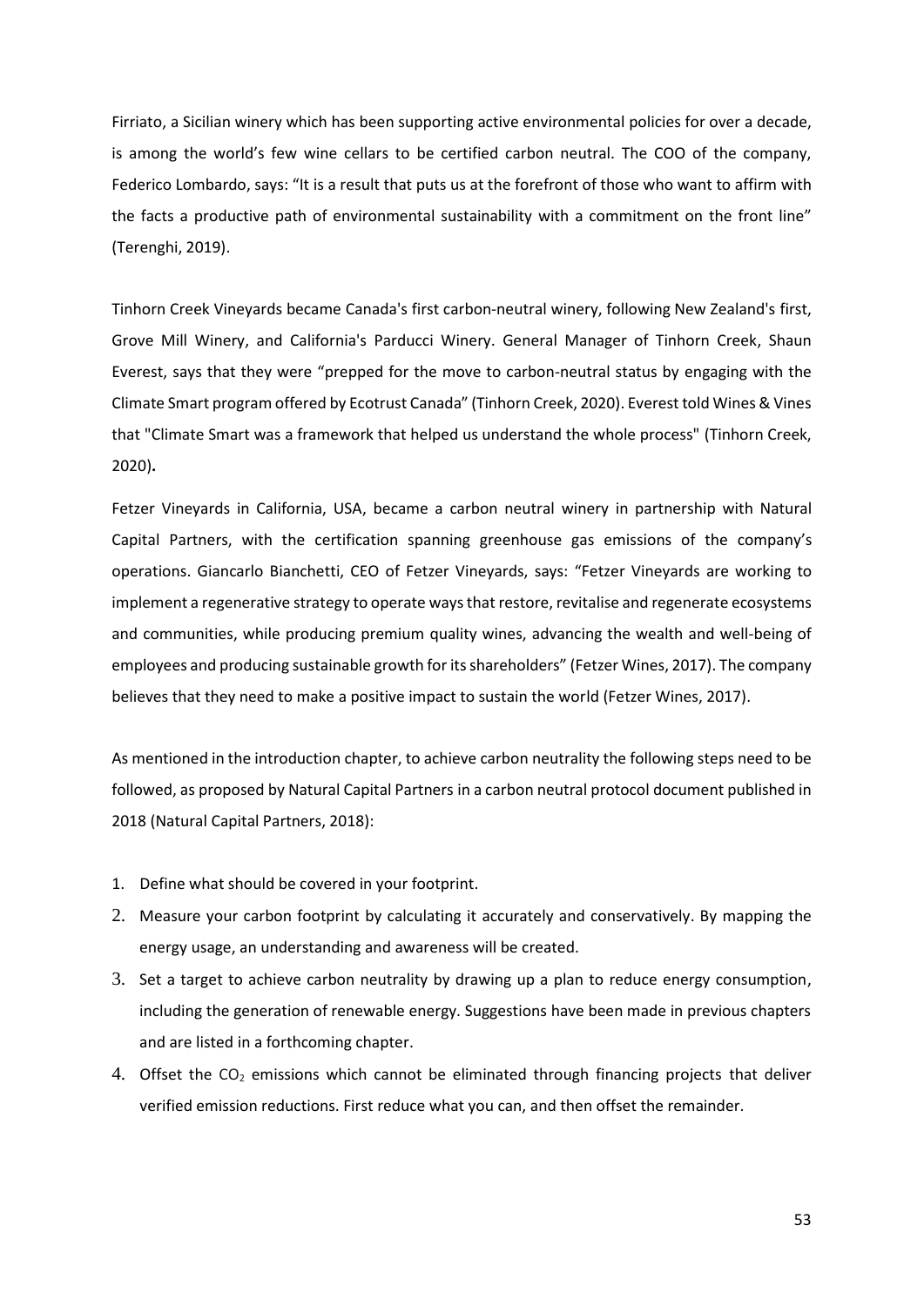Firriato, a Sicilian winery which has been supporting active environmental policies for over a decade, is among the world's few wine cellars to be certified carbon neutral. The COO of the company, Federico Lombardo, says: "It is a result that puts us at the forefront of those who want to affirm with the facts a productive path of environmental sustainability with a commitment on the front line" (Terenghi, 2019).

Tinhorn Creek Vineyards became Canada's first carbon-neutral winery, following New Zealand's first, Grove Mill Winery, and California's Parducci Winery. General Manager of Tinhorn Creek, Shaun Everest, says that they were "prepped for the move to carbon-neutral status by engaging with the Climate Smart program offered by Ecotrust Canada" (Tinhorn Creek, 2020). Everest told Wines & Vines that "Climate Smart was a framework that helped us understand the whole process" (Tinhorn Creek, 2020).

Fetzer Vineyards in California, USA, became a carbon neutral winery in partnership with Natural Capital Partners, with the certification spanning greenhouse gas emissions of the company's operations. Giancarlo Bianchetti, CEO of Fetzer Vineyards, says: "Fetzer Vineyards are working to implement a regenerative strategy to operate ways that restore, revitalise and regenerate ecosystems and communities, while producing premium quality wines, advancing the wealth and well-being of employees and producing sustainable growth for its shareholders" (Fetzer Wines, 2017). The company believes that they need to make a positive impact to sustain the world (Fetzer Wines, 2017).

As mentioned in the introduction chapter, to achieve carbon neutrality the following steps need to be followed, as proposed by Natural Capital Partners in a carbon neutral protocol document published in 2018 (Natural Capital Partners, 2018):

1. Define what should be covered in your footprint.
2. Measure your carbon footprint by calculating it accurately and conservatively. By mapping the energy usage, an understanding and awareness will be created.
3. Set a target to achieve carbon neutrality by drawing up a plan to reduce energy consumption, including the generation of renewable energy. Suggestions have been made in previous chapters and are listed in a forthcoming chapter.
4. Offset the $CO_2$ emissions which cannot be eliminated through financing projects that deliver verified emission reductions. First reduce what you can, and then offset the remainder.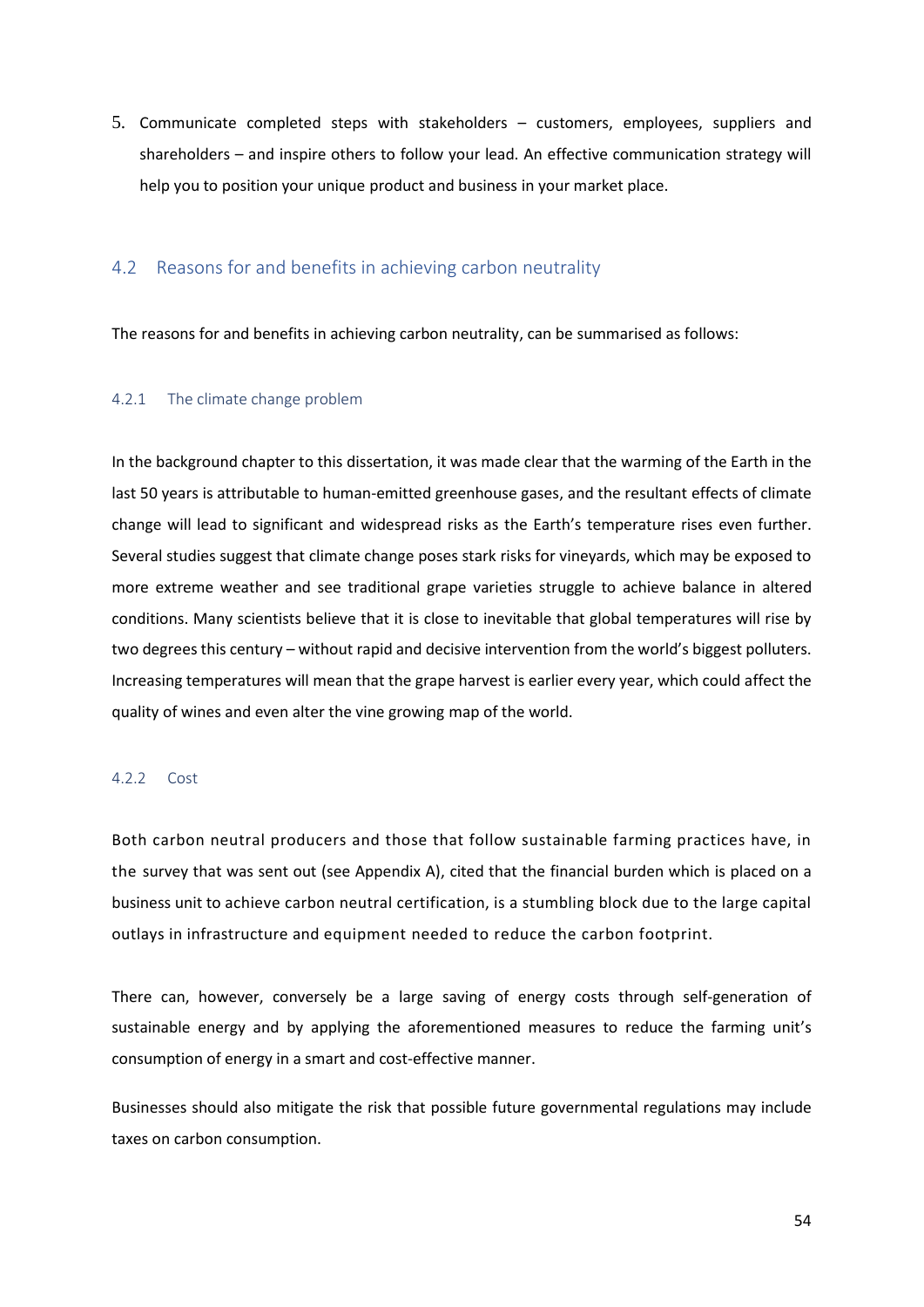5. Communicate completed steps with stakeholders – customers, employees, suppliers and shareholders – and inspire others to follow your lead. An effective communication strategy will help you to position your unique product and business in your market place.

## 4.2 Reasons for and benefits in achieving carbon neutrality

The reasons for and benefits in achieving carbon neutrality, can be summarised as follows:

### 4.2.1 The climate change problem

In the background chapter to this dissertation, it was made clear that the warming of the Earth in the last 50 years is attributable to human-emitted greenhouse gases, and the resultant effects of climate change will lead to significant and widespread risks as the Earth's temperature rises even further. Several studies suggest that climate change poses stark risks for vineyards, which may be exposed to more extreme weather and see traditional grape varieties struggle to achieve balance in altered conditions. Many scientists believe that it is close to inevitable that global temperatures will rise by two degrees this century – without rapid and decisive intervention from the world's biggest polluters. Increasing temperatures will mean that the grape harvest is earlier every year, which could affect the quality of wines and even alter the vine growing map of the world.

### 4.2.2 Cost

Both carbon neutral producers and those that follow sustainable farming practices have, in the survey that was sent out (see Appendix A), cited that the financial burden which is placed on a business unit to achieve carbon neutral certification, is a stumbling block due to the large capital outlays in infrastructure and equipment needed to reduce the carbon footprint.

There can, however, conversely be a large saving of energy costs through self-generation of sustainable energy and by applying the aforementioned measures to reduce the farming unit's consumption of energy in a smart and cost-effective manner.

Businesses should also mitigate the risk that possible future governmental regulations may include taxes on carbon consumption.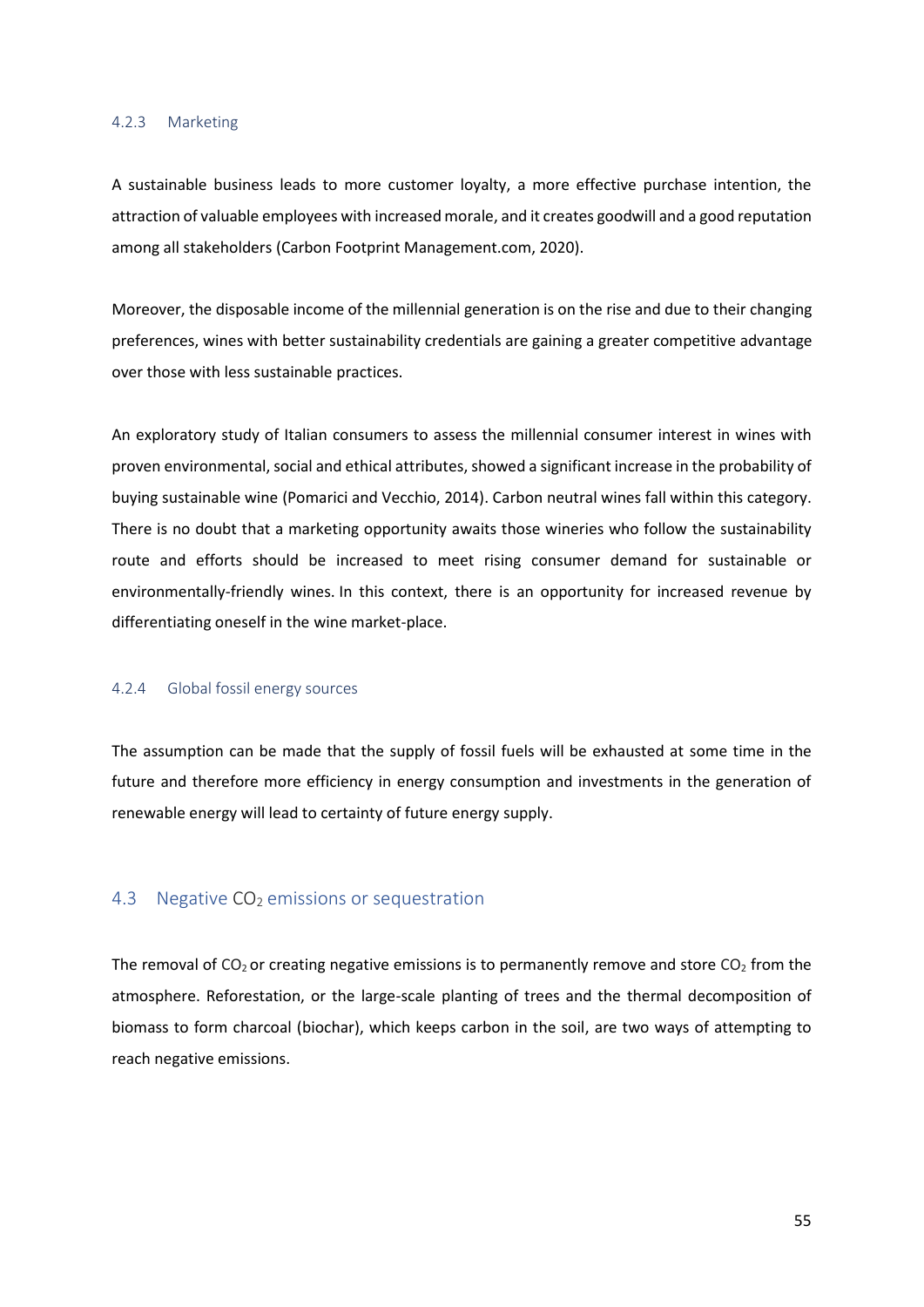### 4.2.3 Marketing

A sustainable business leads to more customer loyalty, a more effective purchase intention, the attraction of valuable employees with increased morale, and it creates goodwill and a good reputation among all stakeholders (Carbon Footprint Management.com, 2020).

Moreover, the disposable income of the millennial generation is on the rise and due to their changing preferences, wines with better sustainability credentials are gaining a greater competitive advantage over those with less sustainable practices.

An exploratory study of Italian consumers to assess the millennial consumer interest in wines with proven environmental, social and ethical attributes, showed a significant increase in the probability of buying sustainable wine (Pomarici and Vecchio, 2014). Carbon neutral wines fall within this category. There is no doubt that a marketing opportunity awaits those wineries who follow the sustainability route and efforts should be increased to meet rising consumer demand for sustainable or environmentally-friendly wines. In this context, there is an opportunity for increased revenue by differentiating oneself in the wine market-place.

### 4.2.4 Global fossil energy sources

The assumption can be made that the supply of fossil fuels will be exhausted at some time in the future and therefore more efficiency in energy consumption and investments in the generation of renewable energy will lead to certainty of future energy supply.

## 4.3 Negative $CO_2$ emissions or sequestration

The removal of $CO_2$ or creating negative emissions is to permanently remove and store $CO_2$ from the atmosphere. Reforestation, or the large-scale planting of trees and the thermal decomposition of biomass to form charcoal (biochar), which keeps carbon in the soil, are two ways of attempting to reach negative emissions.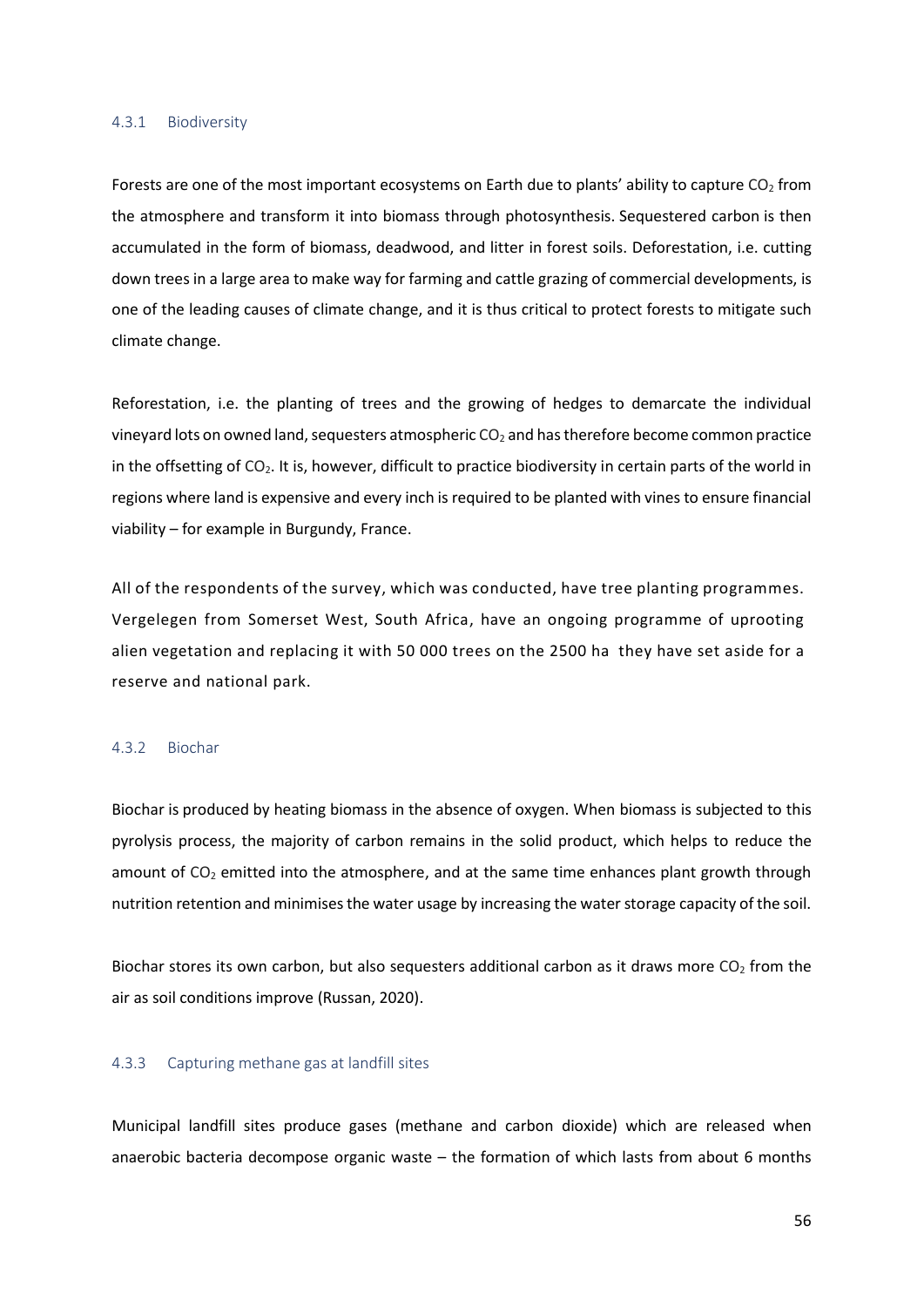### 4.3.1 Biodiversity

Forests are one of the most important ecosystems on Earth due to plants' ability to capture $CO_2$ from the atmosphere and transform it into biomass through photosynthesis. Sequestered carbon is then accumulated in the form of biomass, deadwood, and litter in forest soils. Deforestation, i.e. cutting down trees in a large area to make way for farming and cattle grazing of commercial developments, is one of the leading causes of climate change, and it is thus critical to protect forests to mitigate such climate change.

Reforestation, i.e. the planting of trees and the growing of hedges to demarcate the individual vineyard lots on owned land, sequesters atmospheric $CO_2$ and has therefore become common practice in the offsetting of $CO_2$. It is, however, difficult to practice biodiversity in certain parts of the world in regions where land is expensive and every inch is required to be planted with vines to ensure financial viability – for example in Burgundy, France.

All of the respondents of the survey, which was conducted, have tree planting programmes. Vergelegen from Somerset West, South Africa, have an ongoing programme of uprooting alien vegetation and replacing it with 50 000 trees on the 2500 ha they have set aside for a reserve and national park.

### 4.3.2 Biochar

Biochar is produced by heating biomass in the absence of oxygen. When biomass is subjected to this pyrolysis process, the majority of carbon remains in the solid product, which helps to reduce the amount of $CO_2$ emitted into the atmosphere, and at the same time enhances plant growth through nutrition retention and minimises the water usage by increasing the water storage capacity of the soil.

Biochar stores its own carbon, but also sequesters additional carbon as it draws more $CO_2$ from the air as soil conditions improve (Russan, 2020).

### 4.3.3 Capturing methane gas at landfill sites

Municipal landfill sites produce gases (methane and carbon dioxide) which are released when anaerobic bacteria decompose organic waste – the formation of which lasts from about 6 months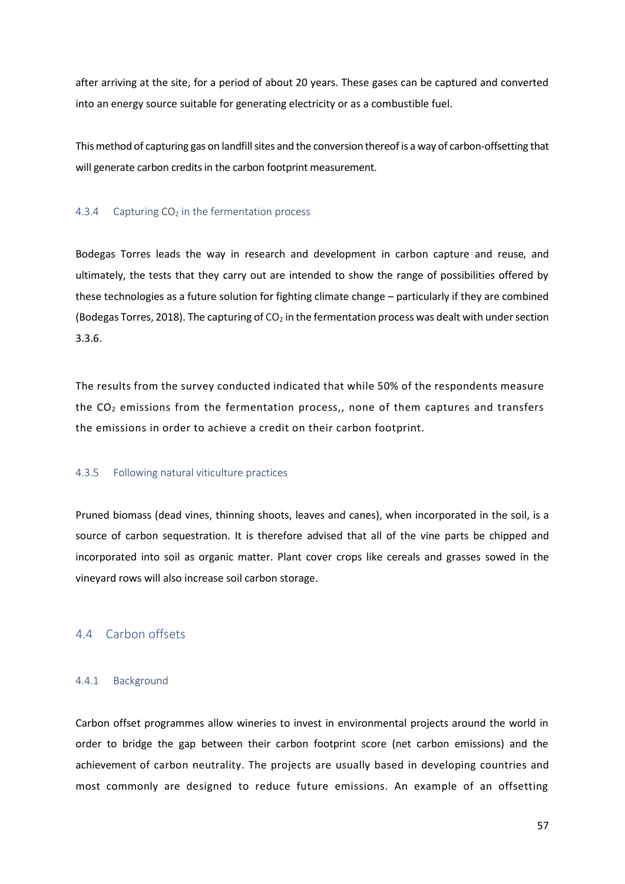after arriving at the site, for a period of about 20 years. These gases can be captured and converted into an energy source suitable for generating electricity or as a combustible fuel.

This method of capturing gas on landfill sites and the conversion thereof is a way of carbon-offsetting that will generate carbon credits in the carbon footprint measurement.

### 4.3.4 Capturing $CO_2$ in the fermentation process

Bodegas Torres leads the way in research and development in carbon capture and reuse, and ultimately, the tests that they carry out are intended to show the range of possibilities offered by these technologies as a future solution for fighting climate change – particularly if they are combined (Bodegas Torres, 2018). The capturing of $CO_2$ in the fermentation process was dealt with under section 3.3.6.

The results from the survey conducted indicated that while 50% of the respondents measure the $CO_2$ emissions from the fermentation process,, none of them captures and transfers the emissions in order to achieve a credit on their carbon footprint.

### 4.3.5 Following natural viticulture practices

Pruned biomass (dead vines, thinning shoots, leaves and canes), when incorporated in the soil, is a source of carbon sequestration. It is therefore advised that all of the vine parts be chipped and incorporated into soil as organic matter. Plant cover crops like cereals and grasses sowed in the vineyard rows will also increase soil carbon storage.

## 4.4 Carbon offsets

### 4.4.1 Background

Carbon offset programmes allow wineries to invest in environmental projects around the world in order to bridge the gap between their carbon footprint score (net carbon emissions) and the achievement of carbon neutrality. The projects are usually based in developing countries and most commonly are designed to reduce future emissions. An example of an offsetting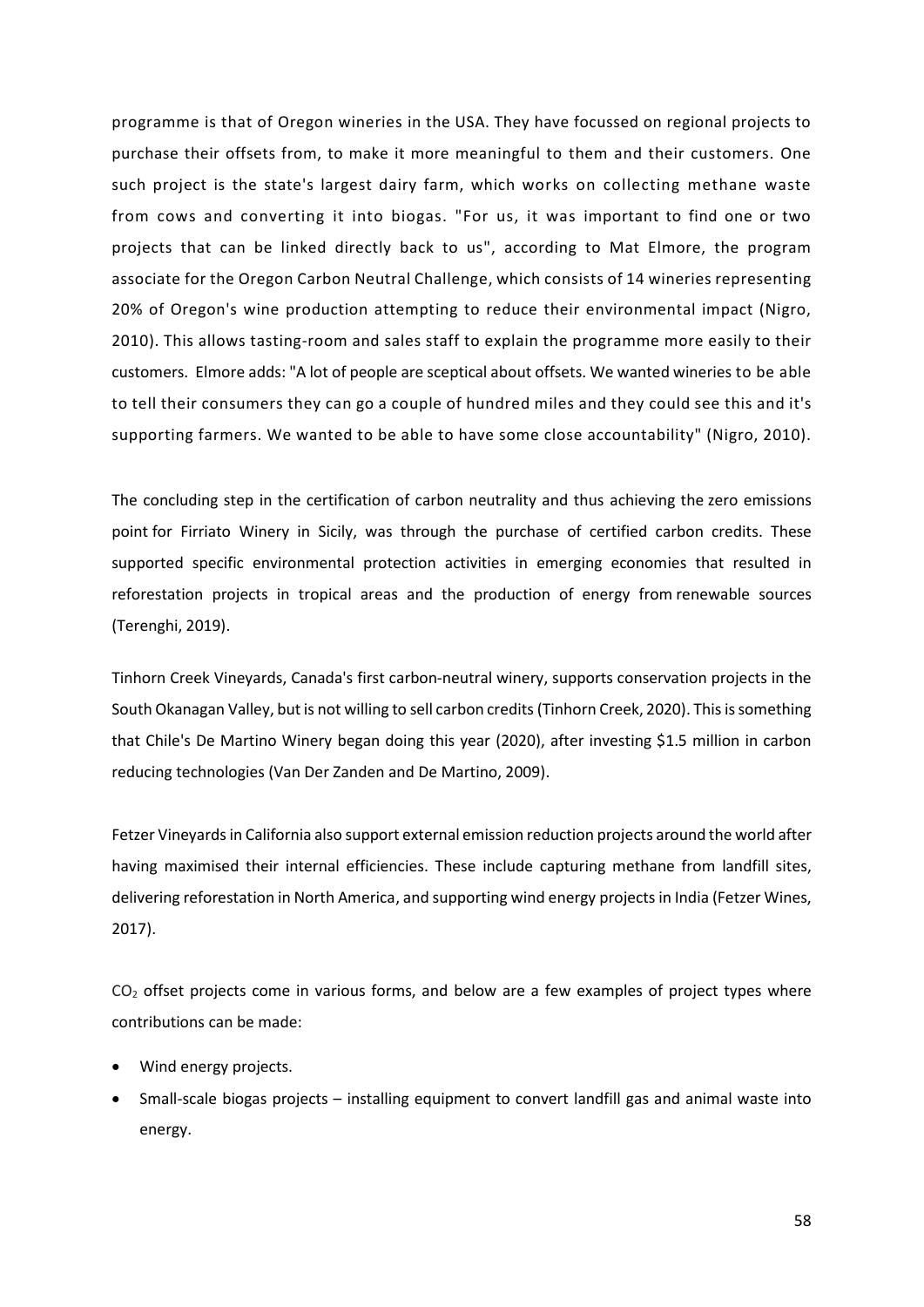programme is that of Oregon wineries in the USA. They have focussed on regional projects to purchase their offsets from, to make it more meaningful to them and their customers. One such project is the state's largest dairy farm, which works on collecting methane waste from cows and converting it into biogas. "For us, it was important to find one or two projects that can be linked directly back to us", according to Mat Elmore, the program associate for the Oregon Carbon Neutral Challenge, which consists of 14 wineries representing 20% of Oregon's wine production attempting to reduce their environmental impact (Nigro, 2010). This allows tasting-room and sales staff to explain the programme more easily to their customers. Elmore adds: "A lot of people are sceptical about offsets. We wanted wineries to be able to tell their consumers they can go a couple of hundred miles and they could see this and it's supporting farmers. We wanted to be able to have some close accountability" (Nigro, 2010).

The concluding step in the certification of carbon neutrality and thus achieving the zero emissions point for Firriato Winery in Sicily, was through the purchase of certified carbon credits. These supported specific environmental protection activities in emerging economies that resulted in reforestation projects in tropical areas and the production of energy from renewable sources (Terenghi, 2019).

Tinhorn Creek Vineyards, Canada's first carbon-neutral winery, supports conservation projects in the South Okanagan Valley, but is not willing to sell carbon credits (Tinhorn Creek, 2020). This is something that Chile's De Martino Winery began doing this year (2020), after investing $1.5 million in carbon reducing technologies (Van Der Zanden and De Martino, 2009).

Fetzer Vineyards in California also support external emission reduction projects around the world after having maximised their internal efficiencies. These include capturing methane from landfill sites, delivering reforestation in North America, and supporting wind energy projects in India (Fetzer Wines, 2017).

$CO_2$ offset projects come in various forms, and below are a few examples of project types where contributions can be made:

- Wind energy projects.
- Small-scale biogas projects – installing equipment to convert landfill gas and animal waste into energy.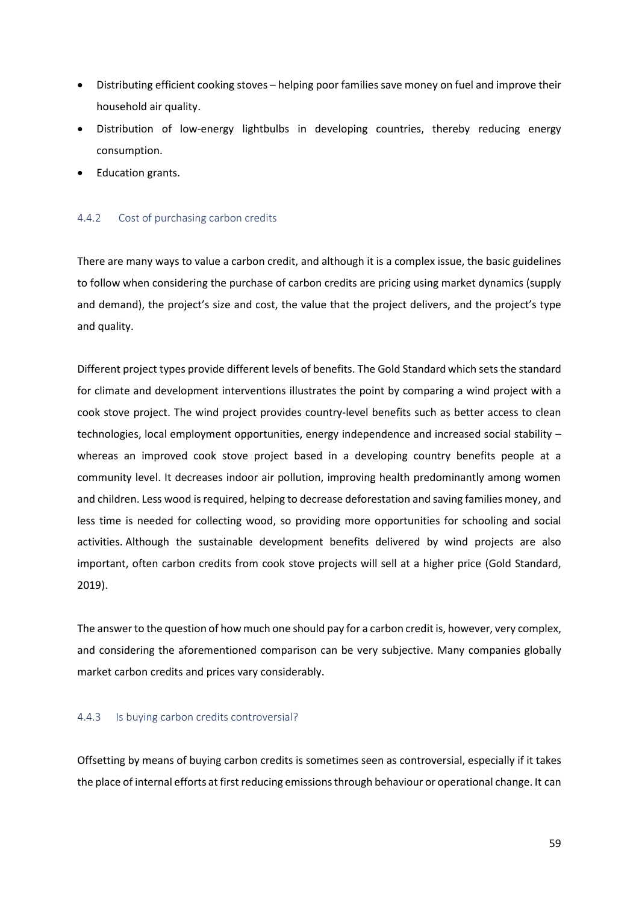- Distributing efficient cooking stoves – helping poor families save money on fuel and improve their household air quality.
- Distribution of low-energy lightbulbs in developing countries, thereby reducing energy consumption.
- Education grants.

### 4.4.2 Cost of purchasing carbon credits

There are many ways to value a carbon credit, and although it is a complex issue, the basic guidelines to follow when considering the purchase of carbon credits are pricing using market dynamics (supply and demand), the project's size and cost, the value that the project delivers, and the project's type and quality.

Different project types provide different levels of benefits. The Gold Standard which sets the standard for climate and development interventions illustrates the point by comparing a wind project with a cook stove project. The wind project provides country-level benefits such as better access to clean technologies, local employment opportunities, energy independence and increased social stability – whereas an improved cook stove project based in a developing country benefits people at a community level. It decreases indoor air pollution, improving health predominantly among women and children. Less wood is required, helping to decrease deforestation and saving families money, and less time is needed for collecting wood, so providing more opportunities for schooling and social activities. Although the sustainable development benefits delivered by wind projects are also important, often carbon credits from cook stove projects will sell at a higher price (Gold Standard, 2019).

The answer to the question of how much one should pay for a carbon credit is, however, very complex, and considering the aforementioned comparison can be very subjective. Many companies globally market carbon credits and prices vary considerably.

### 4.4.3 Is buying carbon credits controversial?

Offsetting by means of buying carbon credits is sometimes seen as controversial, especially if it takes the place of internal efforts at first reducing emissions through behaviour or operational change. It can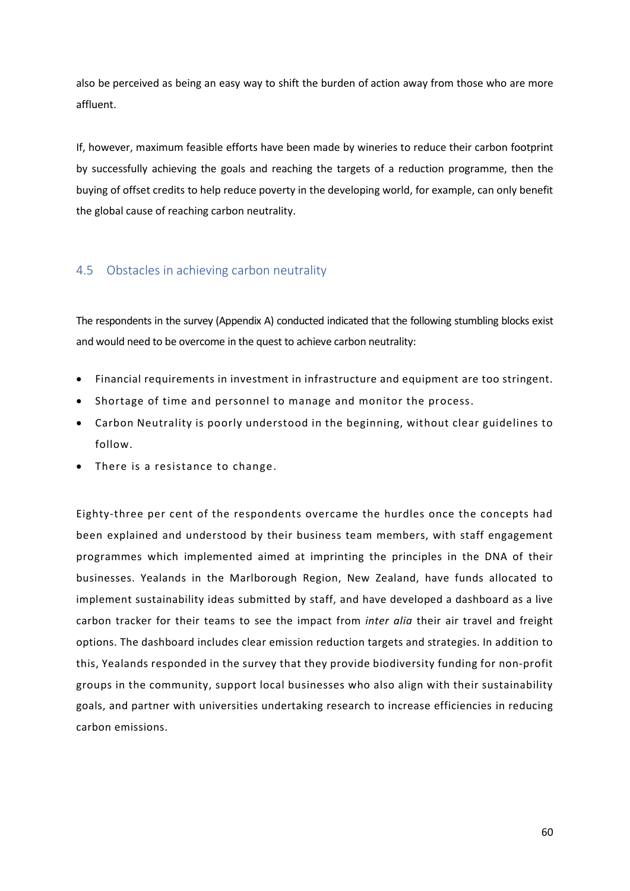also be perceived as being an easy way to shift the burden of action away from those who are more affluent.

If, however, maximum feasible efforts have been made by wineries to reduce their carbon footprint by successfully achieving the goals and reaching the targets of a reduction programme, then the buying of offset credits to help reduce poverty in the developing world, for example, can only benefit the global cause of reaching carbon neutrality.

## 4.5 Obstacles in achieving carbon neutrality

The respondents in the survey (Appendix A) conducted indicated that the following stumbling blocks exist and would need to be overcome in the quest to achieve carbon neutrality:

- Financial requirements in investment in infrastructure and equipment are too stringent.
- Shortage of time and personnel to manage and monitor the process.
- Carbon Neutrality is poorly understood in the beginning, without clear guidelines to follow.
- There is a resistance to change.

Eighty-three per cent of the respondents overcame the hurdles once the concepts had been explained and understood by their business team members, with staff engagement programmes which implemented aimed at imprinting the principles in the DNA of their businesses. Yealands in the Marlborough Region, New Zealand, have funds allocated to implement sustainability ideas submitted by staff, and have developed a dashboard as a live carbon tracker for their teams to see the impact from *inter alia* their air travel and freight options. The dashboard includes clear emission reduction targets and strategies. In addition to this, Yealands responded in the survey that they provide biodiversity funding for non-profit groups in the community, support local businesses who also align with their sustainability goals, and partner with universities undertaking research to increase efficiencies in reducing carbon emissions.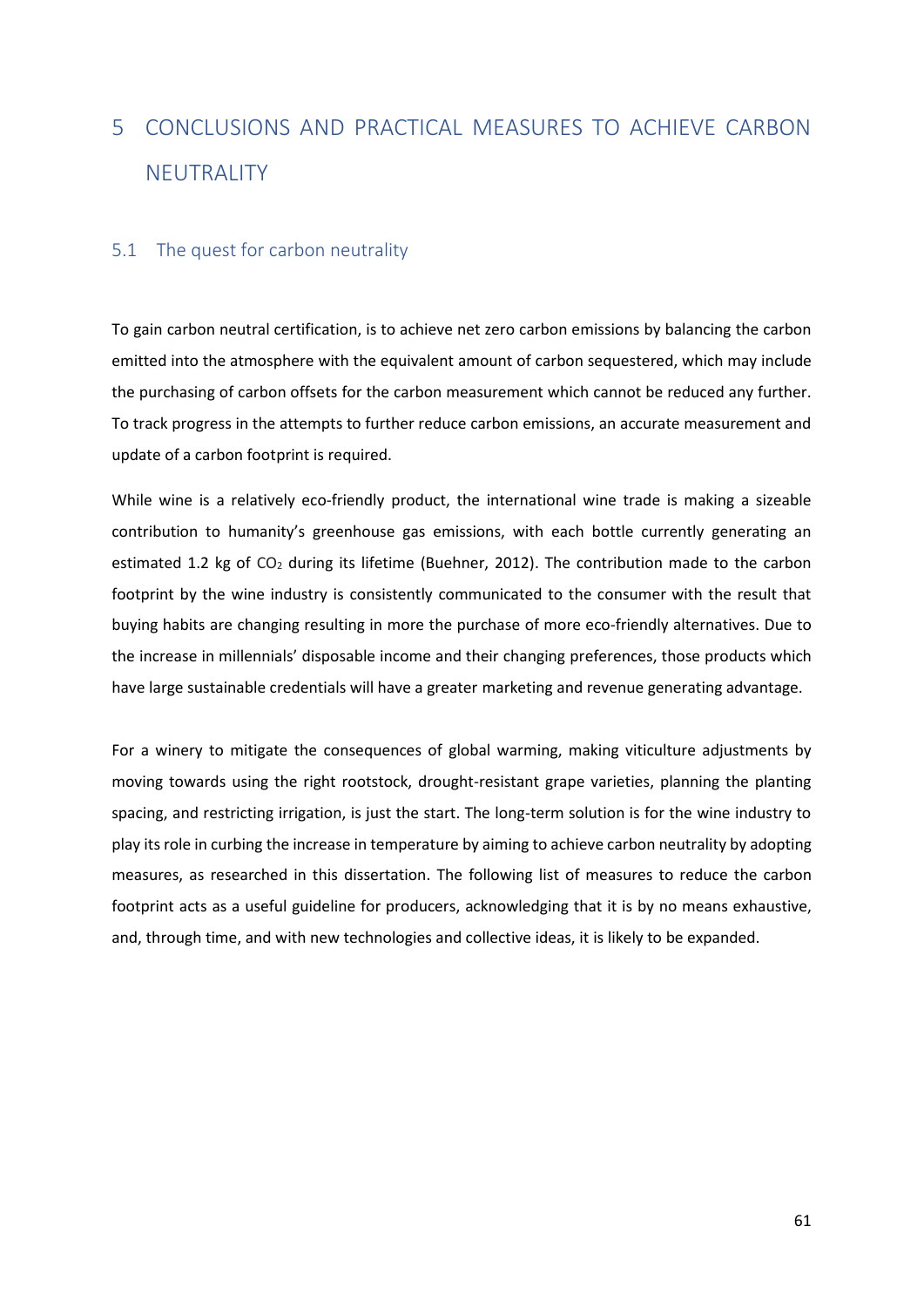# 5 CONCLUSIONS AND PRACTICAL MEASURES TO ACHIEVE CARBON NEUTRALITY

## 5.1 The quest for carbon neutrality

To gain carbon neutral certification, is to achieve net zero carbon emissions by balancing the carbon emitted into the atmosphere with the equivalent amount of carbon sequestered, which may include the purchasing of carbon offsets for the carbon measurement which cannot be reduced any further. To track progress in the attempts to further reduce carbon emissions, an accurate measurement and update of a carbon footprint is required.

While wine is a relatively eco-friendly product, the international wine trade is making a sizeable contribution to humanity's greenhouse gas emissions, with each bottle currently generating an estimated 1.2 kg of $CO_2$ during its lifetime (Buehner, 2012). The contribution made to the carbon footprint by the wine industry is consistently communicated to the consumer with the result that buying habits are changing resulting in more the purchase of more eco-friendly alternatives. Due to the increase in millennials' disposable income and their changing preferences, those products which have large sustainable credentials will have a greater marketing and revenue generating advantage.

For a winery to mitigate the consequences of global warming, making viticulture adjustments by moving towards using the right rootstock, drought-resistant grape varieties, planning the planting spacing, and restricting irrigation, is just the start. The long-term solution is for the wine industry to play its role in curbing the increase in temperature by aiming to achieve carbon neutrality by adopting measures, as researched in this dissertation. The following list of measures to reduce the carbon footprint acts as a useful guideline for producers, acknowledging that it is by no means exhaustive, and, through time, and with new technologies and collective ideas, it is likely to be expanded.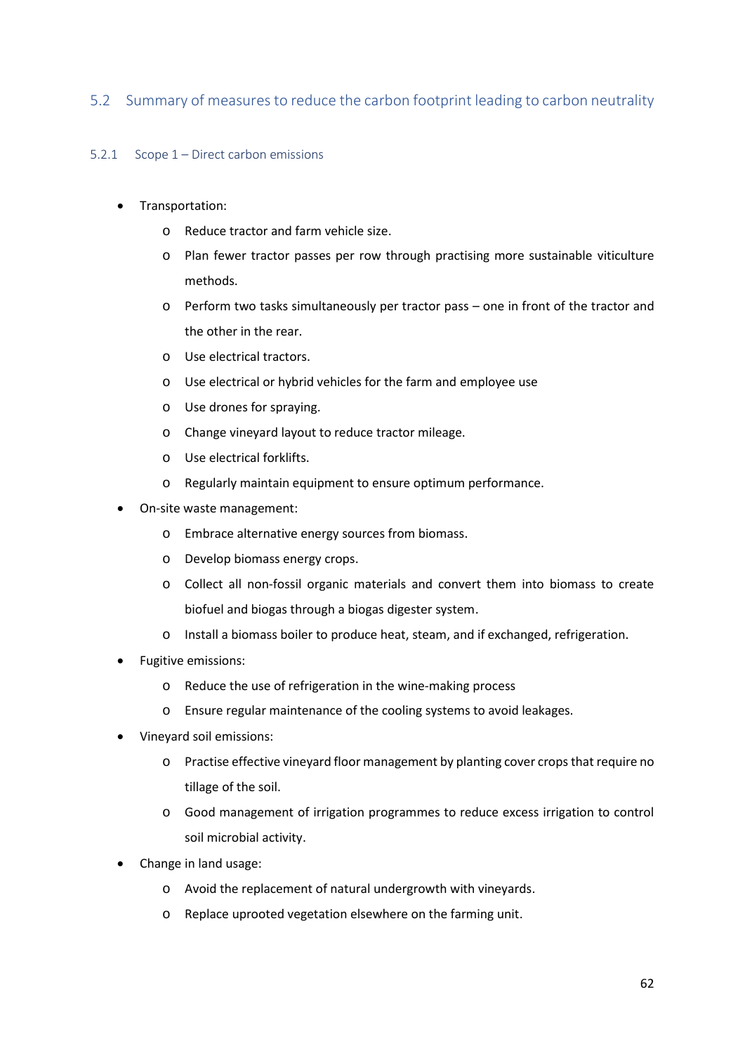## 5.2 Summary of measures to reduce the carbon footprint leading to carbon neutrality

### 5.2.1 Scope 1 – Direct carbon emissions

- Transportation:
    - Reduce tractor and farm vehicle size.
    - Plan fewer tractor passes per row through practising more sustainable viticulture methods.
    - Perform two tasks simultaneously per tractor pass – one in front of the tractor and the other in the rear.
    - Use electrical tractors.
    - Use electrical or hybrid vehicles for the farm and employee use
    - Use drones for spraying.
    - Change vineyard layout to reduce tractor mileage.
    - Use electrical forklifts.
    - Regularly maintain equipment to ensure optimum performance.
- On-site waste management:
    - Embrace alternative energy sources from biomass.
    - Develop biomass energy crops.
    - Collect all non-fossil organic materials and convert them into biomass to create biofuel and biogas through a biogas digester system.
    - Install a biomass boiler to produce heat, steam, and if exchanged, refrigeration.
- Fugitive emissions:
    - Reduce the use of refrigeration in the wine-making process
    - Ensure regular maintenance of the cooling systems to avoid leakages.
- Vineyard soil emissions:
    - Practise effective vineyard floor management by planting cover crops that require no tillage of the soil.
    - Good management of irrigation programmes to reduce excess irrigation to control soil microbial activity.
- Change in land usage:
    - Avoid the replacement of natural undergrowth with vineyards.
    - Replace uprooted vegetation elsewhere on the farming unit.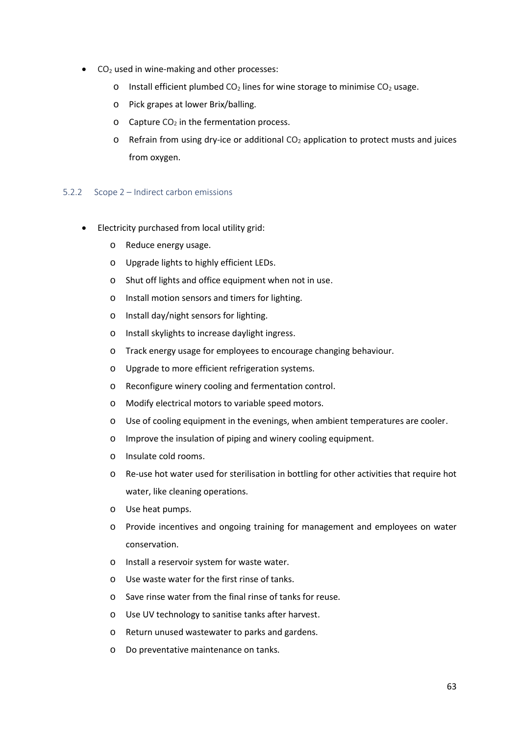- $CO_2$ used in wine-making and other processes:
  - Install efficient plumbed $CO_2$ lines for wine storage to minimise $CO_2$ usage.
  - Pick grapes at lower Brix/balling.
  - Capture $CO_2$ in the fermentation process.
  - Refrain from using dry-ice or additional $CO_2$ application to protect musts and juices from oxygen.

### 5.2.2 Scope 2 – Indirect carbon emissions

- Electricity purchased from local utility grid:
  - Reduce energy usage.
  - Upgrade lights to highly efficient LEDs.
  - Shut off lights and office equipment when not in use.
  - Install motion sensors and timers for lighting.
  - Install day/night sensors for lighting.
  - Install skylights to increase daylight ingress.
  - Track energy usage for employees to encourage changing behaviour.
  - Upgrade to more efficient refrigeration systems.
  - Reconfigure winery cooling and fermentation control.
  - Modify electrical motors to variable speed motors.
  - Use of cooling equipment in the evenings, when ambient temperatures are cooler.
  - Improve the insulation of piping and winery cooling equipment.
  - Insulate cold rooms.
  - Re-use hot water used for sterilisation in bottling for other activities that require hot water, like cleaning operations.
  - Use heat pumps.
  - Provide incentives and ongoing training for management and employees on water conservation.
  - Install a reservoir system for waste water.
  - Use waste water for the first rinse of tanks.
  - Save rinse water from the final rinse of tanks for reuse.
  - Use UV technology to sanitise tanks after harvest.
  - Return unused wastewater to parks and gardens.
  - Do preventative maintenance on tanks.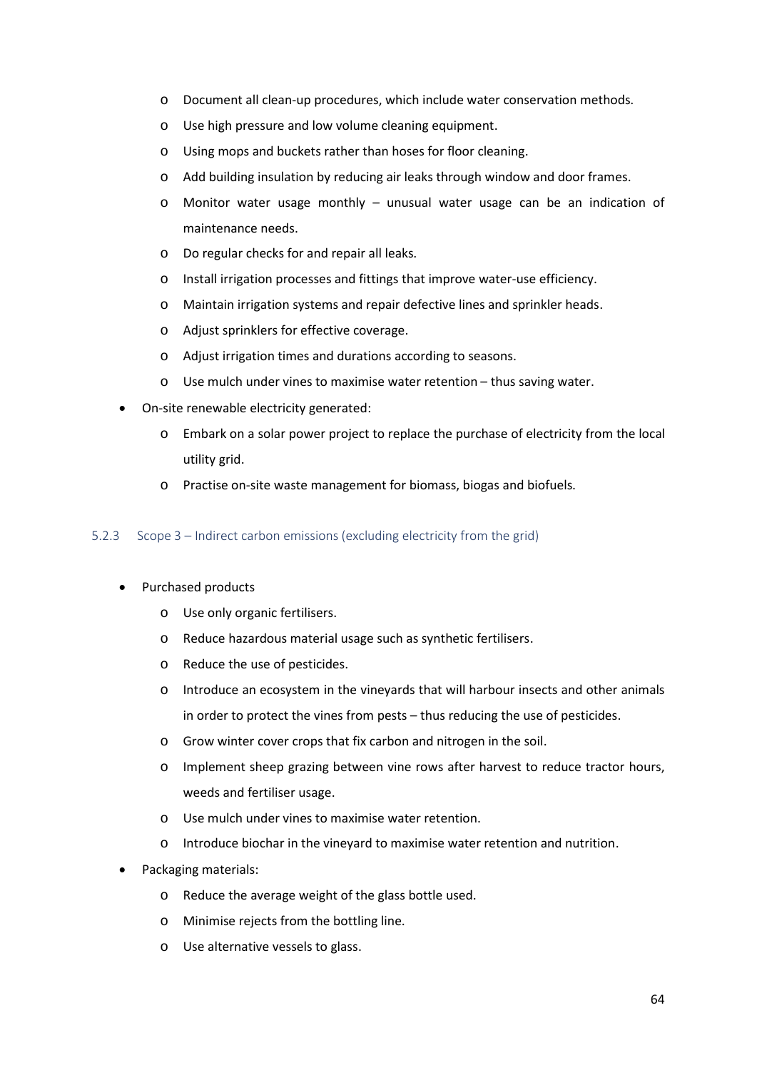- Document all clean-up procedures, which include water conservation methods.
    - Use high pressure and low volume cleaning equipment.
    - Using mops and buckets rather than hoses for floor cleaning.
    - Add building insulation by reducing air leaks through window and door frames.
    - Monitor water usage monthly – unusual water usage can be an indication of maintenance needs.
    - Do regular checks for and repair all leaks.
    - Install irrigation processes and fittings that improve water-use efficiency.
    - Maintain irrigation systems and repair defective lines and sprinkler heads.
    - Adjust sprinklers for effective coverage.
    - Adjust irrigation times and durations according to seasons.
    - Use mulch under vines to maximise water retention – thus saving water.
- On-site renewable electricity generated:
    - Embark on a solar power project to replace the purchase of electricity from the local utility grid.
    - Practise on-site waste management for biomass, biogas and biofuels.

### 5.2.3 Scope 3 – Indirect carbon emissions (excluding electricity from the grid)

- Purchased products
    - Use only organic fertilisers.
    - Reduce hazardous material usage such as synthetic fertilisers.
    - Reduce the use of pesticides.
    - Introduce an ecosystem in the vineyards that will harbour insects and other animals in order to protect the vines from pests – thus reducing the use of pesticides.
    - Grow winter cover crops that fix carbon and nitrogen in the soil.
    - Implement sheep grazing between vine rows after harvest to reduce tractor hours, weeds and fertiliser usage.
    - Use mulch under vines to maximise water retention.
    - Introduce biochar in the vineyard to maximise water retention and nutrition.
- Packaging materials:
    - Reduce the average weight of the glass bottle used.
    - Minimise rejects from the bottling line.
    - Use alternative vessels to glass.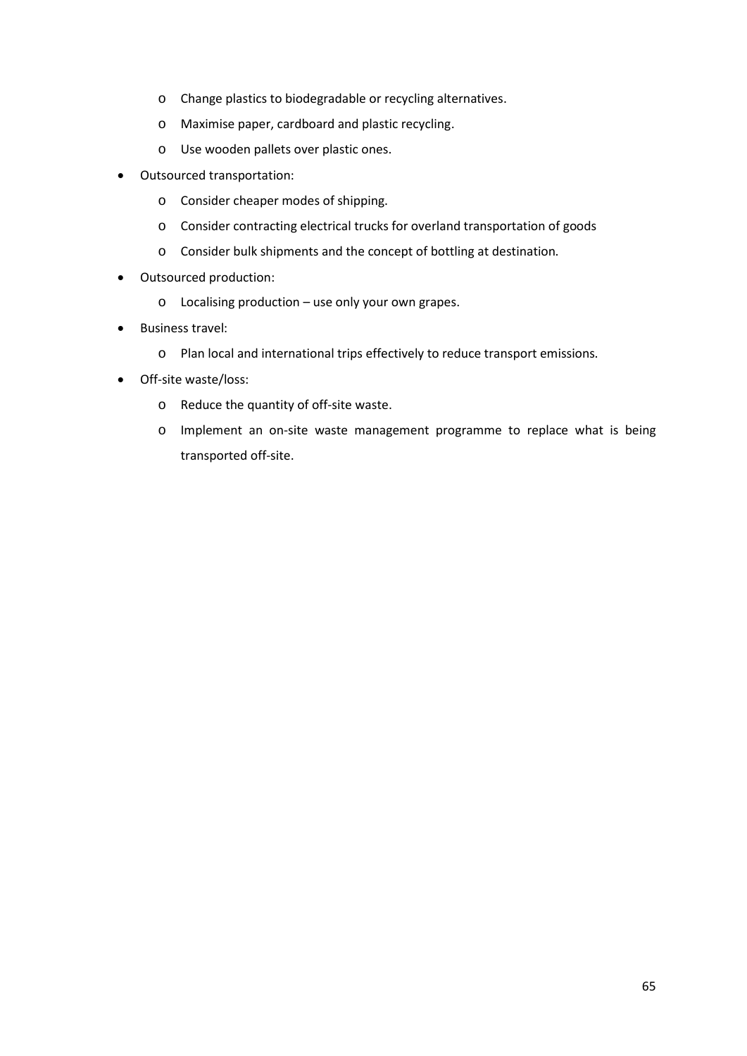- Change plastics to biodegradable or recycling alternatives.
    - Maximise paper, cardboard and plastic recycling.
    - Use wooden pallets over plastic ones.
- Outsourced transportation:
    - Consider cheaper modes of shipping.
    - Consider contracting electrical trucks for overland transportation of goods
    - Consider bulk shipments and the concept of bottling at destination.
- Outsourced production:
    - Localising production – use only your own grapes.
- Business travel:
    - Plan local and international trips effectively to reduce transport emissions.
- Off-site waste/loss:
    - Reduce the quantity of off-site waste.
    - Implement an on-site waste management programme to replace what is being transported off-site.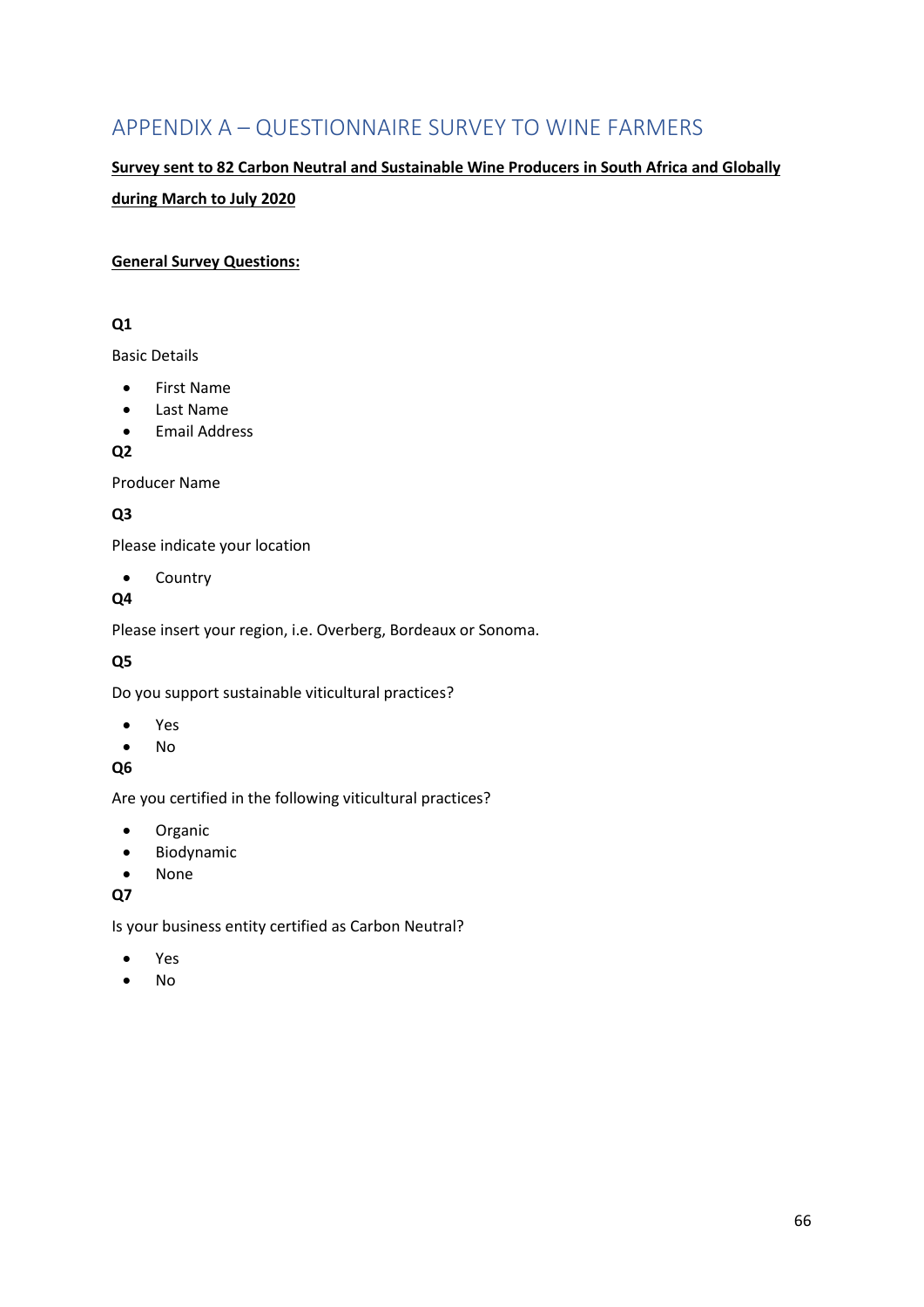# APPENDIX A – QUESTIONNAIRE SURVEY TO WINE FARMERS

**Survey sent to 82 Carbon Neutral and Sustainable Wine Producers in South Africa and Globally during March to July 2020**

**General Survey Questions:**

**Q1**

Basic Details

- First Name
- Last Name
- Email Address

**Q2**

Producer Name

**Q3**

Please indicate your location

- Country

**Q4**

Please insert your region, i.e. Overberg, Bordeaux or Sonoma.

**Q5**

Do you support sustainable viticultural practices?

- Yes
- No

**Q6**

Are you certified in the following viticultural practices?

- Organic
- Biodynamic
- None

**Q7**

Is your business entity certified as Carbon Neutral?

- Yes
- No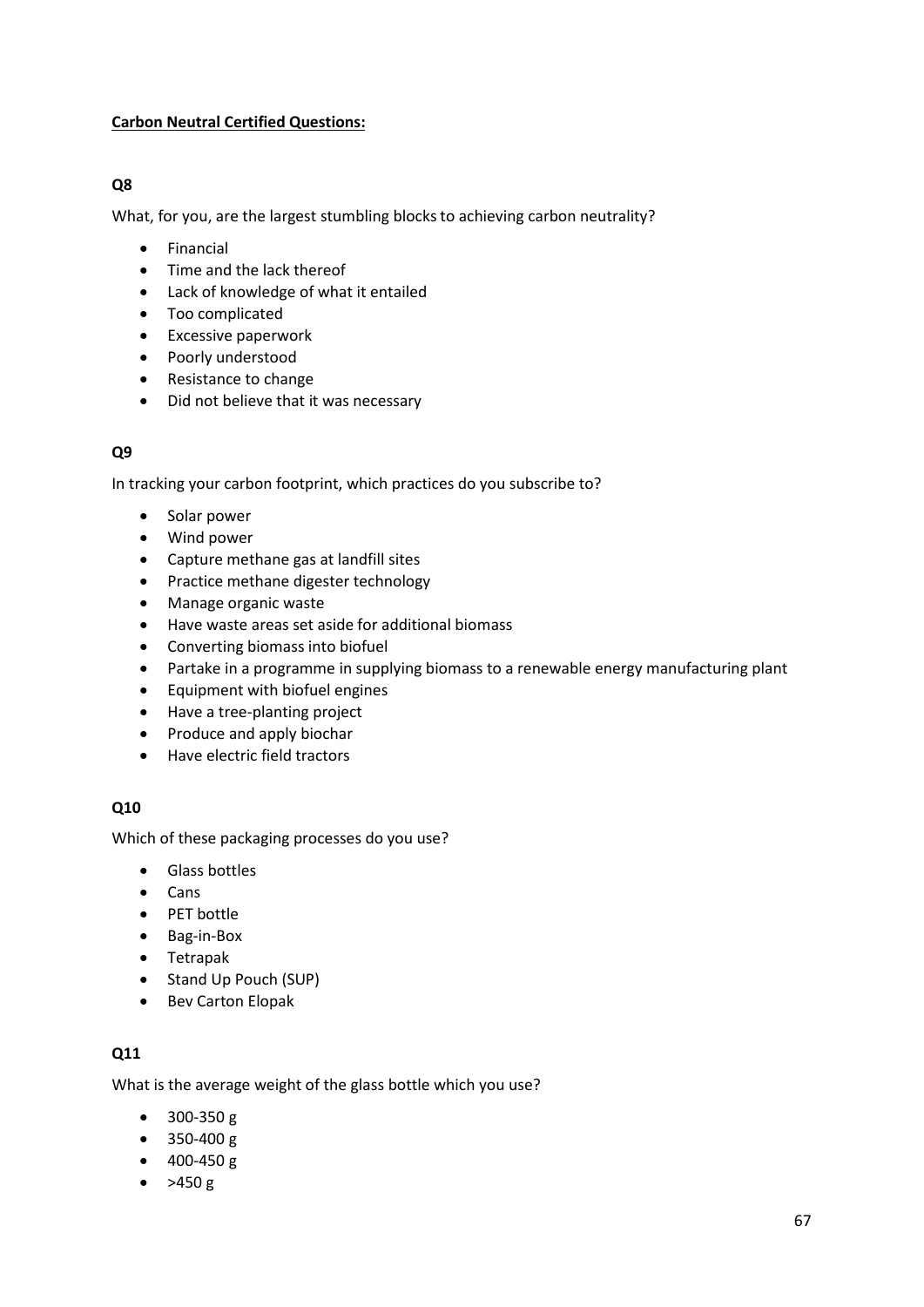**Carbon Neutral Certified Questions:**

**Q8**

What, for you, are the largest stumbling blocks to achieving carbon neutrality?

- Financial
- Time and the lack thereof
- Lack of knowledge of what it entailed
- Too complicated
- Excessive paperwork
- Poorly understood
- Resistance to change
- Did not believe that it was necessary

**Q9**

In tracking your carbon footprint, which practices do you subscribe to?

- Solar power
- Wind power
- Capture methane gas at landfill sites
- Practice methane digester technology
- Manage organic waste
- Have waste areas set aside for additional biomass
- Converting biomass into biofuel
- Partake in a programme in supplying biomass to a renewable energy manufacturing plant
- Equipment with biofuel engines
- Have a tree-planting project
- Produce and apply biochar
- Have electric field tractors

**Q10**

Which of these packaging processes do you use?

- Glass bottles
- Cans
- PET bottle
- Bag-in-Box
- Tetrapak
- Stand Up Pouch (SUP)
- Bev Carton Elopak

**Q11**

What is the average weight of the glass bottle which you use?

- 300-350 g
- 350-400 g
- 400-450 g
- >450 g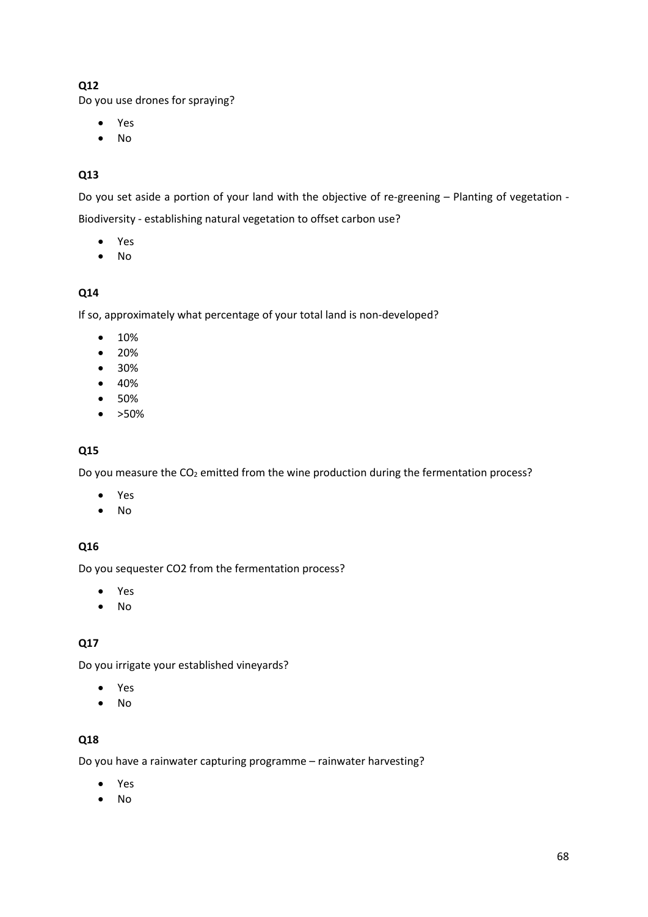**Q12**

Do you use drones for spraying?

- Yes
- No

**Q13**

Do you set aside a portion of your land with the objective of re-greening – Planting of vegetation - Biodiversity - establishing natural vegetation to offset carbon use?

- Yes
- No

**Q14**

If so, approximately what percentage of your total land is non-developed?

- 10%
- 20%
- 30%
- 40%
- 50%
- >50%

**Q15**

Do you measure the $CO_2$ emitted from the wine production during the fermentation process?

- Yes
- No

**Q16**

Do you sequester CO2 from the fermentation process?

- Yes
- No

**Q17**

Do you irrigate your established vineyards?

- Yes
- No

**Q18**

Do you have a rainwater capturing programme – rainwater harvesting?

- Yes
- No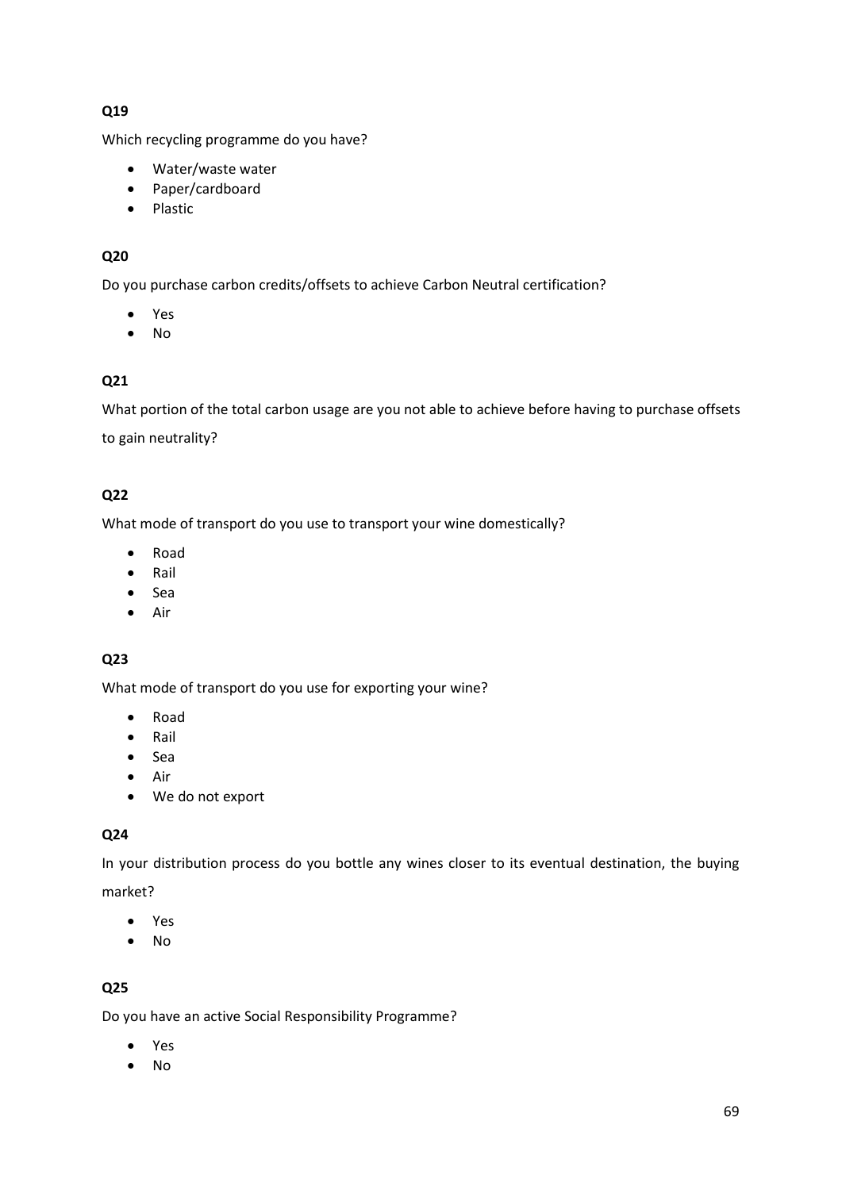**Q19**

Which recycling programme do you have?

- Water/waste water
- Paper/cardboard
- Plastic

**Q20**

Do you purchase carbon credits/offsets to achieve Carbon Neutral certification?

- Yes
- No

**Q21**

What portion of the total carbon usage are you not able to achieve before having to purchase offsets to gain neutrality?

**Q22**

What mode of transport do you use to transport your wine domestically?

- Road
- Rail
- Sea
- Air

**Q23**

What mode of transport do you use for exporting your wine?

- Road
- Rail
- Sea
- Air
- We do not export

**Q24**

In your distribution process do you bottle any wines closer to its eventual destination, the buying market?

- Yes
- No

**Q25**

Do you have an active Social Responsibility Programme?

- Yes
- No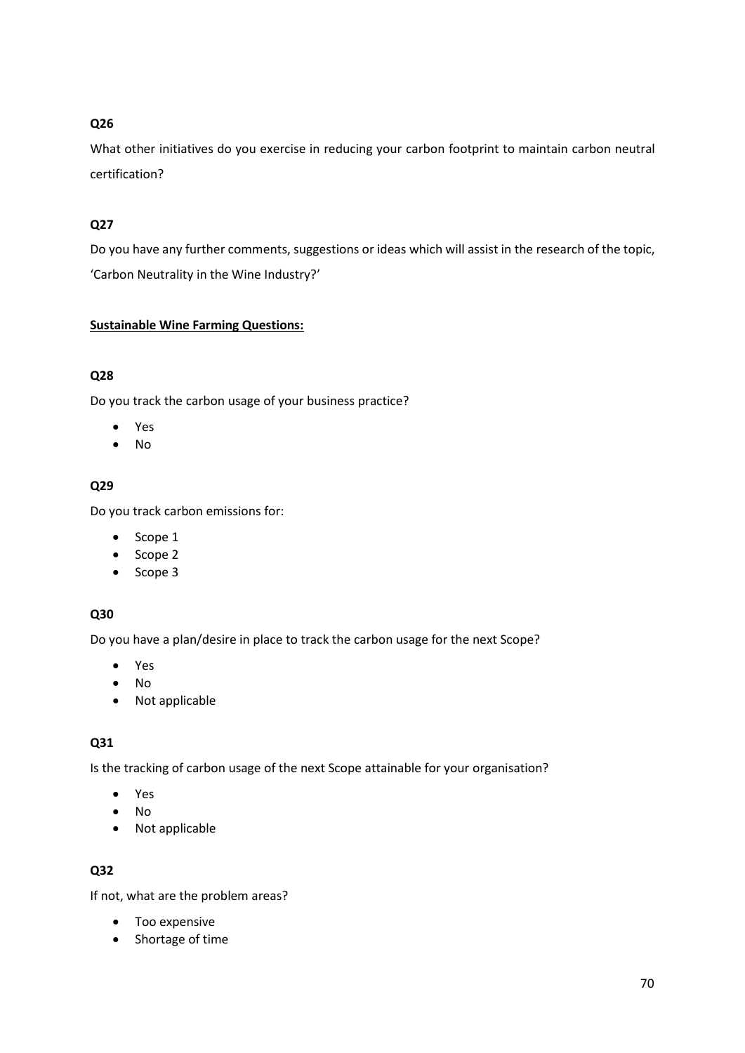**Q26**

What other initiatives do you exercise in reducing your carbon footprint to maintain carbon neutral certification?

**Q27**

Do you have any further comments, suggestions or ideas which will assist in the research of the topic, 'Carbon Neutrality in the Wine Industry?'

**Sustainable Wine Farming Questions:**

**Q28**

Do you track the carbon usage of your business practice?

- Yes
- No

**Q29**

Do you track carbon emissions for:

- Scope 1
- Scope 2
- Scope 3

**Q30**

Do you have a plan/desire in place to track the carbon usage for the next Scope?

- Yes
- No
- Not applicable

**Q31**

Is the tracking of carbon usage of the next Scope attainable for your organisation?

- Yes
- No
- Not applicable

**Q32**

If not, what are the problem areas?

- Too expensive
- Shortage of time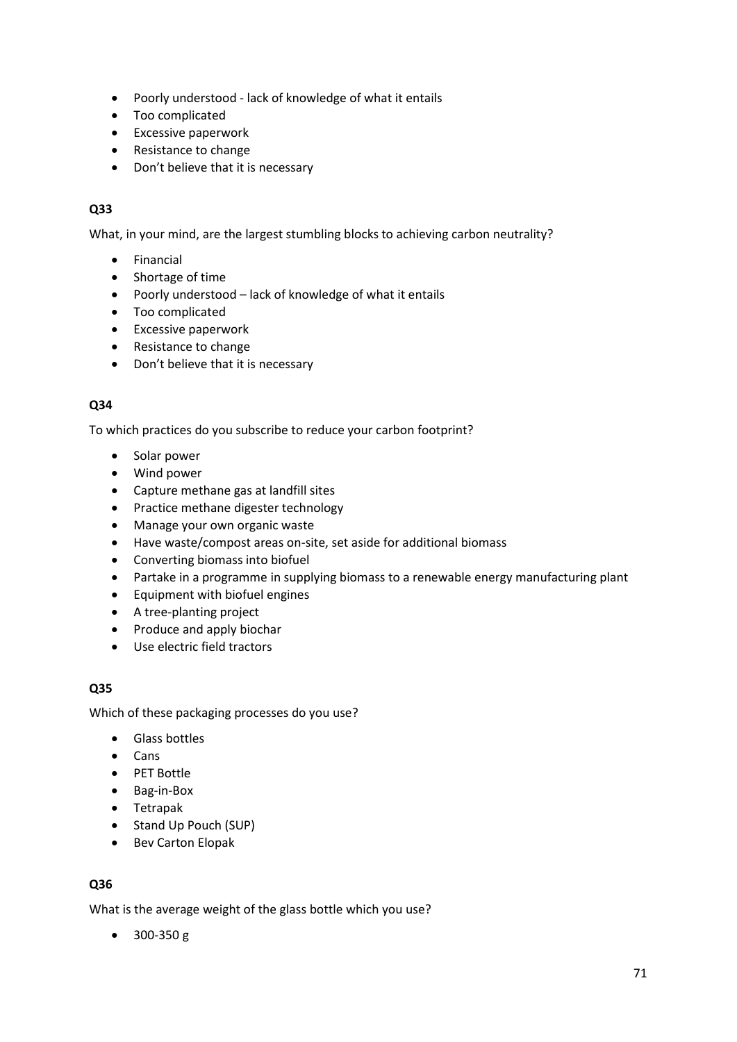- Poorly understood - lack of knowledge of what it entails
- Too complicated
- Excessive paperwork
- Resistance to change
- Don't believe that it is necessary

**Q33**

What, in your mind, are the largest stumbling blocks to achieving carbon neutrality?

- Financial
- Shortage of time
- Poorly understood – lack of knowledge of what it entails
- Too complicated
- Excessive paperwork
- Resistance to change
- Don't believe that it is necessary

**Q34**

To which practices do you subscribe to reduce your carbon footprint?

- Solar power
- Wind power
- Capture methane gas at landfill sites
- Practice methane digester technology
- Manage your own organic waste
- Have waste/compost areas on-site, set aside for additional biomass
- Converting biomass into biofuel
- Partake in a programme in supplying biomass to a renewable energy manufacturing plant
- Equipment with biofuel engines
- A tree-planting project
- Produce and apply biochar
- Use electric field tractors

**Q35**

Which of these packaging processes do you use?

- Glass bottles
- Cans
- PET Bottle
- Bag-in-Box
- Tetrapak
- Stand Up Pouch (SUP)
- Bev Carton Elopak

**Q36**

What is the average weight of the glass bottle which you use?

- 300-350 g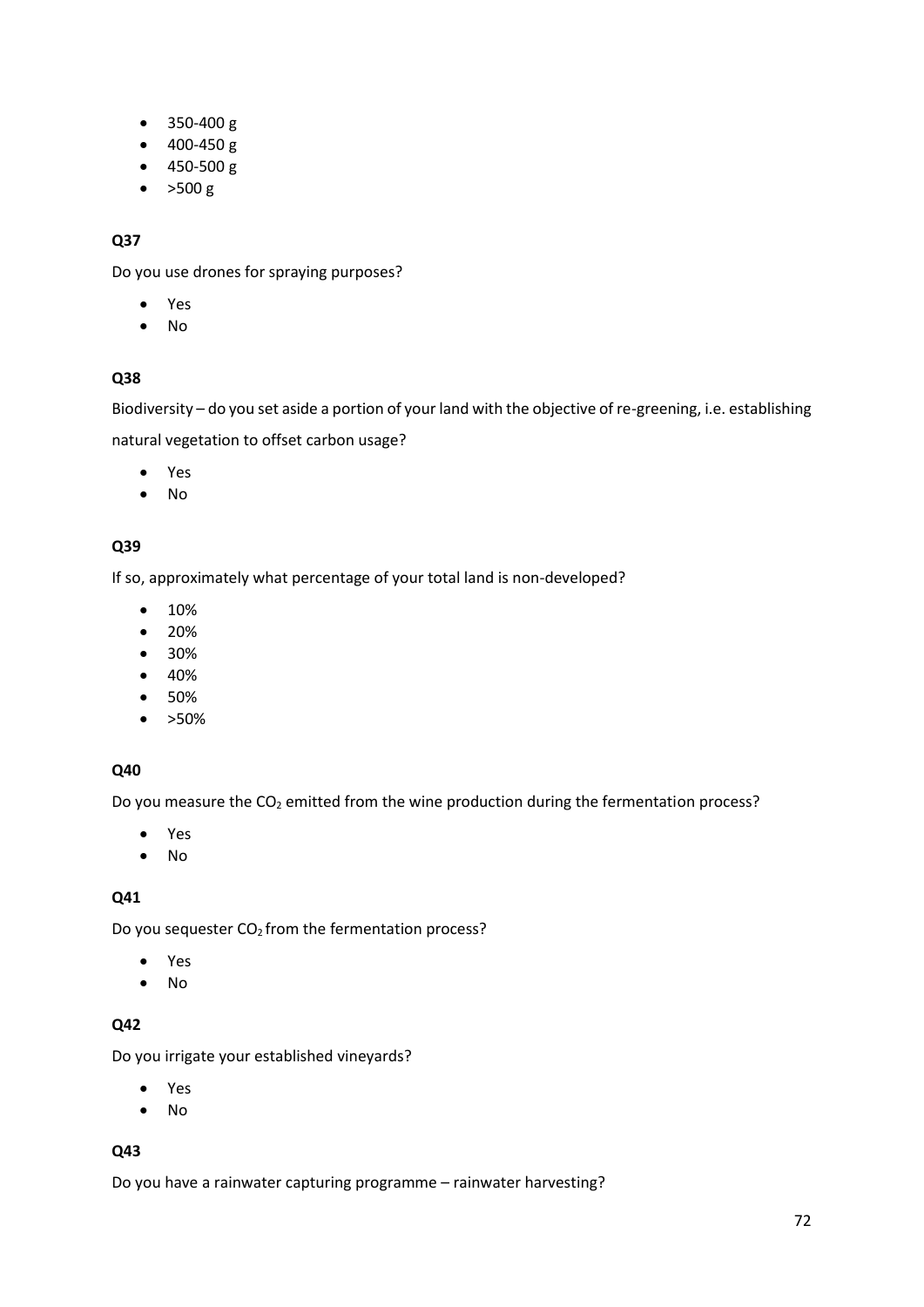- 350-400 g
- 400-450 g
- 450-500 g
- >500 g

**Q37**

Do you use drones for spraying purposes?

- Yes
- No

**Q38**

Biodiversity – do you set aside a portion of your land with the objective of re-greening, i.e. establishing natural vegetation to offset carbon usage?

- Yes
- No

**Q39**

If so, approximately what percentage of your total land is non-developed?

- 10%
- 20%
- 30%
- 40%
- 50%
- >50%

**Q40**

Do you measure the $CO_2$ emitted from the wine production during the fermentation process?

- Yes
- No

**Q41**

Do you sequester $CO_2$ from the fermentation process?

- Yes
- No

**Q42**

Do you irrigate your established vineyards?

- Yes
- No

**Q43**

Do you have a rainwater capturing programme – rainwater harvesting?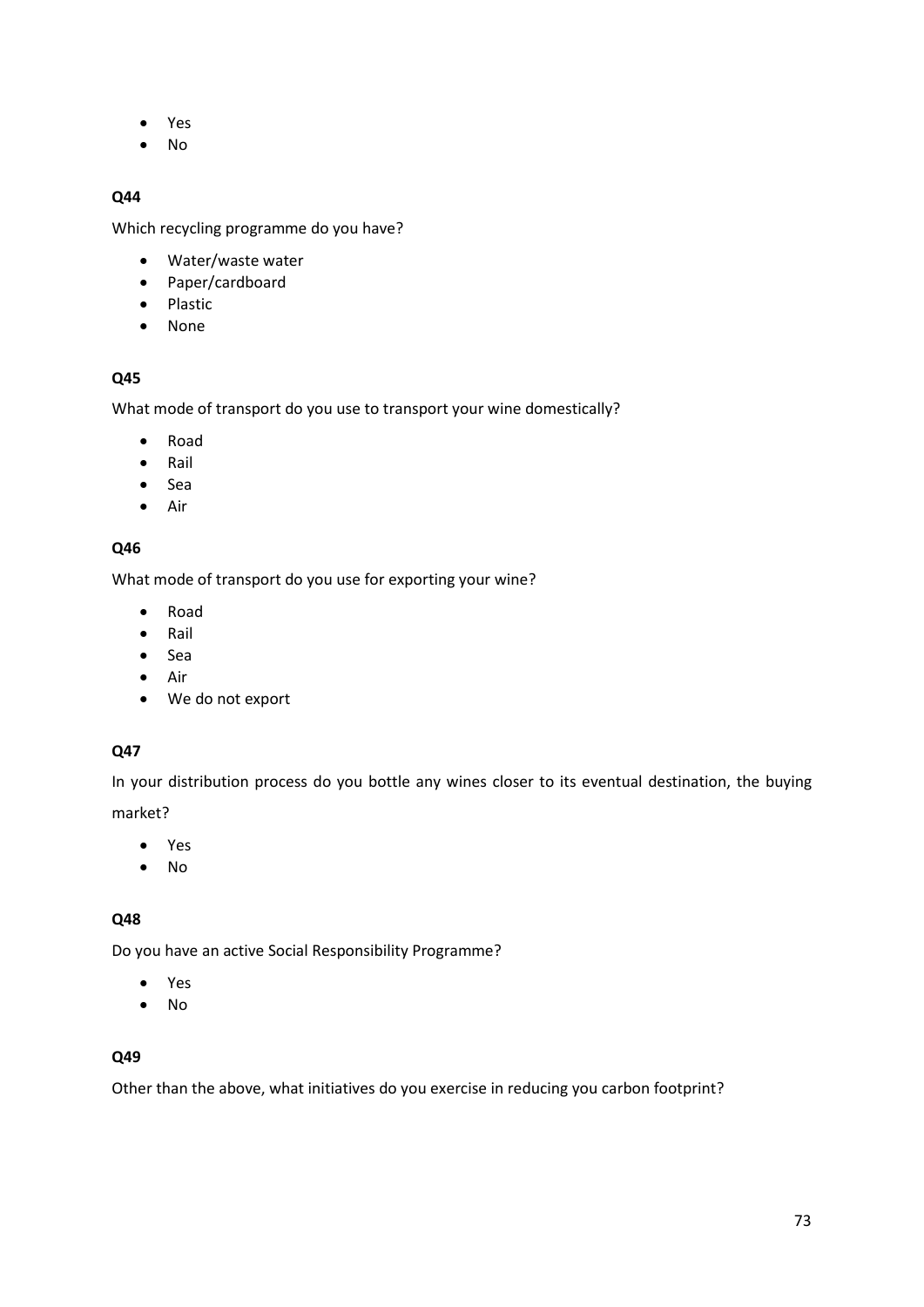- Yes
- No

**Q44**

Which recycling programme do you have?

- Water/waste water
- Paper/cardboard
- Plastic
- None

**Q45**

What mode of transport do you use to transport your wine domestically?

- Road
- Rail
- Sea
- Air

**Q46**

What mode of transport do you use for exporting your wine?

- Road
- Rail
- Sea
- Air
- We do not export

**Q47**

In your distribution process do you bottle any wines closer to its eventual destination, the buying market?

- Yes
- No

**Q48**

Do you have an active Social Responsibility Programme?

- Yes
- No

**Q49**

Other than the above, what initiatives do you exercise in reducing you carbon footprint?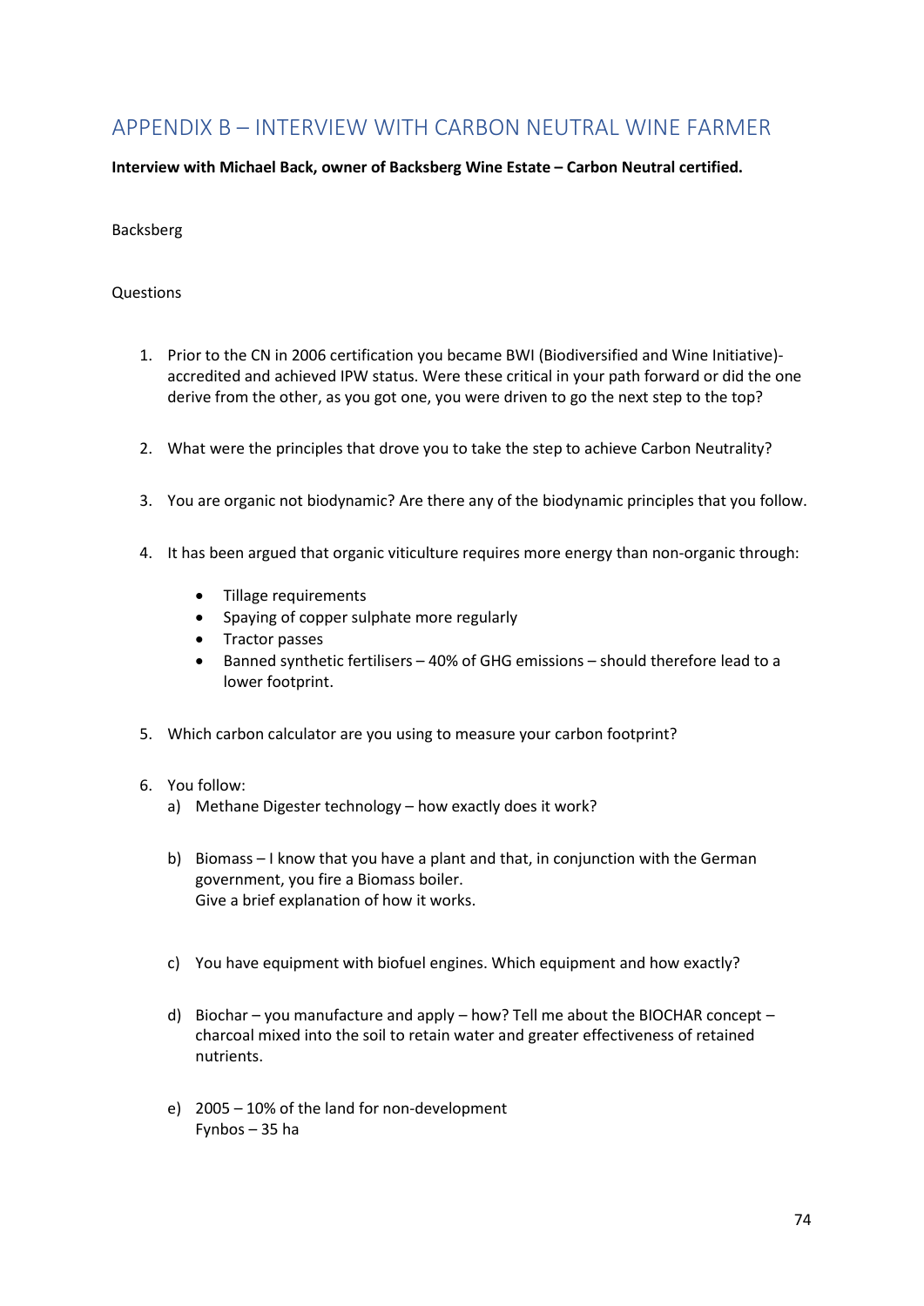## APPENDIX B – INTERVIEW WITH CARBON NEUTRAL WINE FARMER

**Interview with Michael Back, owner of Backsberg Wine Estate – Carbon Neutral certified.**

Backsberg

Questions

1. Prior to the CN in 2006 certification you became BWI (Biodiversified and Wine Initiative)-accredited and achieved IPW status. Were these critical in your path forward or did the one derive from the other, as you got one, you were driven to go the next step to the top?

2. What were the principles that drove you to take the step to achieve Carbon Neutrality?

3. You are organic not biodynamic? Are there any of the biodynamic principles that you follow.

4. It has been argued that organic viticulture requires more energy than non-organic through:

   - Tillage requirements
   - Spaying of copper sulphate more regularly
   - Tractor passes
   - Banned synthetic fertilisers – 40% of GHG emissions – should therefore lead to a lower footprint.

5. Which carbon calculator are you using to measure your carbon footprint?

6. You follow:
   a) Methane Digester technology – how exactly does it work?

   b) Biomass – I know that you have a plant and that, in conjunction with the German government, you fire a Biomass boiler.
   Give a brief explanation of how it works.

   c) You have equipment with biofuel engines. Which equipment and how exactly?

   d) Biochar – you manufacture and apply – how? Tell me about the BIOCHAR concept – charcoal mixed into the soil to retain water and greater effectiveness of retained nutrients.

   e) 2005 – 10% of the land for non-development
   Fynbos – 35 ha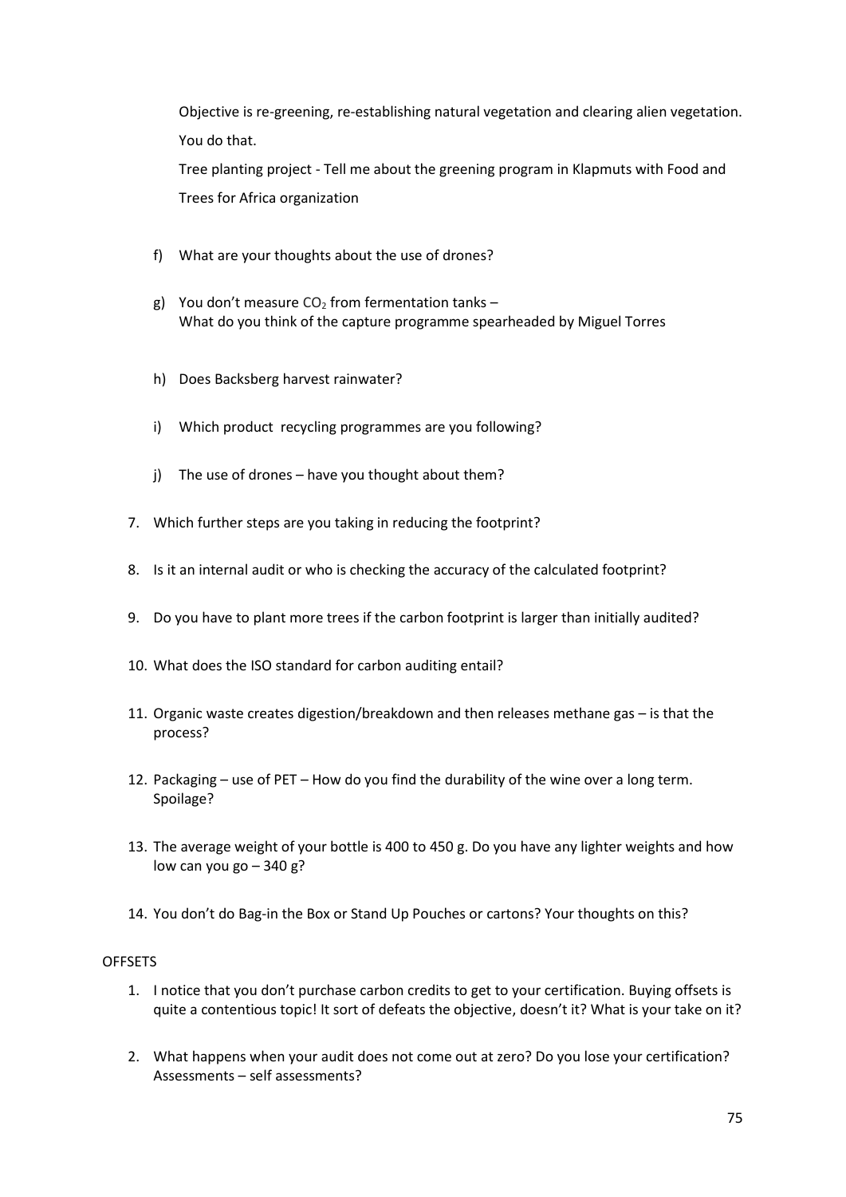Objective is re-greening, re-establishing natural vegetation and clearing alien vegetation. You do that.

Tree planting project - Tell me about the greening program in Klapmuts with Food and Trees for Africa organization

f) What are your thoughts about the use of drones?

g) You don't measure $CO_2$ from fermentation tanks –
What do you think of the capture programme spearheaded by Miguel Torres

h) Does Backsberg harvest rainwater?

i) Which product recycling programmes are you following?

j) The use of drones – have you thought about them?

7. Which further steps are you taking in reducing the footprint?

8. Is it an internal audit or who is checking the accuracy of the calculated footprint?

9. Do you have to plant more trees if the carbon footprint is larger than initially audited?

10. What does the ISO standard for carbon auditing entail?

11. Organic waste creates digestion/breakdown and then releases methane gas – is that the process?

12. Packaging – use of PET – How do you find the durability of the wine over a long term. Spoilage?

13. The average weight of your bottle is 400 to 450 g. Do you have any lighter weights and how low can you go – 340 g?

14. You don't do Bag-in the Box or Stand Up Pouches or cartons? Your thoughts on this?

OFFSETS

1. I notice that you don't purchase carbon credits to get to your certification. Buying offsets is quite a contentious topic! It sort of defeats the objective, doesn't it? What is your take on it?

2. What happens when your audit does not come out at zero? Do you lose your certification? Assessments – self assessments?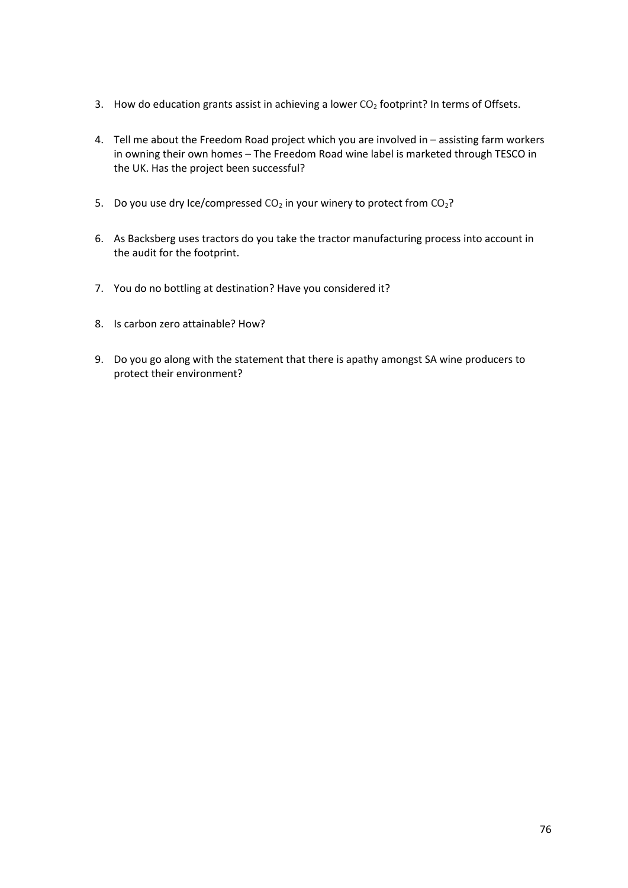3. How do education grants assist in achieving a lower $CO_2$ footprint? In terms of Offsets.

4. Tell me about the Freedom Road project which you are involved in – assisting farm workers in owning their own homes – The Freedom Road wine label is marketed through TESCO in the UK. Has the project been successful?

5. Do you use dry Ice/compressed $CO_2$ in your winery to protect from $CO_2$?

6. As Backsberg uses tractors do you take the tractor manufacturing process into account in the audit for the footprint.

7. You do no bottling at destination? Have you considered it?

8. Is carbon zero attainable? How?

9. Do you go along with the statement that there is apathy amongst SA wine producers to protect their environment?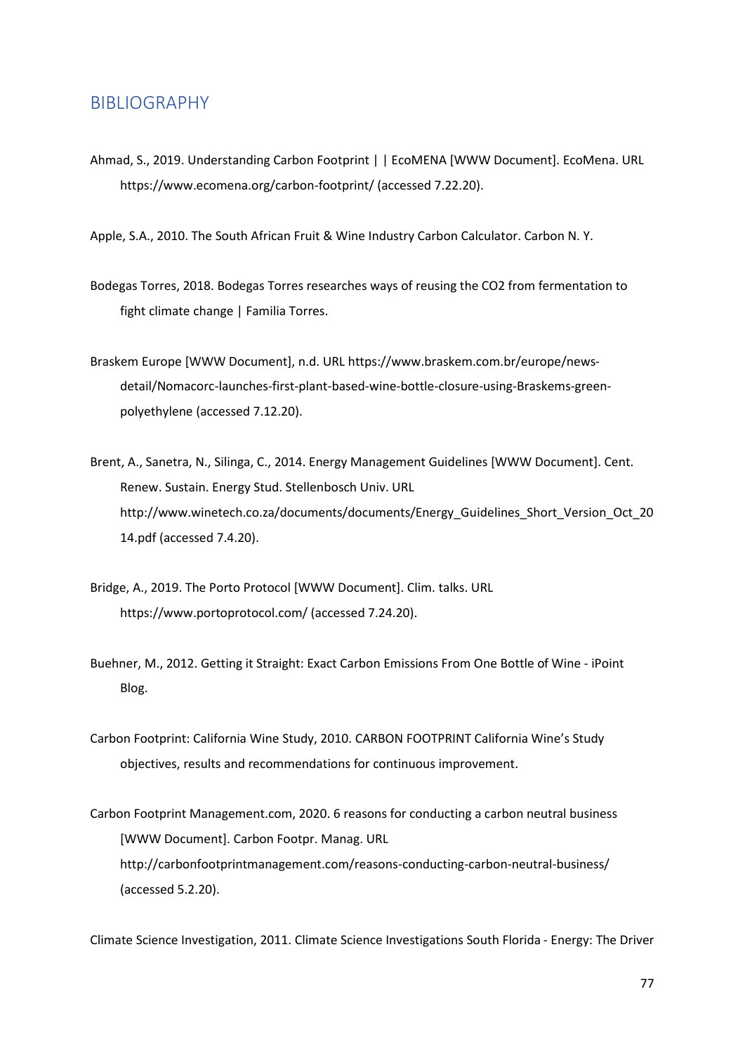## BIBLIOGRAPHY

Ahmad, S., 2019. Understanding Carbon Footprint | | EcoMENA [WWW Document]. EcoMena. URL https://www.ecomena.org/carbon-footprint/ (accessed 7.22.20).

Apple, S.A., 2010. The South African Fruit & Wine Industry Carbon Calculator. Carbon N. Y.

Bodegas Torres, 2018. Bodegas Torres researches ways of reusing the CO2 from fermentation to fight climate change | Familia Torres.

Braskem Europe [WWW Document], n.d. URL https://www.braskem.com.br/europe/news-detail/Nomacorc-launches-first-plant-based-wine-bottle-closure-using-Braskems-green-polyethylene (accessed 7.12.20).

Brent, A., Sanetra, N., Silinga, C., 2014. Energy Management Guidelines [WWW Document]. Cent. Renew. Sustain. Energy Stud. Stellenbosch Univ. URL http://www.winetech.co.za/documents/documents/Energy_Guidelines_Short_Version_Oct_2014.pdf (accessed 7.4.20).

Bridge, A., 2019. The Porto Protocol [WWW Document]. Clim. talks. URL https://www.portoprotocol.com/ (accessed 7.24.20).

Buehner, M., 2012. Getting it Straight: Exact Carbon Emissions From One Bottle of Wine - iPoint Blog.

Carbon Footprint: California Wine Study, 2010. CARBON FOOTPRINT California Wine's Study objectives, results and recommendations for continuous improvement.

Carbon Footprint Management.com, 2020. 6 reasons for conducting a carbon neutral business [WWW Document]. Carbon Footpr. Manag. URL http://carbonfootprintmanagement.com/reasons-conducting-carbon-neutral-business/ (accessed 5.2.20).

Climate Science Investigation, 2011. Climate Science Investigations South Florida - Energy: The Driver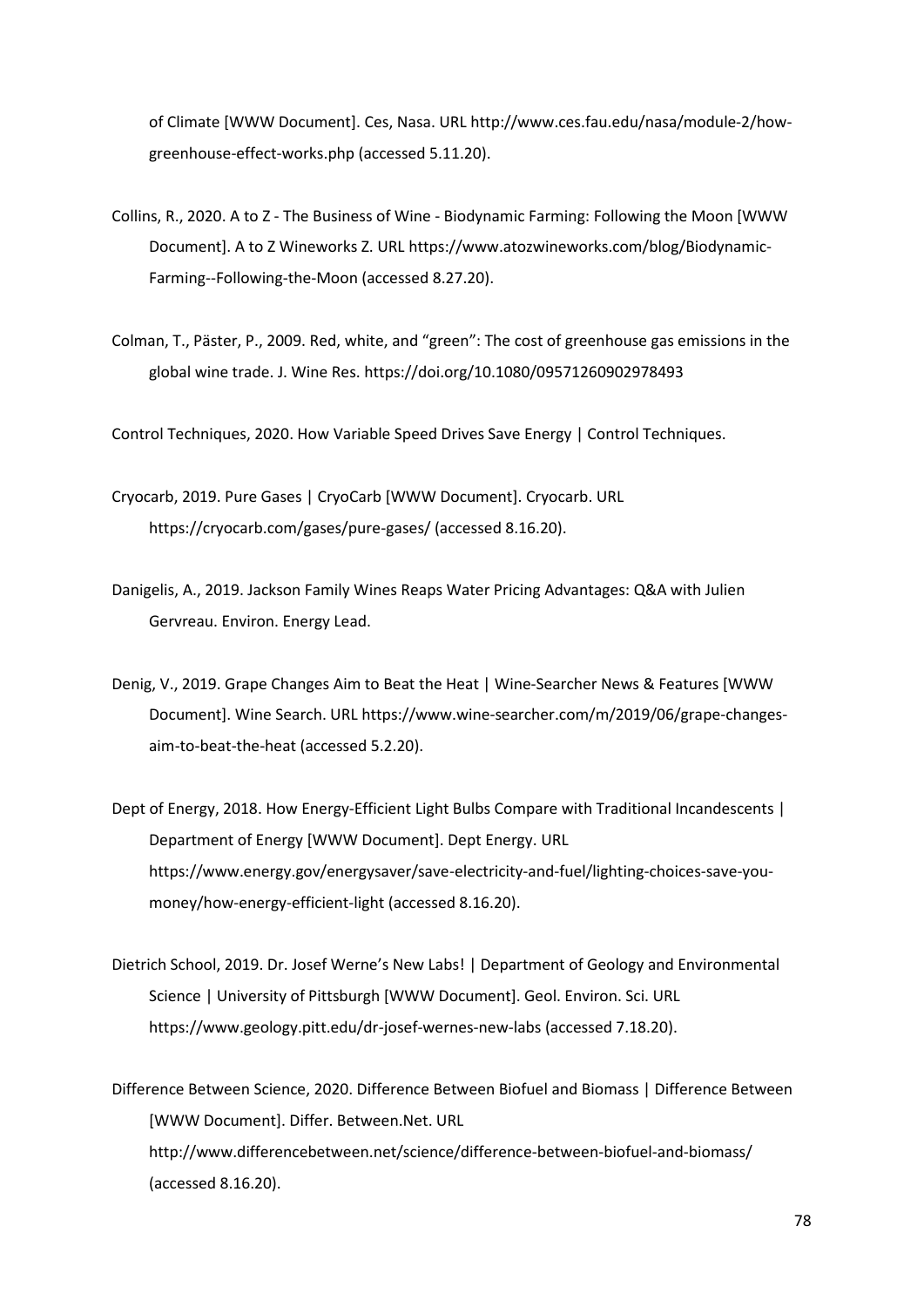of Climate [WWW Document]. Ces, Nasa. URL http://www.ces.fau.edu/nasa/module-2/how-greenhouse-effect-works.php (accessed 5.11.20).

Collins, R., 2020. A to Z - The Business of Wine - Biodynamic Farming: Following the Moon [WWW Document]. A to Z Wineworks Z. URL https://www.atozwineworks.com/blog/Biodynamic-Farming--Following-the-Moon (accessed 8.27.20).

Colman, T., Päster, P., 2009. Red, white, and "green": The cost of greenhouse gas emissions in the global wine trade. J. Wine Res. https://doi.org/10.1080/09571260902978493

Control Techniques, 2020. How Variable Speed Drives Save Energy | Control Techniques.

Cryocarb, 2019. Pure Gases | CryoCarb [WWW Document]. Cryocarb. URL https://cryocarb.com/gases/pure-gases/ (accessed 8.16.20).

Danigelis, A., 2019. Jackson Family Wines Reaps Water Pricing Advantages: Q&A with Julien Gervreau. Environ. Energy Lead.

Denig, V., 2019. Grape Changes Aim to Beat the Heat | Wine-Searcher News & Features [WWW Document]. Wine Search. URL https://www.wine-searcher.com/m/2019/06/grape-changes-aim-to-beat-the-heat (accessed 5.2.20).

Dept of Energy, 2018. How Energy-Efficient Light Bulbs Compare with Traditional Incandescents | Department of Energy [WWW Document]. Dept Energy. URL https://www.energy.gov/energysaver/save-electricity-and-fuel/lighting-choices-save-you-money/how-energy-efficient-light (accessed 8.16.20).

Dietrich School, 2019. Dr. Josef Werne's New Labs! | Department of Geology and Environmental Science | University of Pittsburgh [WWW Document]. Geol. Environ. Sci. URL https://www.geology.pitt.edu/dr-josef-wernes-new-labs (accessed 7.18.20).

Difference Between Science, 2020. Difference Between Biofuel and Biomass | Difference Between [WWW Document]. Differ. Between.Net. URL http://www.differencebetween.net/science/difference-between-biofuel-and-biomass/ (accessed 8.16.20).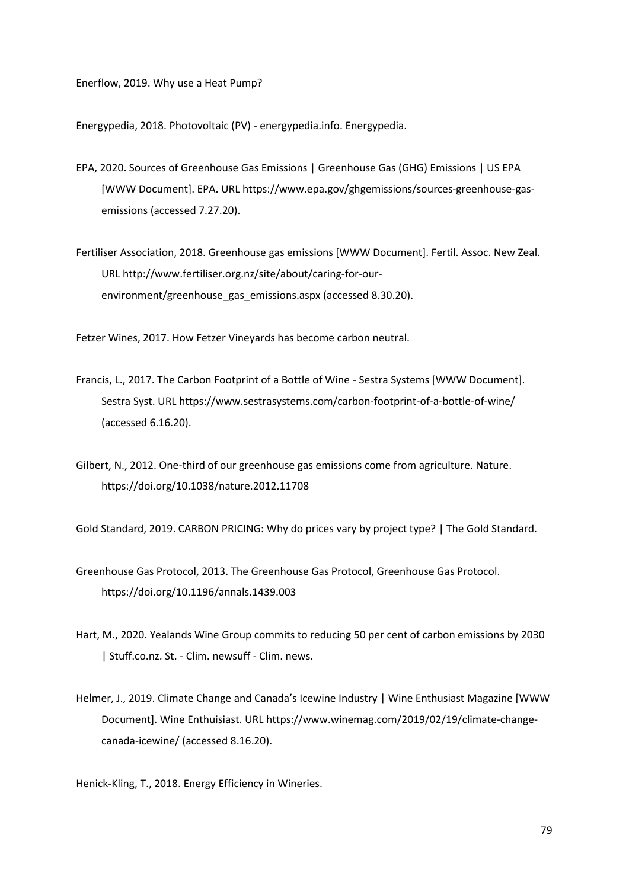Enerflow, 2019. Why use a Heat Pump?

Energypedia, 2018. Photovoltaic (PV) - energypedia.info. Energypedia.

EPA, 2020. Sources of Greenhouse Gas Emissions | Greenhouse Gas (GHG) Emissions | US EPA [WWW Document]. EPA. URL https://www.epa.gov/ghgemissions/sources-greenhouse-gas-emissions (accessed 7.27.20).

Fertiliser Association, 2018. Greenhouse gas emissions [WWW Document]. Fertil. Assoc. New Zeal. URL http://www.fertiliser.org.nz/site/about/caring-for-our-environment/greenhouse_gas_emissions.aspx (accessed 8.30.20).

Fetzer Wines, 2017. How Fetzer Vineyards has become carbon neutral.

Francis, L., 2017. The Carbon Footprint of a Bottle of Wine - Sestra Systems [WWW Document]. Sestra Syst. URL https://www.sestrasystems.com/carbon-footprint-of-a-bottle-of-wine/ (accessed 6.16.20).

Gilbert, N., 2012. One-third of our greenhouse gas emissions come from agriculture. Nature. https://doi.org/10.1038/nature.2012.11708

Gold Standard, 2019. CARBON PRICING: Why do prices vary by project type? | The Gold Standard.

Greenhouse Gas Protocol, 2013. The Greenhouse Gas Protocol, Greenhouse Gas Protocol. https://doi.org/10.1196/annals.1439.003

Hart, M., 2020. Yealands Wine Group commits to reducing 50 per cent of carbon emissions by 2030 | Stuff.co.nz. St. - Clim. newsuff - Clim. news.

Helmer, J., 2019. Climate Change and Canada's Icewine Industry | Wine Enthusiast Magazine [WWW Document]. Wine Enthuisiast. URL https://www.winemag.com/2019/02/19/climate-change-canada-icewine/ (accessed 8.16.20).

Henick-Kling, T., 2018. Energy Efficiency in Wineries.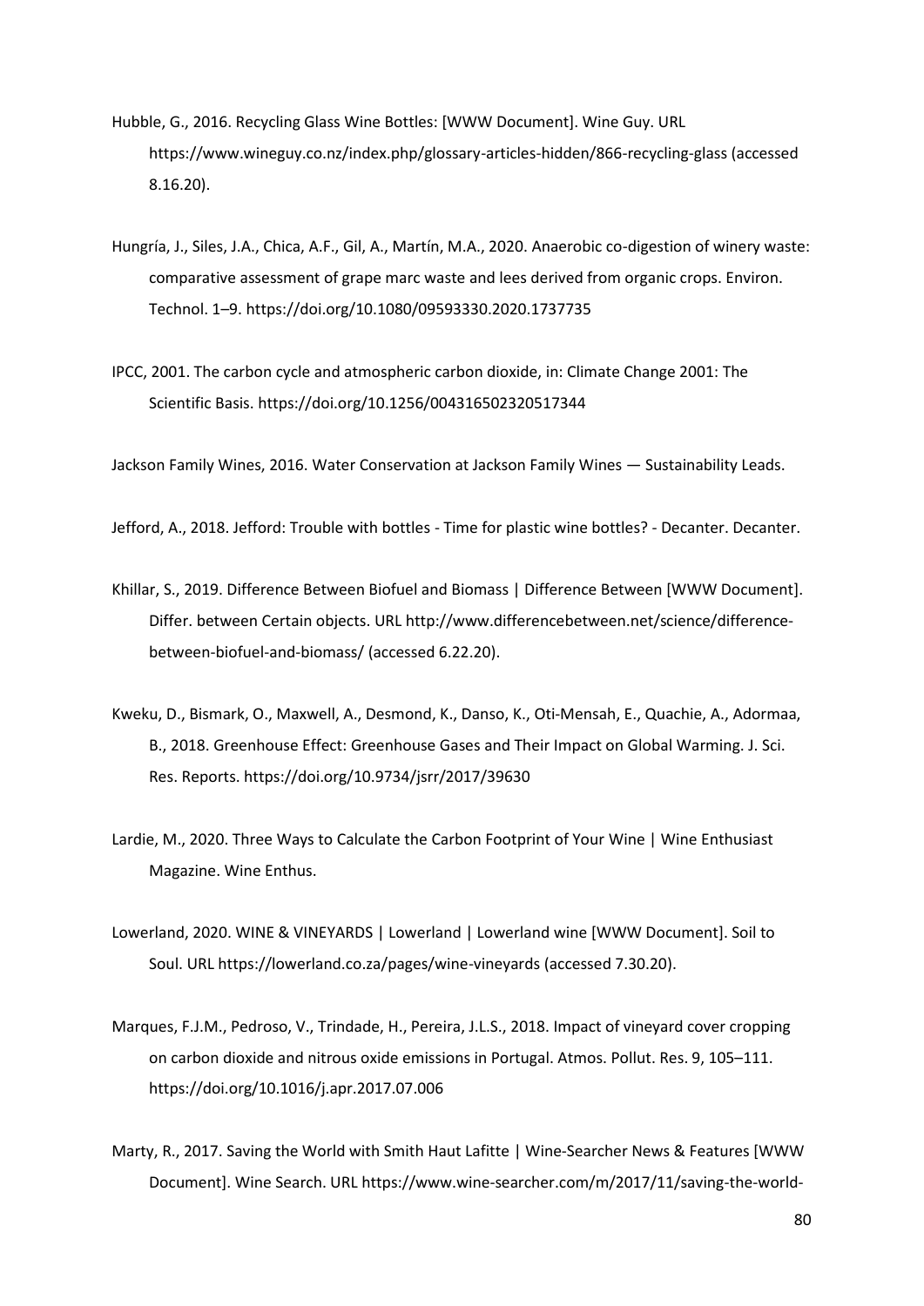Hubble, G., 2016. Recycling Glass Wine Bottles: [WWW Document]. Wine Guy. URL https://www.wineguy.co.nz/index.php/glossary-articles-hidden/866-recycling-glass (accessed 8.16.20).

Hungría, J., Siles, J.A., Chica, A.F., Gil, A., Martín, M.A., 2020. Anaerobic co-digestion of winery waste: comparative assessment of grape marc waste and lees derived from organic crops. Environ. Technol. 1–9. https://doi.org/10.1080/09593330.2020.1737735

IPCC, 2001. The carbon cycle and atmospheric carbon dioxide, in: Climate Change 2001: The Scientific Basis. https://doi.org/10.1256/004316502320517344

Jackson Family Wines, 2016. Water Conservation at Jackson Family Wines — Sustainability Leads.

Jefford, A., 2018. Jefford: Trouble with bottles - Time for plastic wine bottles? - Decanter. Decanter.

Khillar, S., 2019. Difference Between Biofuel and Biomass | Difference Between [WWW Document]. Differ. between Certain objects. URL http://www.differencebetween.net/science/difference-between-biofuel-and-biomass/ (accessed 6.22.20).

Kweku, D., Bismark, O., Maxwell, A., Desmond, K., Danso, K., Oti-Mensah, E., Quachie, A., Adormaa, B., 2018. Greenhouse Effect: Greenhouse Gases and Their Impact on Global Warming. J. Sci. Res. Reports. https://doi.org/10.9734/jsrr/2017/39630

Lardie, M., 2020. Three Ways to Calculate the Carbon Footprint of Your Wine | Wine Enthusiast Magazine. Wine Enthus.

Lowerland, 2020. WINE & VINEYARDS | Lowerland | Lowerland wine [WWW Document]. Soil to Soul. URL https://lowerland.co.za/pages/wine-vineyards (accessed 7.30.20).

Marques, F.J.M., Pedroso, V., Trindade, H., Pereira, J.L.S., 2018. Impact of vineyard cover cropping on carbon dioxide and nitrous oxide emissions in Portugal. Atmos. Pollut. Res. 9, 105–111. https://doi.org/10.1016/j.apr.2017.07.006

Marty, R., 2017. Saving the World with Smith Haut Lafitte | Wine-Searcher News & Features [WWW Document]. Wine Search. URL https://www.wine-searcher.com/m/2017/11/saving-the-world-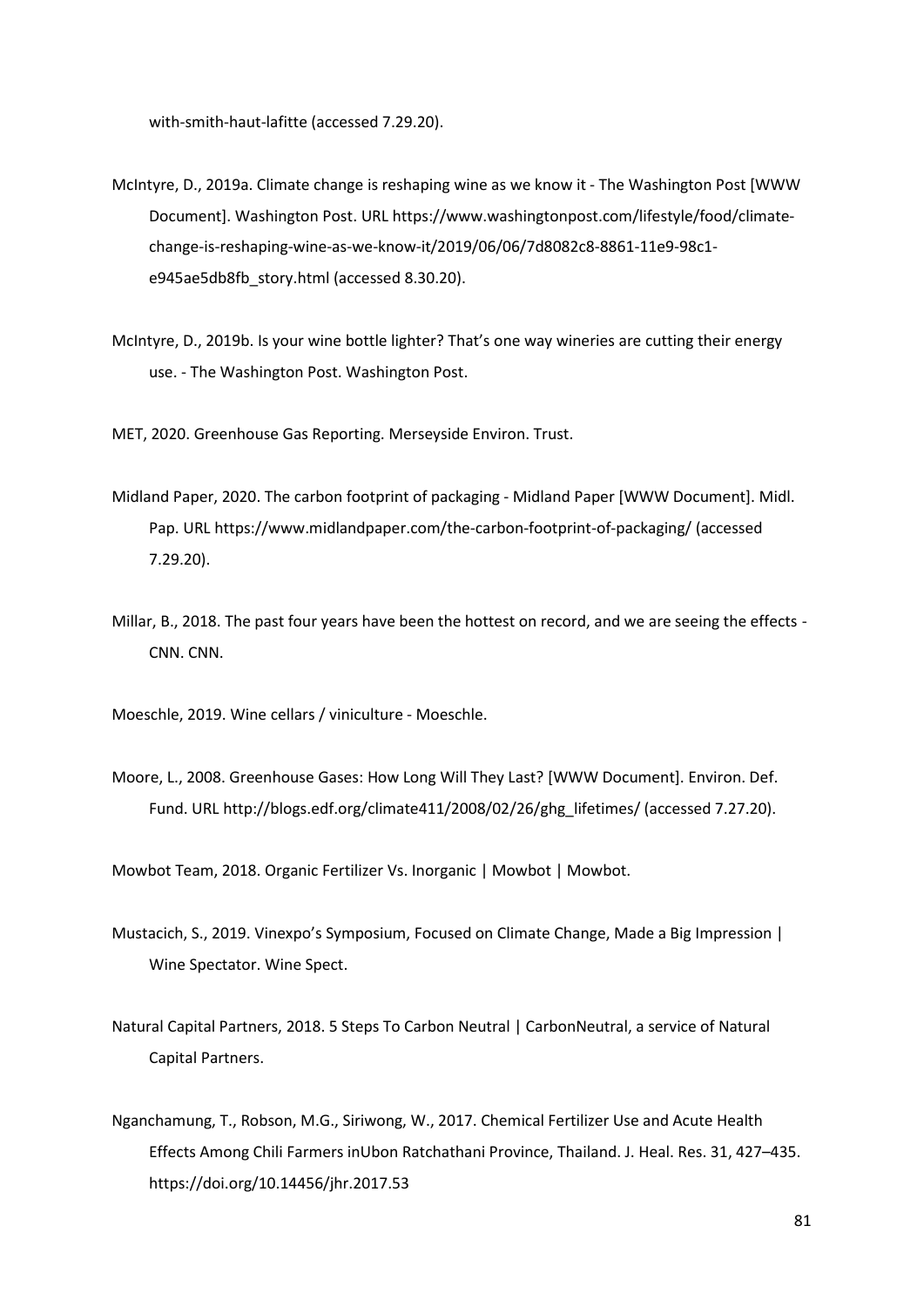with-smith-haut-lafitte (accessed 7.29.20).

McIntyre, D., 2019a. Climate change is reshaping wine as we know it - The Washington Post [WWW Document]. Washington Post. URL https://www.washingtonpost.com/lifestyle/food/climate-change-is-reshaping-wine-as-we-know-it/2019/06/06/7d8082c8-8861-11e9-98c1-e945ae5db8fb_story.html (accessed 8.30.20).

McIntyre, D., 2019b. Is your wine bottle lighter? That's one way wineries are cutting their energy use. - The Washington Post. Washington Post.

MET, 2020. Greenhouse Gas Reporting. Merseyside Environ. Trust.

Midland Paper, 2020. The carbon footprint of packaging - Midland Paper [WWW Document]. Midl. Pap. URL https://www.midlandpaper.com/the-carbon-footprint-of-packaging/ (accessed 7.29.20).

Millar, B., 2018. The past four years have been the hottest on record, and we are seeing the effects - CNN. CNN.

Moeschle, 2019. Wine cellars / viniculture - Moeschle.

Moore, L., 2008. Greenhouse Gases: How Long Will They Last? [WWW Document]. Environ. Def. Fund. URL http://blogs.edf.org/climate411/2008/02/26/ghg_lifetimes/ (accessed 7.27.20).

Mowbot Team, 2018. Organic Fertilizer Vs. Inorganic | Mowbot | Mowbot.

Mustacich, S., 2019. Vinexpo's Symposium, Focused on Climate Change, Made a Big Impression | Wine Spectator. Wine Spect.

Natural Capital Partners, 2018. 5 Steps To Carbon Neutral | CarbonNeutral, a service of Natural Capital Partners.

Nganchamung, T., Robson, M.G., Siriwong, W., 2017. Chemical Fertilizer Use and Acute Health Effects Among Chili Farmers inUbon Ratchathani Province, Thailand. J. Heal. Res. 31, 427–435. https://doi.org/10.14456/jhr.2017.53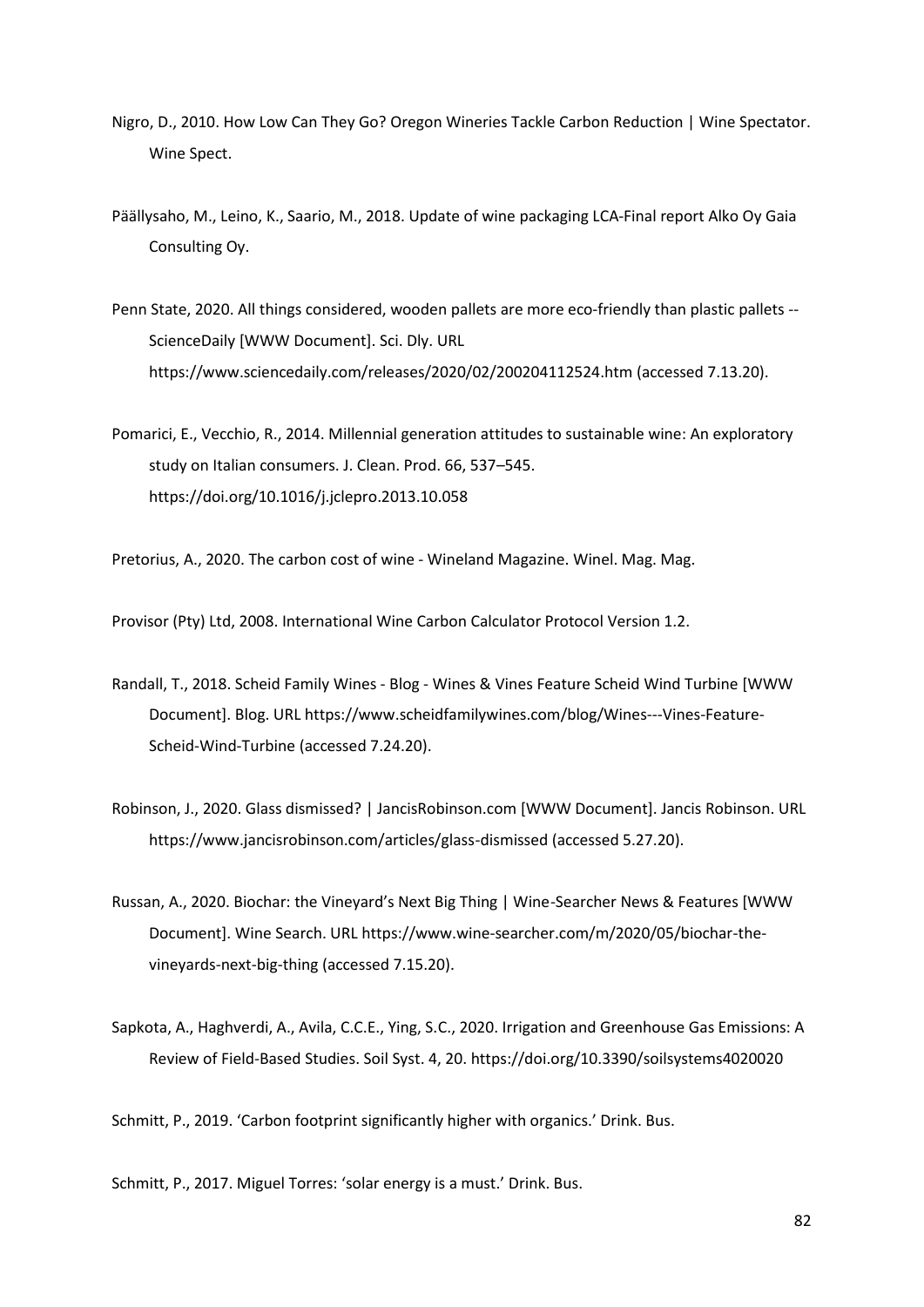Nigro, D., 2010. How Low Can They Go? Oregon Wineries Tackle Carbon Reduction | Wine Spectator. Wine Spect.

Päällysaho, M., Leino, K., Saario, M., 2018. Update of wine packaging LCA-Final report Alko Oy Gaia Consulting Oy.

Penn State, 2020. All things considered, wooden pallets are more eco-friendly than plastic pallets -- ScienceDaily [WWW Document]. Sci. Dly. URL https://www.sciencedaily.com/releases/2020/02/200204112524.htm (accessed 7.13.20).

Pomarici, E., Vecchio, R., 2014. Millennial generation attitudes to sustainable wine: An exploratory study on Italian consumers. J. Clean. Prod. 66, 537–545. https://doi.org/10.1016/j.jclepro.2013.10.058

Pretorius, A., 2020. The carbon cost of wine - Wineland Magazine. Winel. Mag. Mag.

Provisor (Pty) Ltd, 2008. International Wine Carbon Calculator Protocol Version 1.2.

Randall, T., 2018. Scheid Family Wines - Blog - Wines & Vines Feature Scheid Wind Turbine [WWW Document]. Blog. URL https://www.scheidfamilywines.com/blog/Wines---Vines-Feature-Scheid-Wind-Turbine (accessed 7.24.20).

Robinson, J., 2020. Glass dismissed? | JancisRobinson.com [WWW Document]. Jancis Robinson. URL https://www.jancisrobinson.com/articles/glass-dismissed (accessed 5.27.20).

Russan, A., 2020. Biochar: the Vineyard's Next Big Thing | Wine-Searcher News & Features [WWW Document]. Wine Search. URL https://www.wine-searcher.com/m/2020/05/biochar-the-vineyards-next-big-thing (accessed 7.15.20).

Sapkota, A., Haghverdi, A., Avila, C.C.E., Ying, S.C., 2020. Irrigation and Greenhouse Gas Emissions: A Review of Field-Based Studies. Soil Syst. 4, 20. https://doi.org/10.3390/soilsystems4020020

Schmitt, P., 2019. 'Carbon footprint significantly higher with organics.' Drink. Bus.

Schmitt, P., 2017. Miguel Torres: 'solar energy is a must.' Drink. Bus.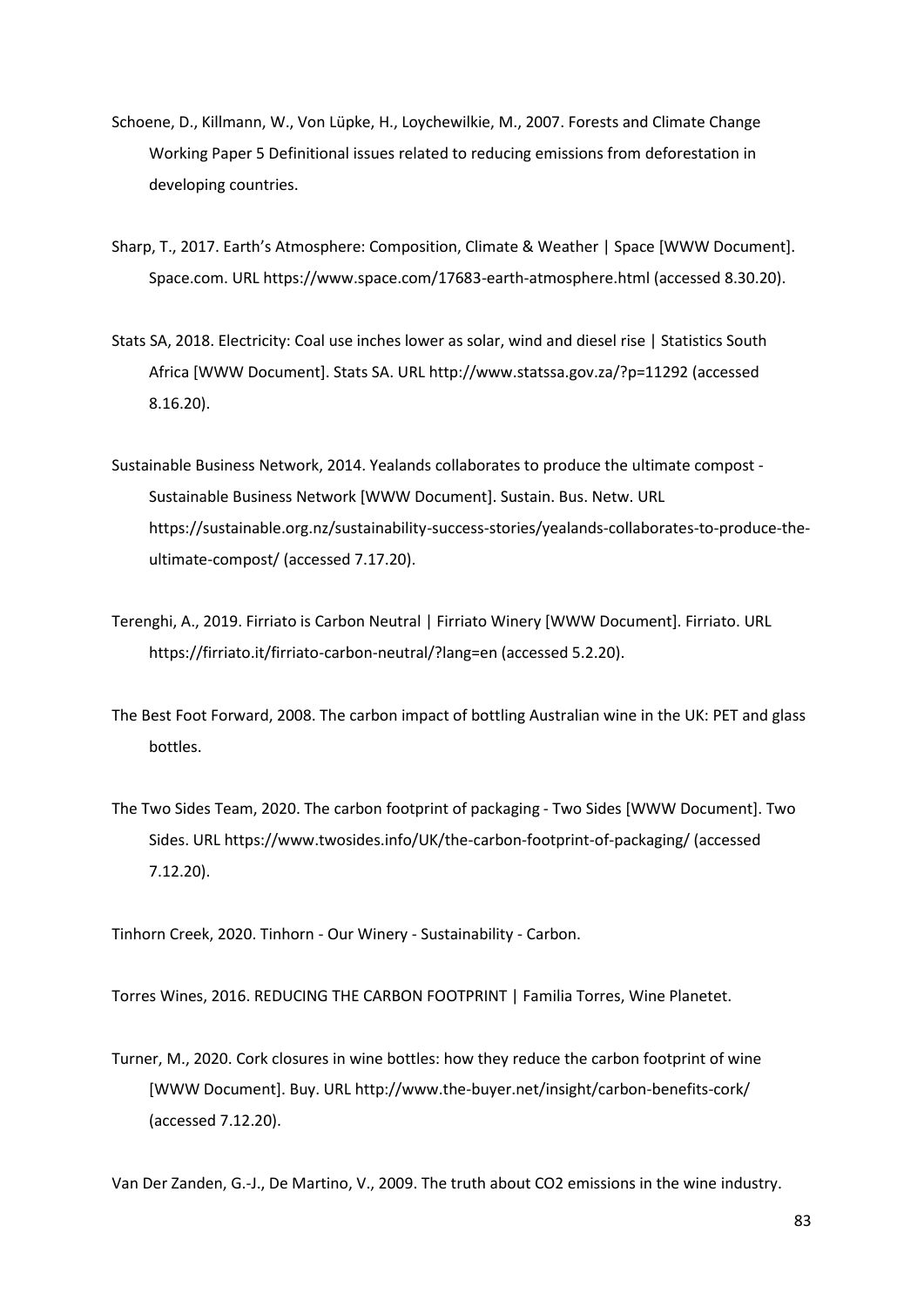Schoene, D., Killmann, W., Von Lüpke, H., Loychewilkie, M., 2007. Forests and Climate Change Working Paper 5 Definitional issues related to reducing emissions from deforestation in developing countries.

Sharp, T., 2017. Earth's Atmosphere: Composition, Climate & Weather | Space [WWW Document]. Space.com. URL https://www.space.com/17683-earth-atmosphere.html (accessed 8.30.20).

Stats SA, 2018. Electricity: Coal use inches lower as solar, wind and diesel rise | Statistics South Africa [WWW Document]. Stats SA. URL http://www.statssa.gov.za/?p=11292 (accessed 8.16.20).

Sustainable Business Network, 2014. Yealands collaborates to produce the ultimate compost - Sustainable Business Network [WWW Document]. Sustain. Bus. Netw. URL https://sustainable.org.nz/sustainability-success-stories/yealands-collaborates-to-produce-the-ultimate-compost/ (accessed 7.17.20).

Terenghi, A., 2019. Firriato is Carbon Neutral | Firriato Winery [WWW Document]. Firriato. URL https://firriato.it/firriato-carbon-neutral/?lang=en (accessed 5.2.20).

The Best Foot Forward, 2008. The carbon impact of bottling Australian wine in the UK: PET and glass bottles.

The Two Sides Team, 2020. The carbon footprint of packaging - Two Sides [WWW Document]. Two Sides. URL https://www.twosides.info/UK/the-carbon-footprint-of-packaging/ (accessed 7.12.20).

Tinhorn Creek, 2020. Tinhorn - Our Winery - Sustainability - Carbon.

Torres Wines, 2016. REDUCING THE CARBON FOOTPRINT | Familia Torres, Wine Planetet.

Turner, M., 2020. Cork closures in wine bottles: how they reduce the carbon footprint of wine [WWW Document]. Buy. URL http://www.the-buyer.net/insight/carbon-benefits-cork/ (accessed 7.12.20).

Van Der Zanden, G.-J., De Martino, V., 2009. The truth about CO2 emissions in the wine industry.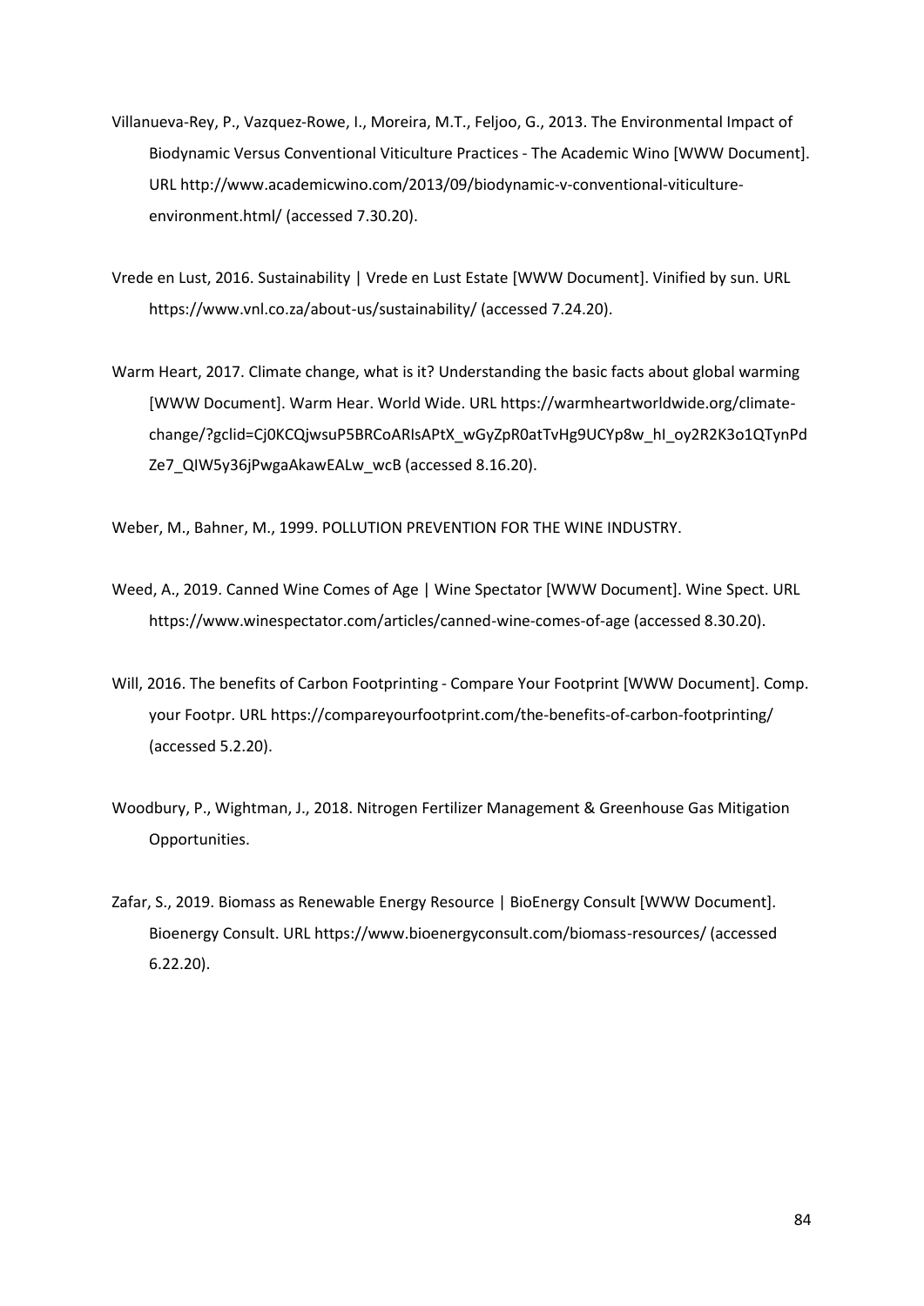Villanueva-Rey, P., Vazquez-Rowe, I., Moreira, M.T., Feljoo, G., 2013. The Environmental Impact of Biodynamic Versus Conventional Viticulture Practices - The Academic Wino [WWW Document]. URL http://www.academicwino.com/2013/09/biodynamic-v-conventional-viticulture-environment.html/ (accessed 7.30.20).

Vrede en Lust, 2016. Sustainability | Vrede en Lust Estate [WWW Document]. Vinified by sun. URL https://www.vnl.co.za/about-us/sustainability/ (accessed 7.24.20).

Warm Heart, 2017. Climate change, what is it? Understanding the basic facts about global warming [WWW Document]. Warm Hear. World Wide. URL https://warmheartworldwide.org/climate-change/?gclid=Cj0KCQjwsuP5BRCoARIsAPtX_wGyZpR0atTvHg9UCYp8w_hI_oy2R2K3o1QTynPdZe7_QIW5y36jPwgaAkawEALw_wcB (accessed 8.16.20).

Weber, M., Bahner, M., 1999. POLLUTION PREVENTION FOR THE WINE INDUSTRY.

Weed, A., 2019. Canned Wine Comes of Age | Wine Spectator [WWW Document]. Wine Spect. URL https://www.winespectator.com/articles/canned-wine-comes-of-age (accessed 8.30.20).

Will, 2016. The benefits of Carbon Footprinting - Compare Your Footprint [WWW Document]. Comp. your Footpr. URL https://compareyourfootprint.com/the-benefits-of-carbon-footprinting/ (accessed 5.2.20).

Woodbury, P., Wightman, J., 2018. Nitrogen Fertilizer Management & Greenhouse Gas Mitigation Opportunities.

Zafar, S., 2019. Biomass as Renewable Energy Resource | BioEnergy Consult [WWW Document]. Bioenergy Consult. URL https://www.bioenergyconsult.com/biomass-resources/ (accessed 6.22.20).